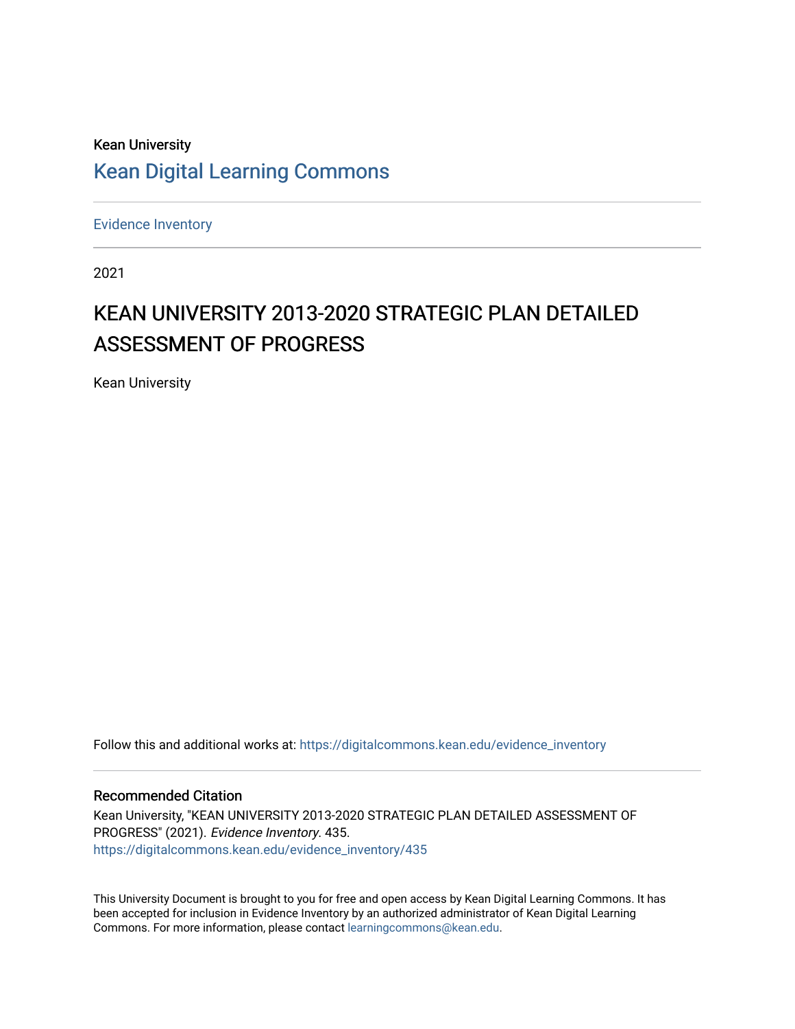Kean University

Kean Digital Learning Commons

Evidence Inventory

2021

# KEAN UNIVERSITY 2013-2020 STRATEGIC PLAN DETAILED ASSESSMENT OF PROGRESS

Kean University

Follow this and additional works at: https://digitalcommons.kean.edu/evidence_inventory

## Recommended Citation

Kean University, "KEAN UNIVERSITY 2013-2020 STRATEGIC PLAN DETAILED ASSESSMENT OF PROGRESS" (2021). *Evidence Inventory*. 435.
https://digitalcommons.kean.edu/evidence_inventory/435

This University Document is brought to you for free and open access by Kean Digital Learning Commons. It has been accepted for inclusion in Evidence Inventory by an authorized administrator of Kean Digital Learning Commons. For more information, please contact learningcommons@kean.edu.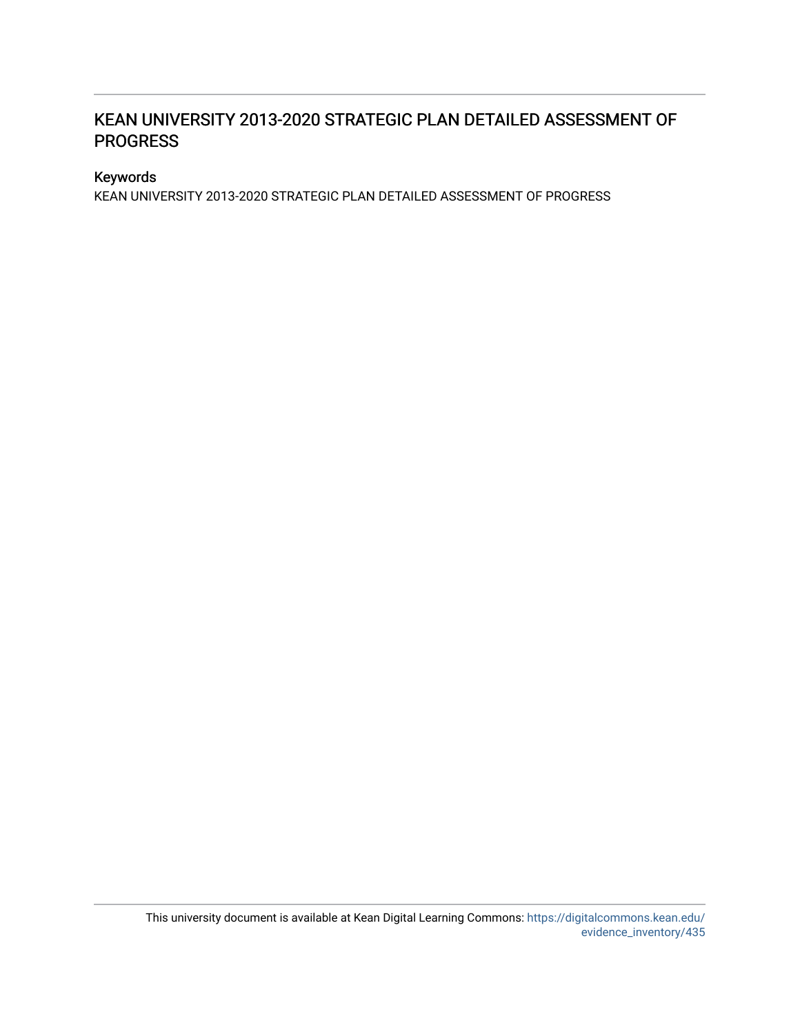## KEAN UNIVERSITY 2013-2020 STRATEGIC PLAN DETAILED ASSESSMENT OF PROGRESS

### Keywords

KEAN UNIVERSITY 2013-2020 STRATEGIC PLAN DETAILED ASSESSMENT OF PROGRESS

This university document is available at Kean Digital Learning Commons: https://digitalcommons.kean.edu/evidence_inventory/435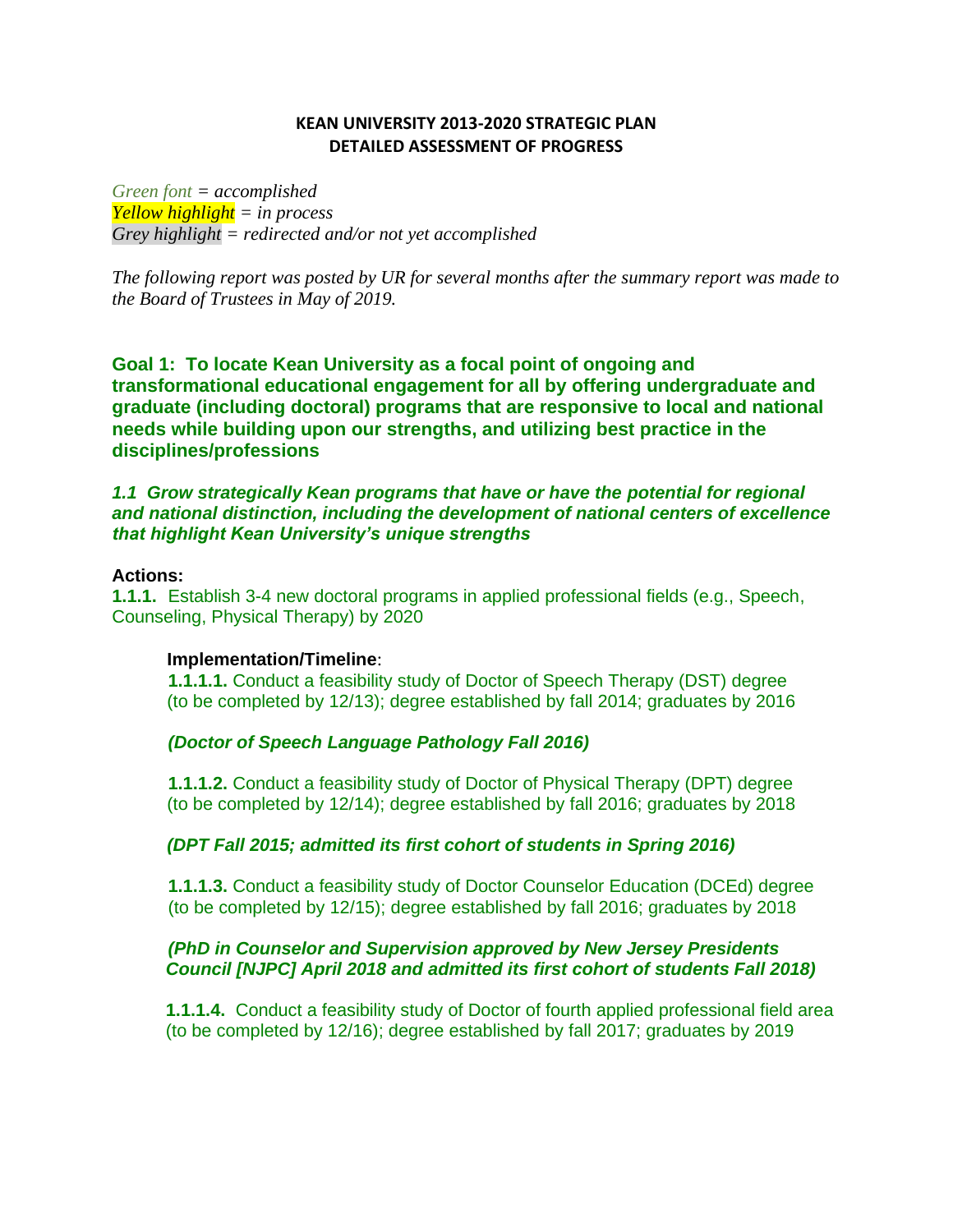**KEAN UNIVERSITY 2013-2020 STRATEGIC PLAN**
**DETAILED ASSESSMENT OF PROGRESS**

*Green font = accomplished*
*Yellow highlight = in process*
*Grey highlight = redirected and/or not yet accomplished*

*The following report was posted by UR for several months after the summary report was made to the Board of Trustees in May of 2019.*

## Goal 1: To locate Kean University as a focal point of ongoing and transformational educational engagement for all by offering undergraduate and graduate (including doctoral) programs that are responsive to local and national needs while building upon our strengths, and utilizing best practice in the disciplines/professions

### *1.1 Grow strategically Kean programs that have or have the potential for regional and national distinction, including the development of national centers of excellence that highlight Kean University's unique strengths*

**Actions:**

**1.1.1.** Establish 3-4 new doctoral programs in applied professional fields (e.g., Speech, Counseling, Physical Therapy) by 2020

**Implementation/Timeline**:

**1.1.1.1.** Conduct a feasibility study of Doctor of Speech Therapy (DST) degree (to be completed by 12/13); degree established by fall 2014; graduates by 2016

***(Doctor of Speech Language Pathology Fall 2016)***

**1.1.1.2.** Conduct a feasibility study of Doctor of Physical Therapy (DPT) degree (to be completed by 12/14); degree established by fall 2016; graduates by 2018

***(DPT Fall 2015; admitted its first cohort of students in Spring 2016)***

**1.1.1.3.** Conduct a feasibility study of Doctor Counselor Education (DCEd) degree (to be completed by 12/15); degree established by fall 2016; graduates by 2018

***(PhD in Counselor and Supervision approved by New Jersey Presidents Council [NJPC] April 2018 and admitted its first cohort of students Fall 2018)***

**1.1.1.4.** Conduct a feasibility study of Doctor of fourth applied professional field area (to be completed by 12/16); degree established by fall 2017; graduates by 2019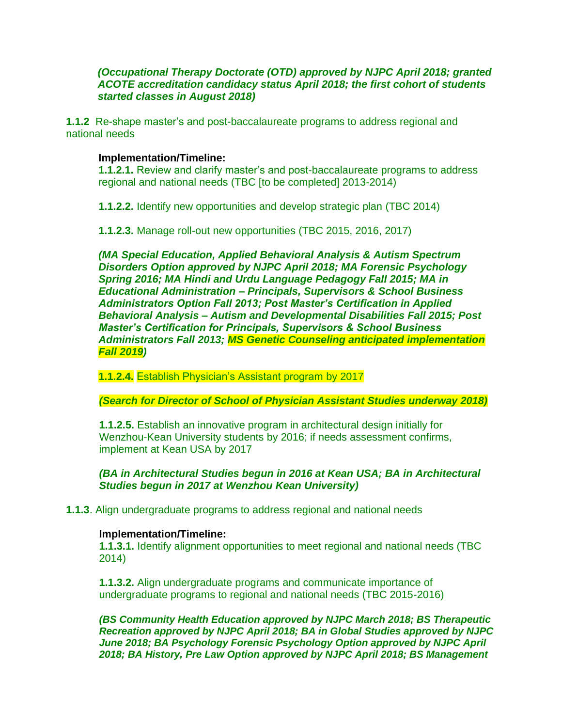***(Occupational Therapy Doctorate (OTD) approved by NJPC April 2018; granted ACOTE accreditation candidacy status April 2018; the first cohort of students started classes in August 2018)***

**1.1.2** Re-shape master's and post-baccalaureate programs to address regional and national needs

**Implementation/Timeline:**

**1.1.2.1.** Review and clarify master's and post-baccalaureate programs to address regional and national needs (TBC [to be completed] 2013-2014)

**1.1.2.2.** Identify new opportunities and develop strategic plan (TBC 2014)

**1.1.2.3.** Manage roll-out new opportunities (TBC 2015, 2016, 2017)

***(MA Special Education, Applied Behavioral Analysis & Autism Spectrum Disorders Option approved by NJPC April 2018; MA Forensic Psychology Spring 2016; MA Hindi and Urdu Language Pedagogy Fall 2015; MA in Educational Administration – Principals, Supervisors & School Business Administrators Option Fall 2013; Post Master's Certification in Applied Behavioral Analysis – Autism and Developmental Disabilities Fall 2015; Post Master's Certification for Principals, Supervisors & School Business Administrators Fall 2013; MS Genetic Counseling anticipated implementation Fall 2019)***

**1.1.2.4.** Establish Physician's Assistant program by 2017

***(Search for Director of School of Physician Assistant Studies underway 2018)***

**1.1.2.5.** Establish an innovative program in architectural design initially for Wenzhou-Kean University students by 2016; if needs assessment confirms, implement at Kean USA by 2017

***(BA in Architectural Studies begun in 2016 at Kean USA; BA in Architectural Studies begun in 2017 at Wenzhou Kean University)***

**1.1.3**. Align undergraduate programs to address regional and national needs

**Implementation/Timeline:**

**1.1.3.1.** Identify alignment opportunities to meet regional and national needs (TBC 2014)

**1.1.3.2.** Align undergraduate programs and communicate importance of undergraduate programs to regional and national needs (TBC 2015-2016)

***(BS Community Health Education approved by NJPC March 2018; BS Therapeutic Recreation approved by NJPC April 2018; BA in Global Studies approved by NJPC June 2018; BA Psychology Forensic Psychology Option approved by NJPC April 2018; BA History, Pre Law Option approved by NJPC April 2018; BS Management***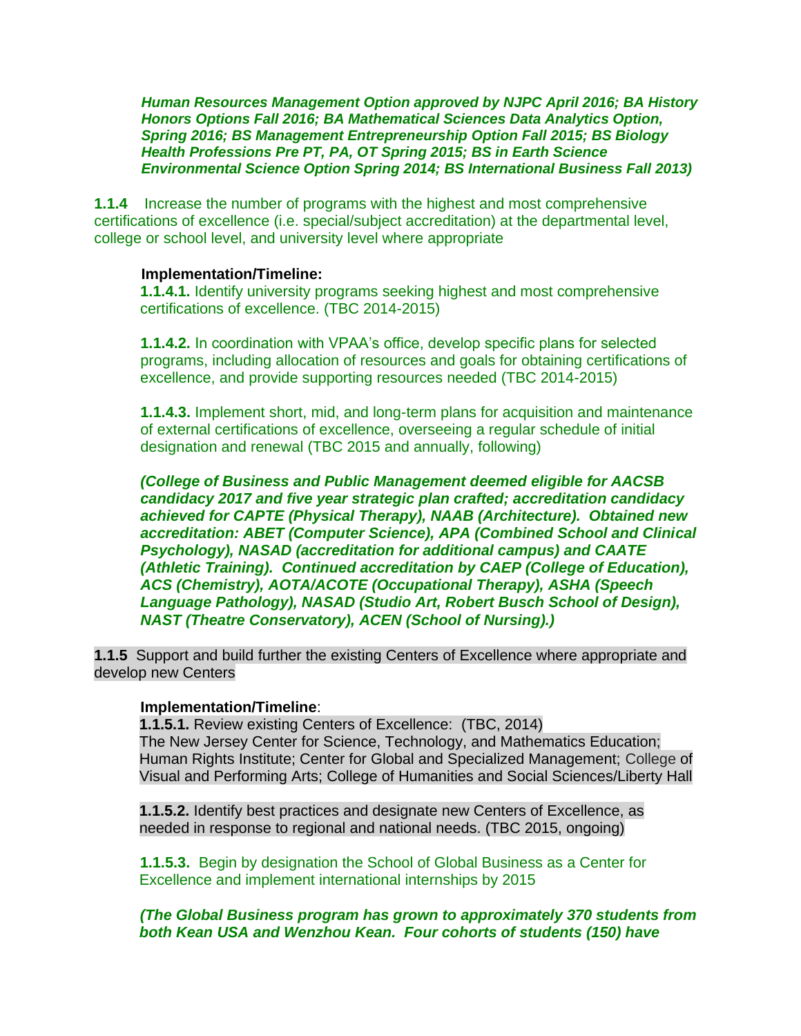***Human Resources Management Option approved by NJPC April 2016; BA History Honors Options Fall 2016; BA Mathematical Sciences Data Analytics Option, Spring 2016; BS Management Entrepreneurship Option Fall 2015; BS Biology Health Professions Pre PT, PA, OT Spring 2015; BS in Earth Science Environmental Science Option Spring 2014; BS International Business Fall 2013)***

**1.1.4** Increase the number of programs with the highest and most comprehensive certifications of excellence (i.e. special/subject accreditation) at the departmental level, college or school level, and university level where appropriate

**Implementation/Timeline:**

**1.1.4.1.** Identify university programs seeking highest and most comprehensive certifications of excellence. (TBC 2014-2015)

**1.1.4.2.** In coordination with VPAA's office, develop specific plans for selected programs, including allocation of resources and goals for obtaining certifications of excellence, and provide supporting resources needed (TBC 2014-2015)

**1.1.4.3.** Implement short, mid, and long-term plans for acquisition and maintenance of external certifications of excellence, overseeing a regular schedule of initial designation and renewal (TBC 2015 and annually, following)

***(College of Business and Public Management deemed eligible for AACSB candidacy 2017 and five year strategic plan crafted; accreditation candidacy achieved for CAPTE (Physical Therapy), NAAB (Architecture). Obtained new accreditation: ABET (Computer Science), APA (Combined School and Clinical Psychology), NASAD (accreditation for additional campus) and CAATE (Athletic Training). Continued accreditation by CAEP (College of Education), ACS (Chemistry), AOTA/ACOTE (Occupational Therapy), ASHA (Speech Language Pathology), NASAD (Studio Art, Robert Busch School of Design), NAST (Theatre Conservatory), ACEN (School of Nursing).)***

**1.1.5** Support and build further the existing Centers of Excellence where appropriate and develop new Centers

**Implementation/Timeline**:

**1.1.5.1.** Review existing Centers of Excellence: (TBC, 2014)
The New Jersey Center for Science, Technology, and Mathematics Education; Human Rights Institute; Center for Global and Specialized Management; College of Visual and Performing Arts; College of Humanities and Social Sciences/Liberty Hall

**1.1.5.2.** Identify best practices and designate new Centers of Excellence, as needed in response to regional and national needs. (TBC 2015, ongoing)

**1.1.5.3.** Begin by designation the School of Global Business as a Center for Excellence and implement international internships by 2015

***(The Global Business program has grown to approximately 370 students from both Kean USA and Wenzhou Kean. Four cohorts of students (150) have***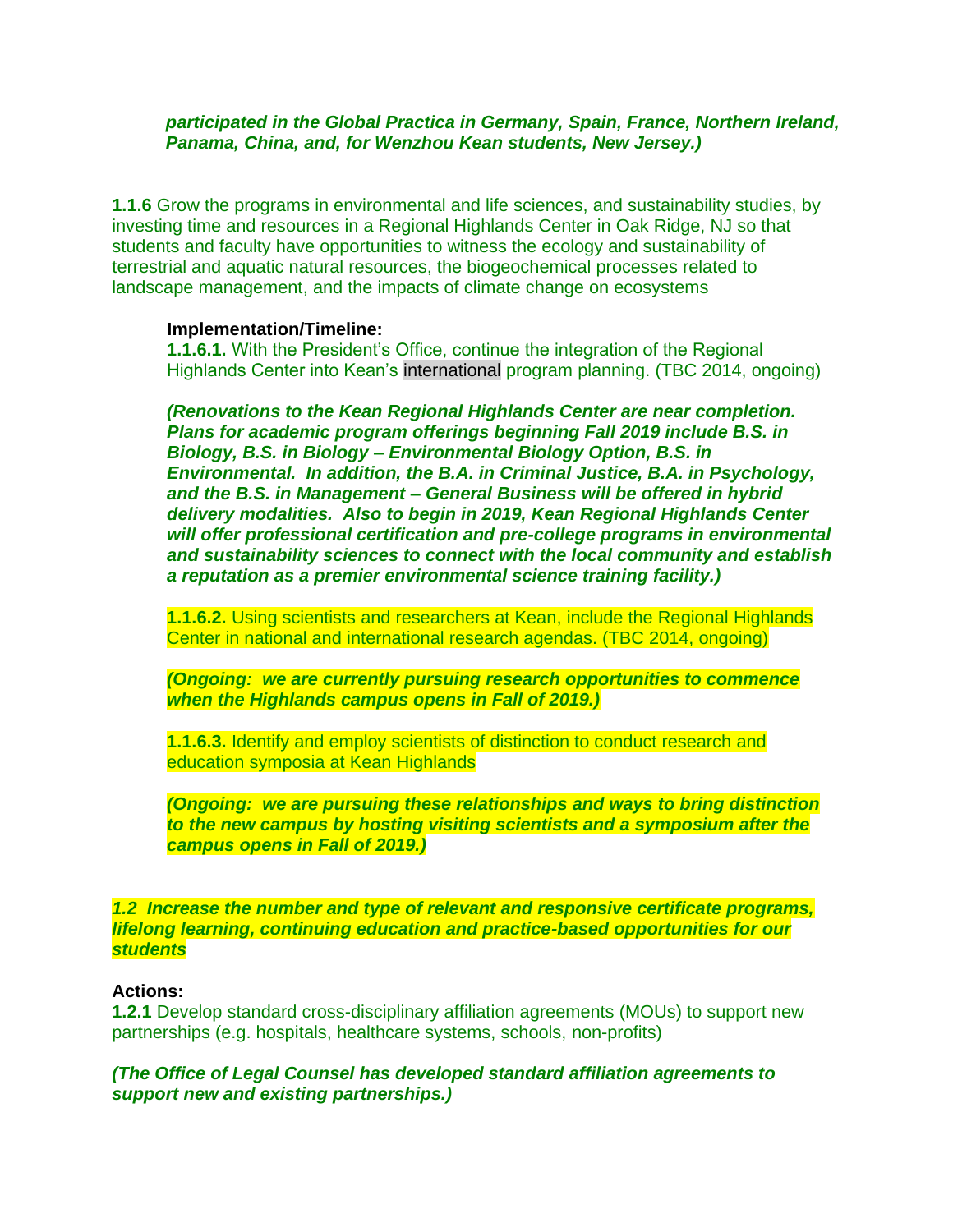***participated in the Global Practica in Germany, Spain, France, Northern Ireland, Panama, China, and, for Wenzhou Kean students, New Jersey.)***

**1.1.6** Grow the programs in environmental and life sciences, and sustainability studies, by investing time and resources in a Regional Highlands Center in Oak Ridge, NJ so that students and faculty have opportunities to witness the ecology and sustainability of terrestrial and aquatic natural resources, the biogeochemical processes related to landscape management, and the impacts of climate change on ecosystems

**Implementation/Timeline:**

**1.1.6.1.** With the President's Office, continue the integration of the Regional Highlands Center into Kean's international program planning. (TBC 2014, ongoing)

***(Renovations to the Kean Regional Highlands Center are near completion. Plans for academic program offerings beginning Fall 2019 include B.S. in Biology, B.S. in Biology – Environmental Biology Option, B.S. in Environmental. In addition, the B.A. in Criminal Justice, B.A. in Psychology, and the B.S. in Management – General Business will be offered in hybrid delivery modalities. Also to begin in 2019, Kean Regional Highlands Center will offer professional certification and pre-college programs in environmental and sustainability sciences to connect with the local community and establish a reputation as a premier environmental science training facility.)***

**1.1.6.2.** Using scientists and researchers at Kean, include the Regional Highlands Center in national and international research agendas. (TBC 2014, ongoing)

***(Ongoing: we are currently pursuing research opportunities to commence when the Highlands campus opens in Fall of 2019.)***

**1.1.6.3.** Identify and employ scientists of distinction to conduct research and education symposia at Kean Highlands

***(Ongoing: we are pursuing these relationships and ways to bring distinction to the new campus by hosting visiting scientists and a symposium after the campus opens in Fall of 2019.)***

***1.2 Increase the number and type of relevant and responsive certificate programs, lifelong learning, continuing education and practice-based opportunities for our students***

**Actions:**

**1.2.1** Develop standard cross-disciplinary affiliation agreements (MOUs) to support new partnerships (e.g. hospitals, healthcare systems, schools, non-profits)

***(The Office of Legal Counsel has developed standard affiliation agreements to support new and existing partnerships.)***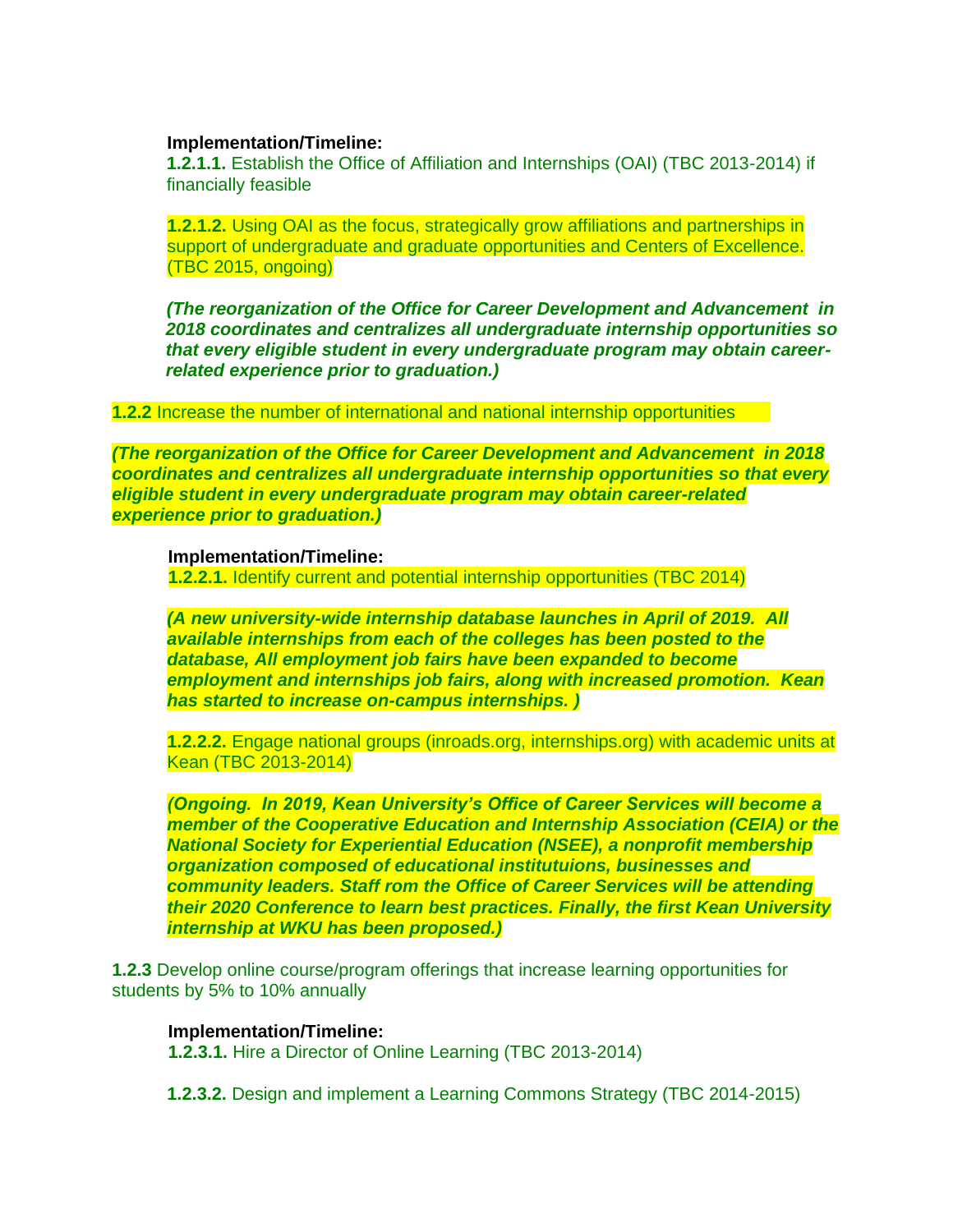**Implementation/Timeline:**

**1.2.1.1.** Establish the Office of Affiliation and Internships (OAI) (TBC 2013-2014) if financially feasible

**1.2.1.2.** Using OAI as the focus, strategically grow affiliations and partnerships in support of undergraduate and graduate opportunities and Centers of Excellence. (TBC 2015, ongoing)

***(The reorganization of the Office for Career Development and Advancement in 2018 coordinates and centralizes all undergraduate internship opportunities so that every eligible student in every undergraduate program may obtain career-related experience prior to graduation.)***

**1.2.2** Increase the number of international and national internship opportunities

***(The reorganization of the Office for Career Development and Advancement in 2018 coordinates and centralizes all undergraduate internship opportunities so that every eligible student in every undergraduate program may obtain career-related experience prior to graduation.)***

**Implementation/Timeline:**

**1.2.2.1.** Identify current and potential internship opportunities (TBC 2014)

***(A new university-wide internship database launches in April of 2019. All available internships from each of the colleges has been posted to the database, All employment job fairs have been expanded to become employment and internships job fairs, along with increased promotion. Kean has started to increase on-campus internships. )***

**1.2.2.2.** Engage national groups (inroads.org, internships.org) with academic units at Kean (TBC 2013-2014)

***(Ongoing. In 2019, Kean University's Office of Career Services will become a member of the Cooperative Education and Internship Association (CEIA) or the National Society for Experiential Education (NSEE), a nonprofit membership organization composed of educational institutuions, businesses and community leaders. Staff rom the Office of Career Services will be attending their 2020 Conference to learn best practices. Finally, the first Kean University internship at WKU has been proposed.)***

**1.2.3** Develop online course/program offerings that increase learning opportunities for students by 5% to 10% annually

**Implementation/Timeline:**

**1.2.3.1.** Hire a Director of Online Learning (TBC 2013-2014)

**1.2.3.2.** Design and implement a Learning Commons Strategy (TBC 2014-2015)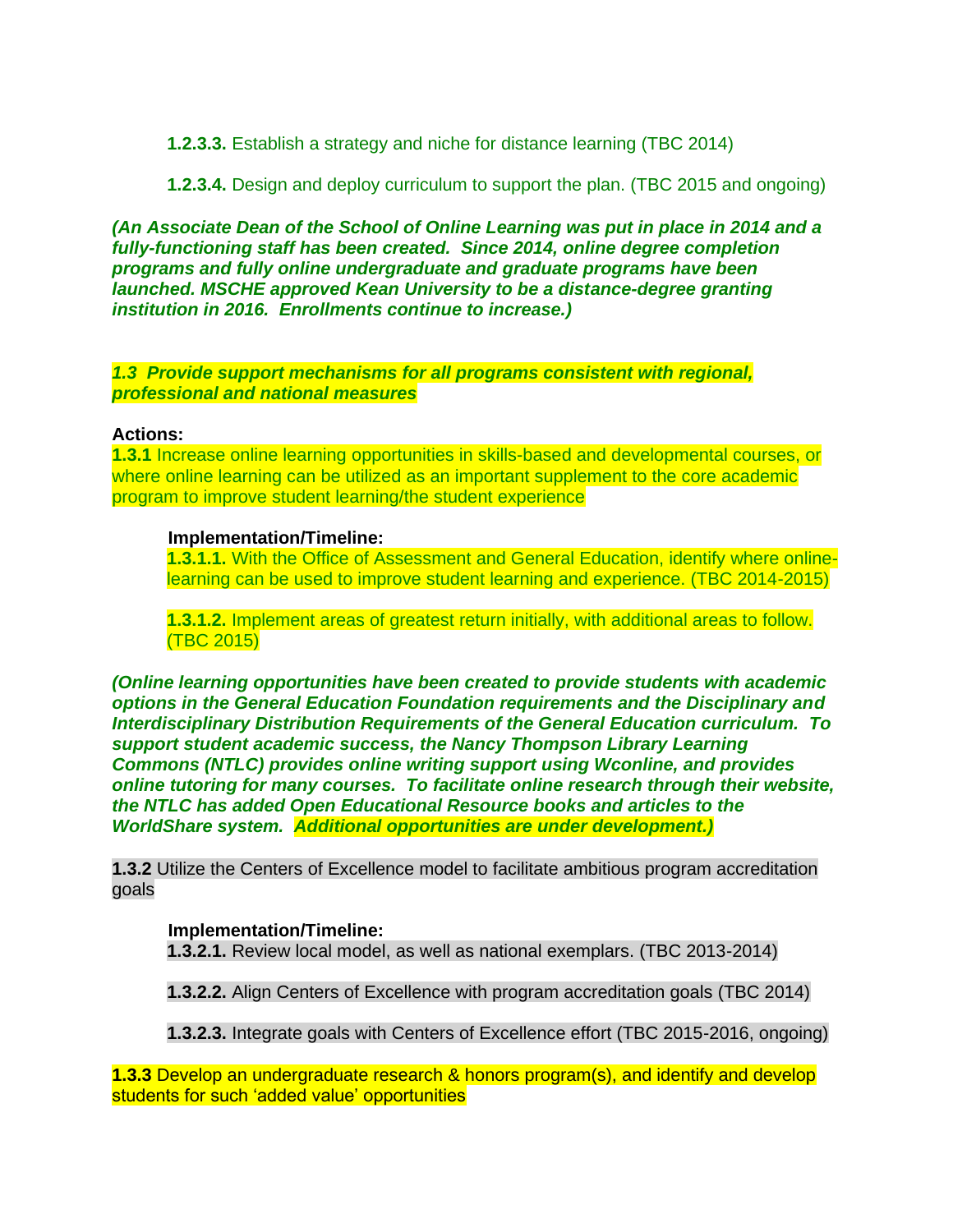**1.2.3.3.** Establish a strategy and niche for distance learning (TBC 2014)

**1.2.3.4.** Design and deploy curriculum to support the plan. (TBC 2015 and ongoing)

***(An Associate Dean of the School of Online Learning was put in place in 2014 and a fully-functioning staff has been created. Since 2014, online degree completion programs and fully online undergraduate and graduate programs have been launched. MSCHE approved Kean University to be a distance-degree granting institution in 2016. Enrollments continue to increase.)***

***1.3 Provide support mechanisms for all programs consistent with regional, professional and national measures***

**Actions:**

**1.3.1** Increase online learning opportunities in skills-based and developmental courses, or where online learning can be utilized as an important supplement to the core academic program to improve student learning/the student experience

**Implementation/Timeline:**

**1.3.1.1.** With the Office of Assessment and General Education, identify where online-learning can be used to improve student learning and experience. (TBC 2014-2015)

**1.3.1.2.** Implement areas of greatest return initially, with additional areas to follow. (TBC 2015)

***(Online learning opportunities have been created to provide students with academic options in the General Education Foundation requirements and the Disciplinary and Interdisciplinary Distribution Requirements of the General Education curriculum. To support student academic success, the Nancy Thompson Library Learning Commons (NTLC) provides online writing support using Wconline, and provides online tutoring for many courses. To facilitate online research through their website, the NTLC has added Open Educational Resource books and articles to the WorldShare system. Additional opportunities are under development.)***

**1.3.2** Utilize the Centers of Excellence model to facilitate ambitious program accreditation goals

**Implementation/Timeline:**

**1.3.2.1.** Review local model, as well as national exemplars. (TBC 2013-2014)

**1.3.2.2.** Align Centers of Excellence with program accreditation goals (TBC 2014)

**1.3.2.3.** Integrate goals with Centers of Excellence effort (TBC 2015-2016, ongoing)

**1.3.3** Develop an undergraduate research & honors program(s), and identify and develop students for such 'added value' opportunities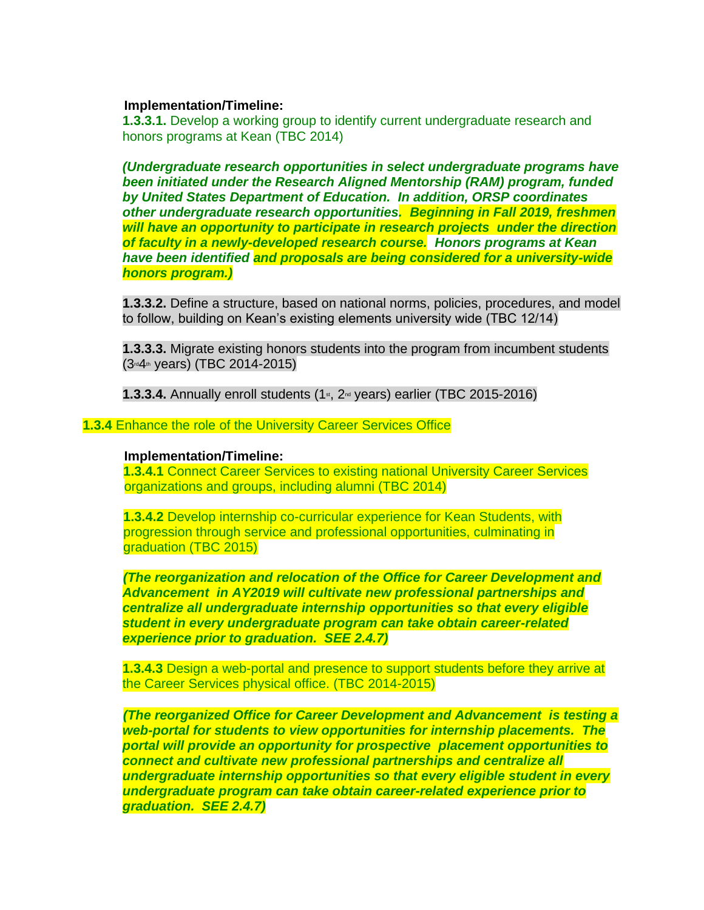**Implementation/Timeline:**

**1.3.3.1.** Develop a working group to identify current undergraduate research and honors programs at Kean (TBC 2014)

***(Undergraduate research opportunities in select undergraduate programs have been initiated under the Research Aligned Mentorship (RAM) program, funded by United States Department of Education. In addition, ORSP coordinates other undergraduate research opportunities. Beginning in Fall 2019, freshmen will have an opportunity to participate in research projects under the direction of faculty in a newly-developed research course. Honors programs at Kean have been identified and proposals are being considered for a university-wide honors program.)***

**1.3.3.2.** Define a structure, based on national norms, policies, procedures, and model to follow, building on Kean's existing elements university wide (TBC 12/14)

**1.3.3.3.** Migrate existing honors students into the program from incumbent students (3rd 4th years) (TBC 2014-2015)

**1.3.3.4.** Annually enroll students (1st, 2nd years) earlier (TBC 2015-2016)

**1.3.4** Enhance the role of the University Career Services Office

**Implementation/Timeline:**

**1.3.4.1** Connect Career Services to existing national University Career Services organizations and groups, including alumni (TBC 2014)

**1.3.4.2** Develop internship co-curricular experience for Kean Students, with progression through service and professional opportunities, culminating in graduation (TBC 2015)

***(The reorganization and relocation of the Office for Career Development and Advancement in AY2019 will cultivate new professional partnerships and centralize all undergraduate internship opportunities so that every eligible student in every undergraduate program can take obtain career-related experience prior to graduation. SEE 2.4.7)***

**1.3.4.3** Design a web-portal and presence to support students before they arrive at the Career Services physical office. (TBC 2014-2015)

***(The reorganized Office for Career Development and Advancement is testing a web-portal for students to view opportunities for internship placements. The portal will provide an opportunity for prospective placement opportunities to connect and cultivate new professional partnerships and centralize all undergraduate internship opportunities so that every eligible student in every undergraduate program can take obtain career-related experience prior to graduation. SEE 2.4.7)***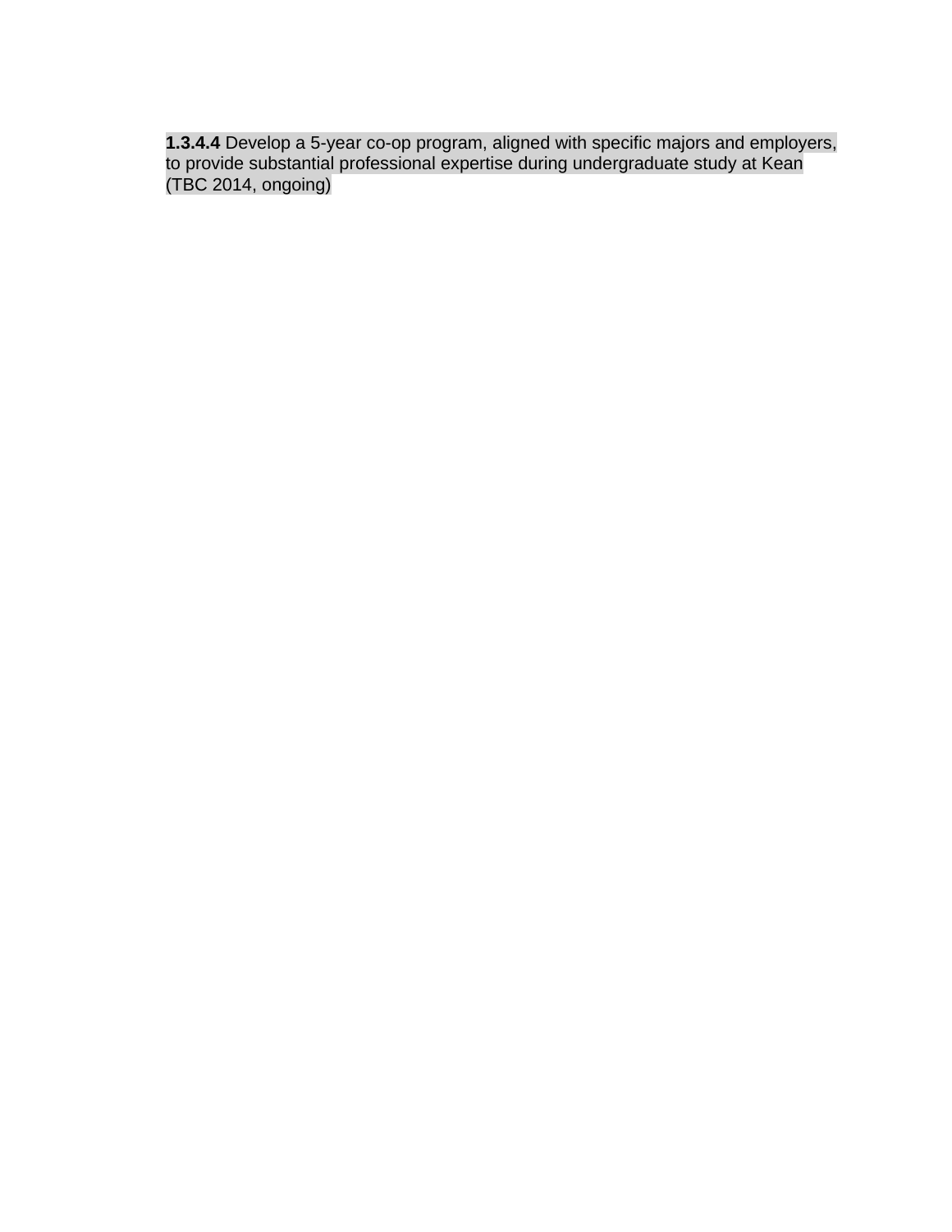**1.3.4.4** Develop a 5-year co-op program, aligned with specific majors and employers, to provide substantial professional expertise during undergraduate study at Kean (TBC 2014, ongoing)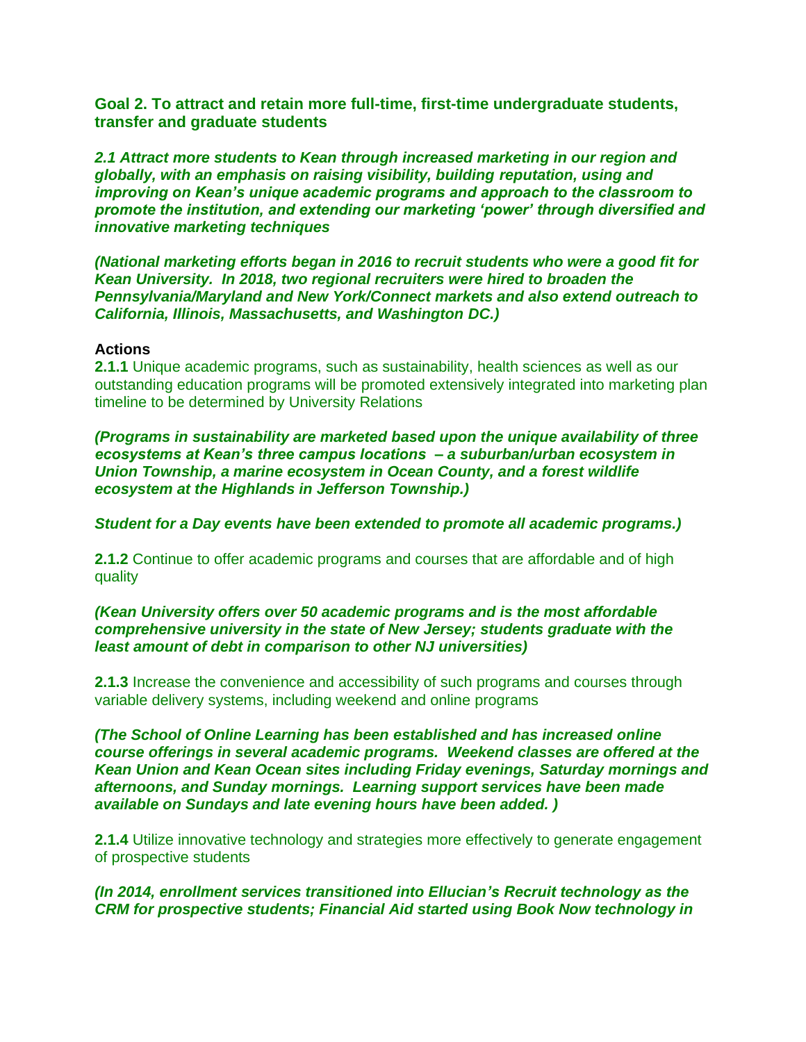**Goal 2. To attract and retain more full-time, first-time undergraduate students, transfer and graduate students**

***2.1 Attract more students to Kean through increased marketing in our region and globally, with an emphasis on raising visibility, building reputation, using and improving on Kean's unique academic programs and approach to the classroom to promote the institution, and extending our marketing 'power' through diversified and innovative marketing techniques***

***(National marketing efforts began in 2016 to recruit students who were a good fit for Kean University.  In 2018, two regional recruiters were hired to broaden the Pennsylvania/Maryland and New York/Connect markets and also extend outreach to California, Illinois, Massachusetts, and Washington DC.)***

**Actions**

**2.1.1** Unique academic programs, such as sustainability, health sciences as well as our outstanding education programs will be promoted extensively integrated into marketing plan timeline to be determined by University Relations

***(Programs in sustainability are marketed based upon the unique availability of three ecosystems at Kean's three campus locations  – a suburban/urban ecosystem in Union Township, a marine ecosystem in Ocean County, and a forest wildlife ecosystem at the Highlands in Jefferson Township.)***

***Student for a Day events have been extended to promote all academic programs.)***

**2.1.2** Continue to offer academic programs and courses that are affordable and of high quality

***(Kean University offers over 50 academic programs and is the most affordable comprehensive university in the state of New Jersey; students graduate with the least amount of debt in comparison to other NJ universities)***

**2.1.3** Increase the convenience and accessibility of such programs and courses through variable delivery systems, including weekend and online programs

***(The School of Online Learning has been established and has increased online course offerings in several academic programs.  Weekend classes are offered at the Kean Union and Kean Ocean sites including Friday evenings, Saturday mornings and afternoons, and Sunday mornings.  Learning support services have been made available on Sundays and late evening hours have been added. )***

**2.1.4** Utilize innovative technology and strategies more effectively to generate engagement of prospective students

***(In 2014, enrollment services transitioned into Ellucian's Recruit technology as the CRM for prospective students; Financial Aid started using Book Now technology in***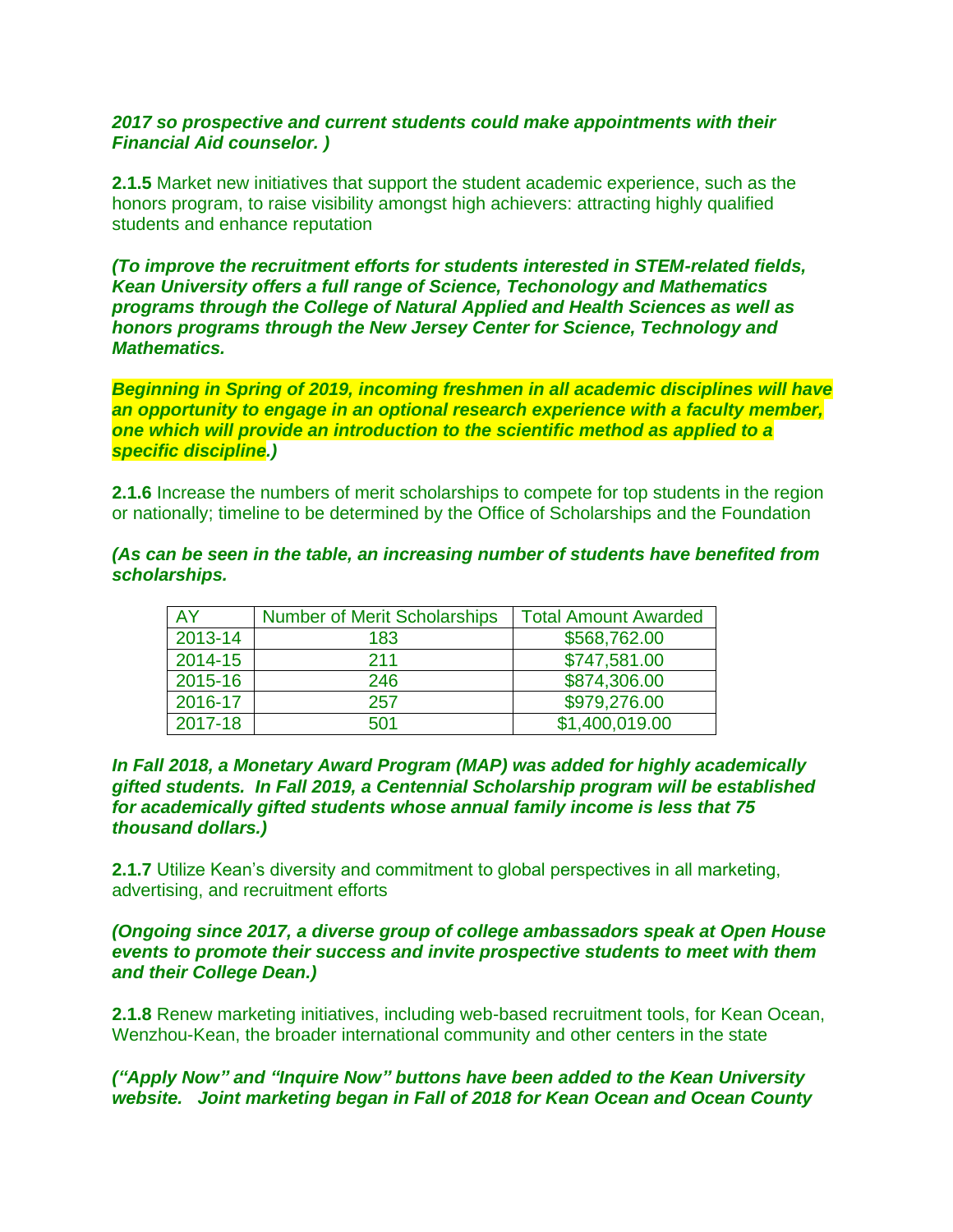***2017 so prospective and current students could make appointments with their Financial Aid counselor. )***

**2.1.5** Market new initiatives that support the student academic experience, such as the honors program, to raise visibility amongst high achievers: attracting highly qualified students and enhance reputation

***(To improve the recruitment efforts for students interested in STEM-related fields, Kean University offers a full range of Science, Techonology and Mathematics programs through the College of Natural Applied and Health Sciences as well as honors programs through the New Jersey Center for Science, Technology and Mathematics.***

***Beginning in Spring of 2019, incoming freshmen in all academic disciplines will have an opportunity to engage in an optional research experience with a faculty member, one which will provide an introduction to the scientific method as applied to a specific discipline.)***

**2.1.6** Increase the numbers of merit scholarships to compete for top students in the region or nationally; timeline to be determined by the Office of Scholarships and the Foundation

***(As can be seen in the table, an increasing number of students have benefited from scholarships.***

| AY | Number of Merit Scholarships | Total Amount Awarded |
|---|---|---|
| 2013-14 | 183 | $568,762.00 |
| 2014-15 | 211 | $747,581.00 |
| 2015-16 | 246 | $874,306.00 |
| 2016-17 | 257 | $979,276.00 |
| 2017-18 | 501 | $1,400,019.00 |

***In Fall 2018, a Monetary Award Program (MAP) was added for highly academically gifted students. In Fall 2019, a Centennial Scholarship program will be established for academically gifted students whose annual family income is less that 75 thousand dollars.)***

**2.1.7** Utilize Kean's diversity and commitment to global perspectives in all marketing, advertising, and recruitment efforts

***(Ongoing since 2017, a diverse group of college ambassadors speak at Open House events to promote their success and invite prospective students to meet with them and their College Dean.)***

**2.1.8** Renew marketing initiatives, including web-based recruitment tools, for Kean Ocean, Wenzhou-Kean, the broader international community and other centers in the state

***("Apply Now" and "Inquire Now" buttons have been added to the Kean University website. Joint marketing began in Fall of 2018 for Kean Ocean and Ocean County***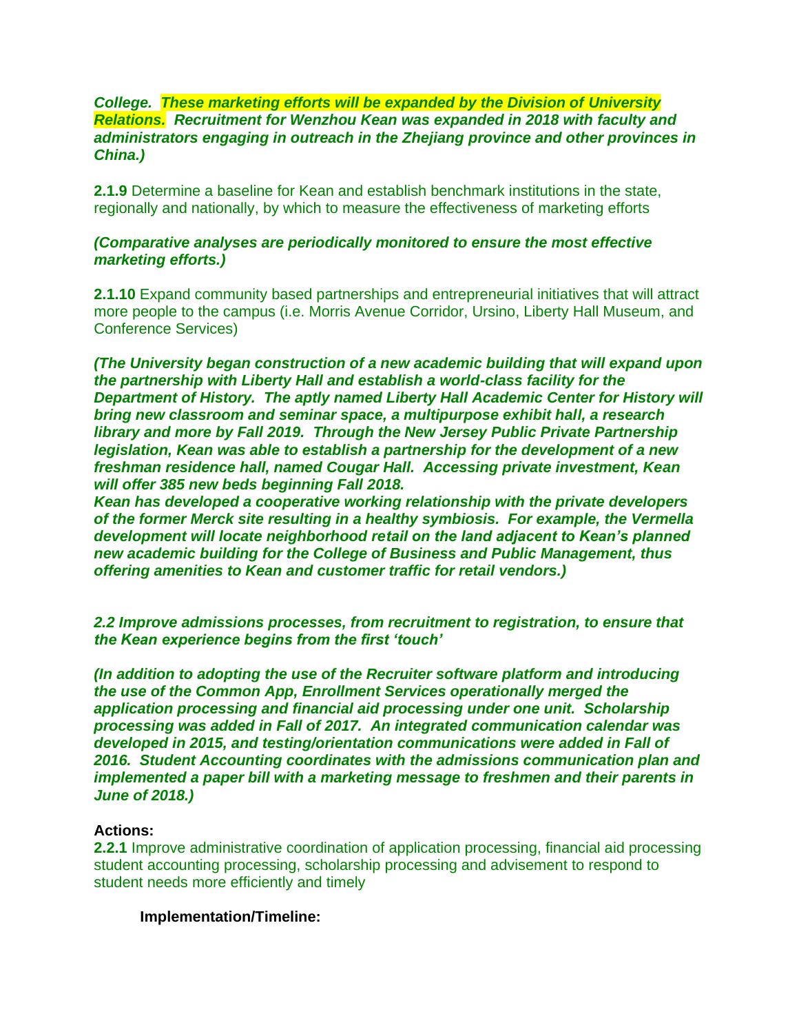***College. These marketing efforts will be expanded by the Division of University Relations. Recruitment for Wenzhou Kean was expanded in 2018 with faculty and administrators engaging in outreach in the Zhejiang province and other provinces in China.)***

**2.1.9** Determine a baseline for Kean and establish benchmark institutions in the state, regionally and nationally, by which to measure the effectiveness of marketing efforts

***(Comparative analyses are periodically monitored to ensure the most effective marketing efforts.)***

**2.1.10** Expand community based partnerships and entrepreneurial initiatives that will attract more people to the campus (i.e. Morris Avenue Corridor, Ursino, Liberty Hall Museum, and Conference Services)

***(The University began construction of a new academic building that will expand upon the partnership with Liberty Hall and establish a world-class facility for the Department of History. The aptly named Liberty Hall Academic Center for History will bring new classroom and seminar space, a multipurpose exhibit hall, a research library and more by Fall 2019. Through the New Jersey Public Private Partnership legislation, Kean was able to establish a partnership for the development of a new freshman residence hall, named Cougar Hall. Accessing private investment, Kean will offer 385 new beds beginning Fall 2018.***
***Kean has developed a cooperative working relationship with the private developers of the former Merck site resulting in a healthy symbiosis. For example, the Vermella development will locate neighborhood retail on the land adjacent to Kean's planned new academic building for the College of Business and Public Management, thus offering amenities to Kean and customer traffic for retail vendors.)***

***2.2 Improve admissions processes, from recruitment to registration, to ensure that the Kean experience begins from the first 'touch'***

***(In addition to adopting the use of the Recruiter software platform and introducing the use of the Common App, Enrollment Services operationally merged the application processing and financial aid processing under one unit. Scholarship processing was added in Fall of 2017. An integrated communication calendar was developed in 2015, and testing/orientation communications were added in Fall of 2016. Student Accounting coordinates with the admissions communication plan and implemented a paper bill with a marketing message to freshmen and their parents in June of 2018.)***

**Actions:**

**2.2.1** Improve administrative coordination of application processing, financial aid processing student accounting processing, scholarship processing and advisement to respond to student needs more efficiently and timely

**Implementation/Timeline:**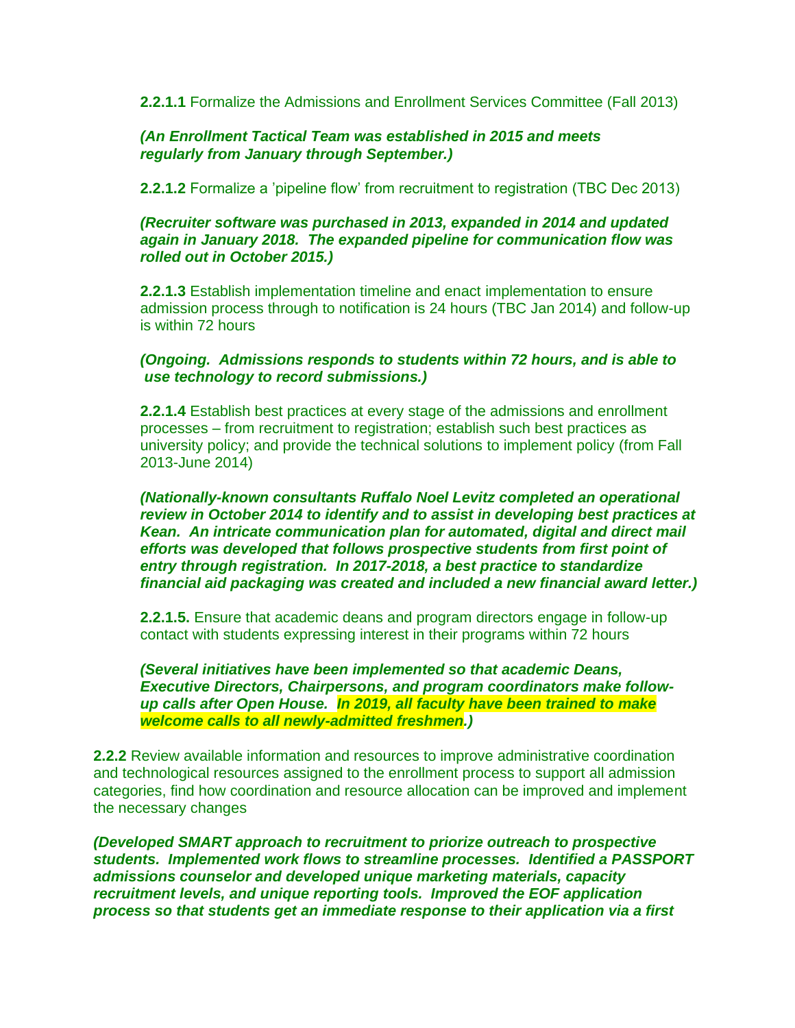**2.2.1.1** Formalize the Admissions and Enrollment Services Committee (Fall 2013)

***(An Enrollment Tactical Team was established in 2015 and meets regularly from January through September.)***

**2.2.1.2** Formalize a 'pipeline flow' from recruitment to registration (TBC Dec 2013)

***(Recruiter software was purchased in 2013, expanded in 2014 and updated again in January 2018. The expanded pipeline for communication flow was rolled out in October 2015.)***

**2.2.1.3** Establish implementation timeline and enact implementation to ensure admission process through to notification is 24 hours (TBC Jan 2014) and follow-up is within 72 hours

***(Ongoing. Admissions responds to students within 72 hours, and is able to use technology to record submissions.)***

**2.2.1.4** Establish best practices at every stage of the admissions and enrollment processes – from recruitment to registration; establish such best practices as university policy; and provide the technical solutions to implement policy (from Fall 2013-June 2014)

***(Nationally-known consultants Ruffalo Noel Levitz completed an operational review in October 2014 to identify and to assist in developing best practices at Kean. An intricate communication plan for automated, digital and direct mail efforts was developed that follows prospective students from first point of entry through registration. In 2017-2018, a best practice to standardize financial aid packaging was created and included a new financial award letter.)***

**2.2.1.5.** Ensure that academic deans and program directors engage in follow-up contact with students expressing interest in their programs within 72 hours

***(Several initiatives have been implemented so that academic Deans, Executive Directors, Chairpersons, and program coordinators make follow-up calls after Open House. In 2019, all faculty have been trained to make welcome calls to all newly-admitted freshmen.)***

**2.2.2** Review available information and resources to improve administrative coordination and technological resources assigned to the enrollment process to support all admission categories, find how coordination and resource allocation can be improved and implement the necessary changes

***(Developed SMART approach to recruitment to priorize outreach to prospective students. Implemented work flows to streamline processes. Identified a PASSPORT admissions counselor and developed unique marketing materials, capacity recruitment levels, and unique reporting tools. Improved the EOF application process so that students get an immediate response to their application via a first***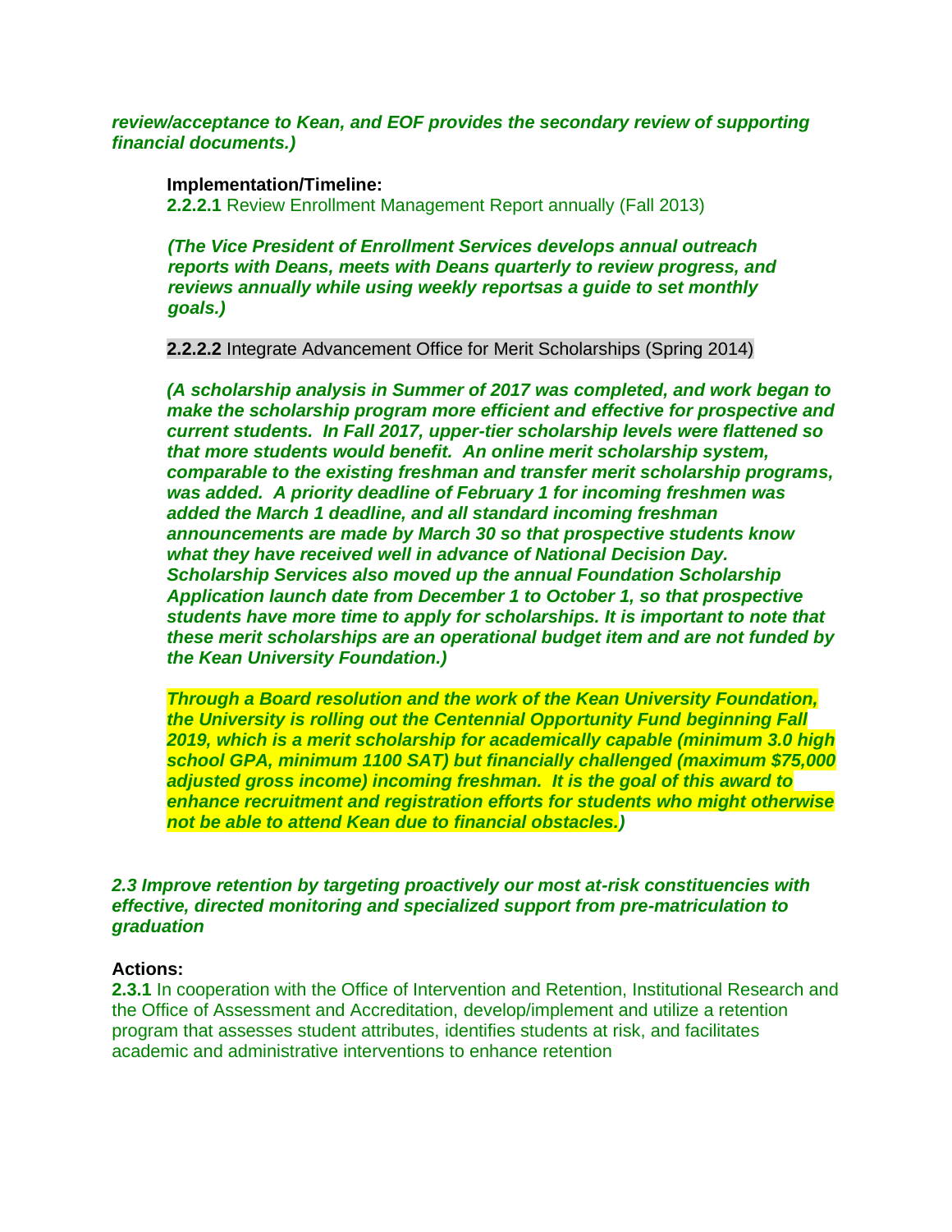***review/acceptance to Kean, and EOF provides the secondary review of supporting financial documents.)***

**Implementation/Timeline:**

**2.2.2.1** Review Enrollment Management Report annually (Fall 2013)

***(The Vice President of Enrollment Services develops annual outreach reports with Deans, meets with Deans quarterly to review progress, and reviews annually while using weekly reportsas a guide to set monthly goals.)***

**2.2.2.2** Integrate Advancement Office for Merit Scholarships (Spring 2014)

***(A scholarship analysis in Summer of 2017 was completed, and work began to make the scholarship program more efficient and effective for prospective and current students. In Fall 2017, upper-tier scholarship levels were flattened so that more students would benefit. An online merit scholarship system, comparable to the existing freshman and transfer merit scholarship programs, was added. A priority deadline of February 1 for incoming freshmen was added the March 1 deadline, and all standard incoming freshman announcements are made by March 30 so that prospective students know what they have received well in advance of National Decision Day. Scholarship Services also moved up the annual Foundation Scholarship Application launch date from December 1 to October 1, so that prospective students have more time to apply for scholarships. It is important to note that these merit scholarships are an operational budget item and are not funded by the Kean University Foundation.)***

***Through a Board resolution and the work of the Kean University Foundation, the University is rolling out the Centennial Opportunity Fund beginning Fall 2019, which is a merit scholarship for academically capable (minimum 3.0 high school GPA, minimum 1100 SAT) but financially challenged (maximum $75,000 adjusted gross income) incoming freshman. It is the goal of this award to enhance recruitment and registration efforts for students who might otherwise not be able to attend Kean due to financial obstacles.)***

***2.3 Improve retention by targeting proactively our most at-risk constituencies with effective, directed monitoring and specialized support from pre-matriculation to graduation***

**Actions:**

**2.3.1** In cooperation with the Office of Intervention and Retention, Institutional Research and the Office of Assessment and Accreditation, develop/implement and utilize a retention program that assesses student attributes, identifies students at risk, and facilitates academic and administrative interventions to enhance retention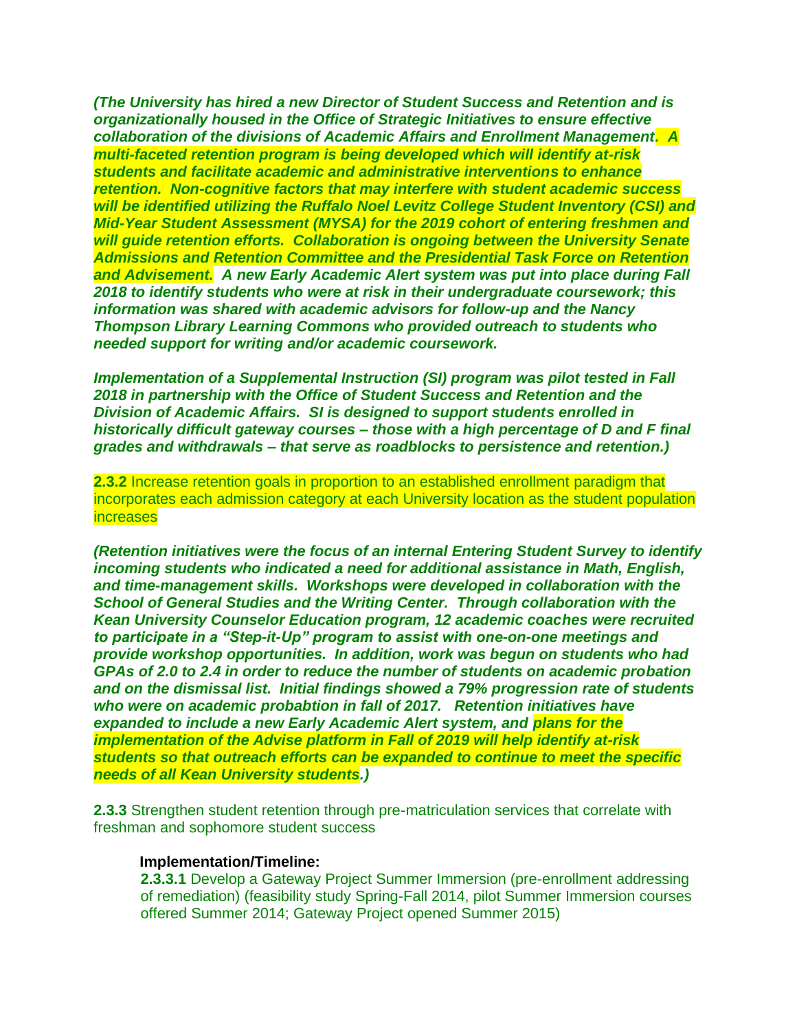***(The University has hired a new Director of Student Success and Retention and is organizationally housed in the Office of Strategic Initiatives to ensure effective collaboration of the divisions of Academic Affairs and Enrollment Management. A multi-faceted retention program is being developed which will identify at-risk students and facilitate academic and administrative interventions to enhance retention. Non-cognitive factors that may interfere with student academic success will be identified utilizing the Ruffalo Noel Levitz College Student Inventory (CSI) and Mid-Year Student Assessment (MYSA) for the 2019 cohort of entering freshmen and will guide retention efforts. Collaboration is ongoing between the University Senate Admissions and Retention Committee and the Presidential Task Force on Retention and Advisement. A new Early Academic Alert system was put into place during Fall 2018 to identify students who were at risk in their undergraduate coursework; this information was shared with academic advisors for follow-up and the Nancy Thompson Library Learning Commons who provided outreach to students who needed support for writing and/or academic coursework.***

***Implementation of a Supplemental Instruction (SI) program was pilot tested in Fall 2018 in partnership with the Office of Student Success and Retention and the Division of Academic Affairs. SI is designed to support students enrolled in historically difficult gateway courses – those with a high percentage of D and F final grades and withdrawals – that serve as roadblocks to persistence and retention.)***

**2.3.2** Increase retention goals in proportion to an established enrollment paradigm that incorporates each admission category at each University location as the student population increases

***(Retention initiatives were the focus of an internal Entering Student Survey to identify incoming students who indicated a need for additional assistance in Math, English, and time-management skills. Workshops were developed in collaboration with the School of General Studies and the Writing Center. Through collaboration with the Kean University Counselor Education program, 12 academic coaches were recruited to participate in a "Step-it-Up" program to assist with one-on-one meetings and provide workshop opportunities. In addition, work was begun on students who had GPAs of 2.0 to 2.4 in order to reduce the number of students on academic probation and on the dismissal list. Initial findings showed a 79% progression rate of students who were on academic probabtion in fall of 2017. Retention initiatives have expanded to include a new Early Academic Alert system, and plans for the implementation of the Advise platform in Fall of 2019 will help identify at-risk students so that outreach efforts can be expanded to continue to meet the specific needs of all Kean University students.)***

**2.3.3** Strengthen student retention through pre-matriculation services that correlate with freshman and sophomore student success

**Implementation/Timeline:**

**2.3.3.1** Develop a Gateway Project Summer Immersion (pre-enrollment addressing of remediation) (feasibility study Spring-Fall 2014, pilot Summer Immersion courses offered Summer 2014; Gateway Project opened Summer 2015)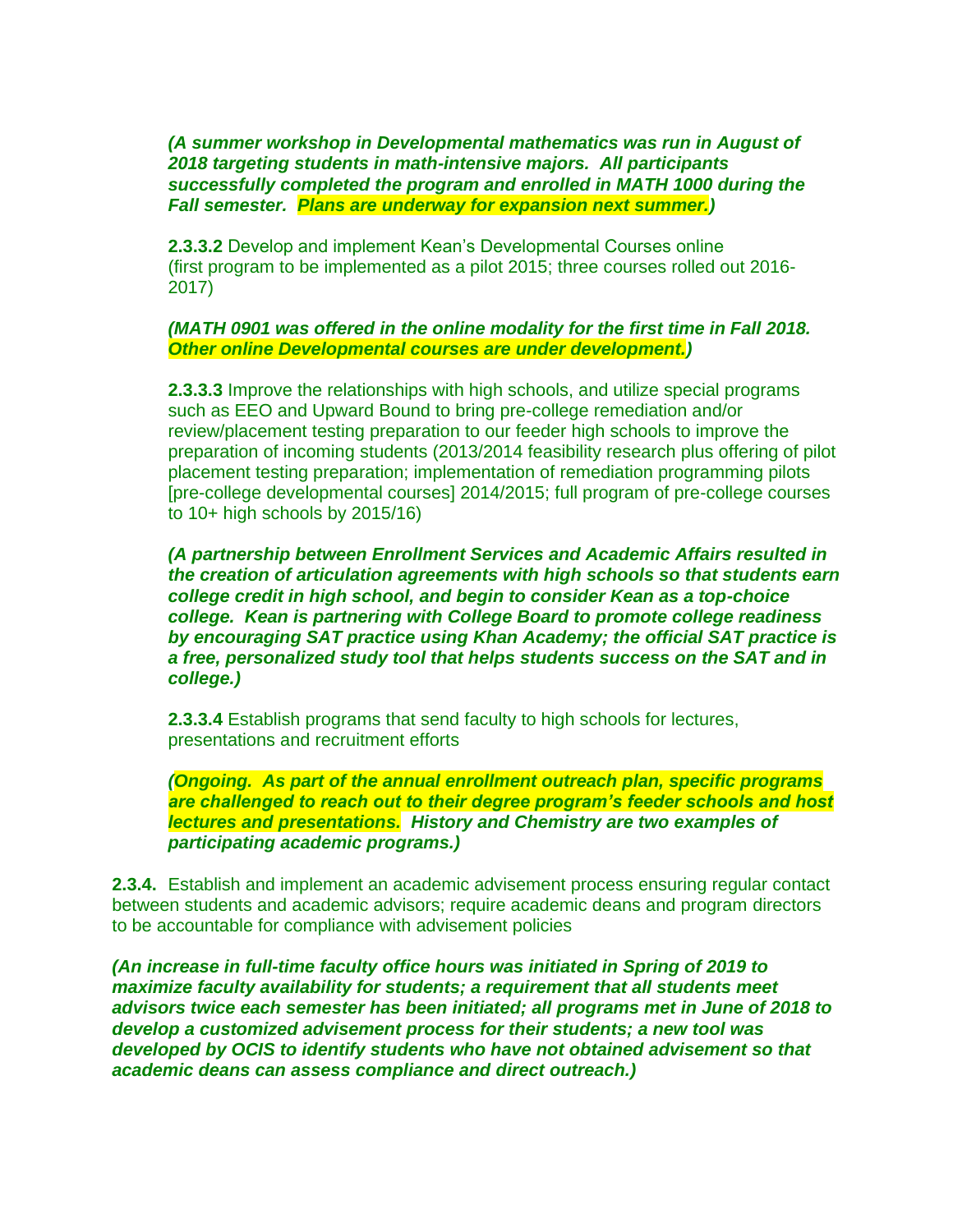***(A summer workshop in Developmental mathematics was run in August of 2018 targeting students in math-intensive majors. All participants successfully completed the program and enrolled in MATH 1000 during the Fall semester. Plans are underway for expansion next summer.)***

**2.3.3.2** Develop and implement Kean's Developmental Courses online (first program to be implemented as a pilot 2015; three courses rolled out 2016-2017)

***(MATH 0901 was offered in the online modality for the first time in Fall 2018. Other online Developmental courses are under development.)***

**2.3.3.3** Improve the relationships with high schools, and utilize special programs such as EEO and Upward Bound to bring pre-college remediation and/or review/placement testing preparation to our feeder high schools to improve the preparation of incoming students (2013/2014 feasibility research plus offering of pilot placement testing preparation; implementation of remediation programming pilots [pre-college developmental courses] 2014/2015; full program of pre-college courses to 10+ high schools by 2015/16)

***(A partnership between Enrollment Services and Academic Affairs resulted in the creation of articulation agreements with high schools so that students earn college credit in high school, and begin to consider Kean as a top-choice college. Kean is partnering with College Board to promote college readiness by encouraging SAT practice using Khan Academy; the official SAT practice is a free, personalized study tool that helps students success on the SAT and in college.)***

**2.3.3.4** Establish programs that send faculty to high schools for lectures, presentations and recruitment efforts

***(Ongoing. As part of the annual enrollment outreach plan, specific programs are challenged to reach out to their degree program's feeder schools and host lectures and presentations. History and Chemistry are two examples of participating academic programs.)***

**2.3.4.** Establish and implement an academic advisement process ensuring regular contact between students and academic advisors; require academic deans and program directors to be accountable for compliance with advisement policies

***(An increase in full-time faculty office hours was initiated in Spring of 2019 to maximize faculty availability for students; a requirement that all students meet advisors twice each semester has been initiated; all programs met in June of 2018 to develop a customized advisement process for their students; a new tool was developed by OCIS to identify students who have not obtained advisement so that academic deans can assess compliance and direct outreach.)***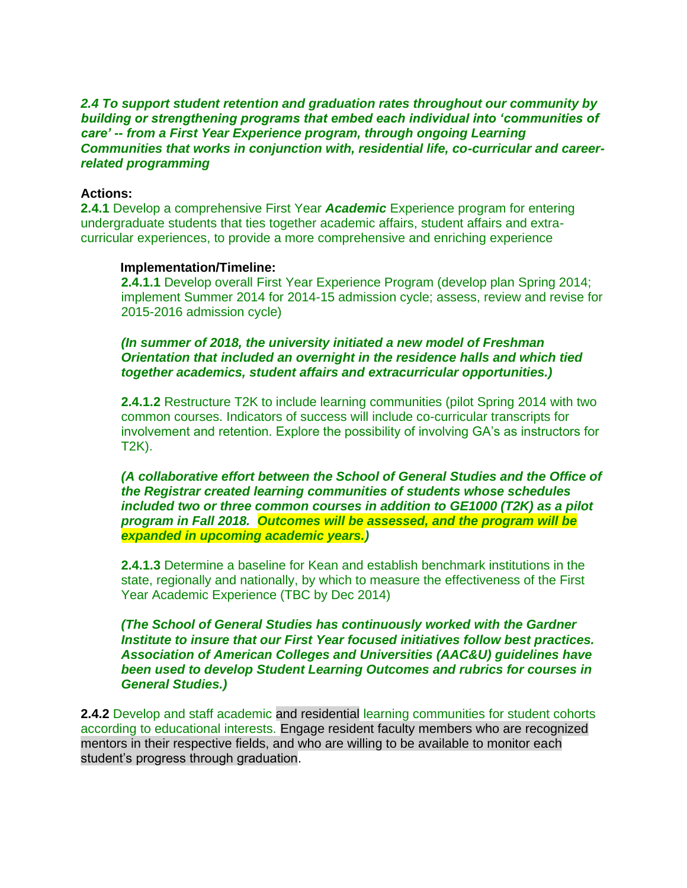***2.4 To support student retention and graduation rates throughout our community by building or strengthening programs that embed each individual into 'communities of care' -- from a First Year Experience program, through ongoing Learning Communities that works in conjunction with, residential life, co-curricular and career-related programming***

**Actions:**

**2.4.1** Develop a comprehensive First Year ***Academic*** Experience program for entering undergraduate students that ties together academic affairs, student affairs and extra-curricular experiences, to provide a more comprehensive and enriching experience

> **Implementation/Timeline:**
>
> **2.4.1.1** Develop overall First Year Experience Program (develop plan Spring 2014; implement Summer 2014 for 2014-15 admission cycle; assess, review and revise for 2015-2016 admission cycle)
>
> ***(In summer of 2018, the university initiated a new model of Freshman Orientation that included an overnight in the residence halls and which tied together academics, student affairs and extracurricular opportunities.)***
>
> **2.4.1.2** Restructure T2K to include learning communities (pilot Spring 2014 with two common courses. Indicators of success will include co-curricular transcripts for involvement and retention. Explore the possibility of involving GA's as instructors for T2K).
>
> ***(A collaborative effort between the School of General Studies and the Office of the Registrar created learning communities of students whose schedules included two or three common courses in addition to GE1000 (T2K) as a pilot program in Fall 2018. Outcomes will be assessed, and the program will be expanded in upcoming academic years.)***
>
> **2.4.1.3** Determine a baseline for Kean and establish benchmark institutions in the state, regionally and nationally, by which to measure the effectiveness of the First Year Academic Experience (TBC by Dec 2014)
>
> ***(The School of General Studies has continuously worked with the Gardner Institute to insure that our First Year focused initiatives follow best practices. Association of American Colleges and Universities (AAC&U) guidelines have been used to develop Student Learning Outcomes and rubrics for courses in General Studies.)***

**2.4.2** Develop and staff academic and residential learning communities for student cohorts according to educational interests. Engage resident faculty members who are recognized mentors in their respective fields, and who are willing to be available to monitor each student's progress through graduation.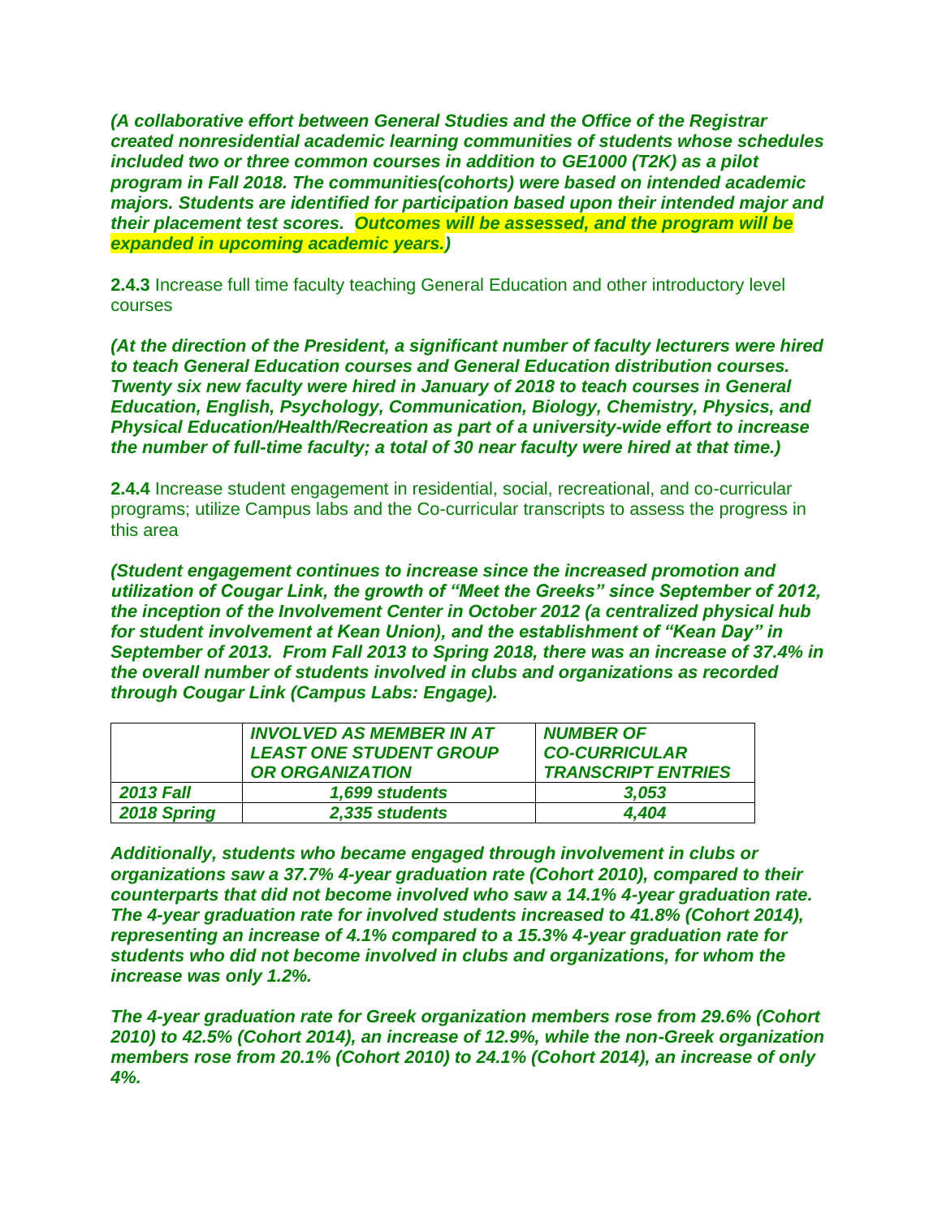***(A collaborative effort between General Studies and the Office of the Registrar created nonresidential academic learning communities of students whose schedules included two or three common courses in addition to GE1000 (T2K) as a pilot program in Fall 2018. The communities(cohorts) were based on intended academic majors. Students are identified for participation based upon their intended major and their placement test scores. Outcomes will be assessed, and the program will be expanded in upcoming academic years.)***

**2.4.3** Increase full time faculty teaching General Education and other introductory level courses

***(At the direction of the President, a significant number of faculty lecturers were hired to teach General Education courses and General Education distribution courses. Twenty six new faculty were hired in January of 2018 to teach courses in General Education, English, Psychology, Communication, Biology, Chemistry, Physics, and Physical Education/Health/Recreation as part of a university-wide effort to increase the number of full-time faculty; a total of 30 near faculty were hired at that time.)***

**2.4.4** Increase student engagement in residential, social, recreational, and co-curricular programs; utilize Campus labs and the Co-curricular transcripts to assess the progress in this area

***(Student engagement continues to increase since the increased promotion and utilization of Cougar Link, the growth of "Meet the Greeks" since September of 2012, the inception of the Involvement Center in October 2012 (a centralized physical hub for student involvement at Kean Union), and the establishment of "Kean Day" in September of 2013. From Fall 2013 to Spring 2018, there was an increase of 37.4% in the overall number of students involved in clubs and organizations as recorded through Cougar Link (Campus Labs: Engage).***

| | ***INVOLVED AS MEMBER IN AT LEAST ONE STUDENT GROUP OR ORGANIZATION*** | ***NUMBER OF CO-CURRICULAR TRANSCRIPT ENTRIES*** |
|---|---|---|
| ***2013 Fall*** | ***1,699 students*** | ***3,053*** |
| ***2018 Spring*** | ***2,335 students*** | ***4,404*** |

***Additionally, students who became engaged through involvement in clubs or organizations saw a 37.7% 4-year graduation rate (Cohort 2010), compared to their counterparts that did not become involved who saw a 14.1% 4-year graduation rate. The 4-year graduation rate for involved students increased to 41.8% (Cohort 2014), representing an increase of 4.1% compared to a 15.3% 4-year graduation rate for students who did not become involved in clubs and organizations, for whom the increase was only 1.2%.***

***The 4-year graduation rate for Greek organization members rose from 29.6% (Cohort 2010) to 42.5% (Cohort 2014), an increase of 12.9%, while the non-Greek organization members rose from 20.1% (Cohort 2010) to 24.1% (Cohort 2014), an increase of only 4%.***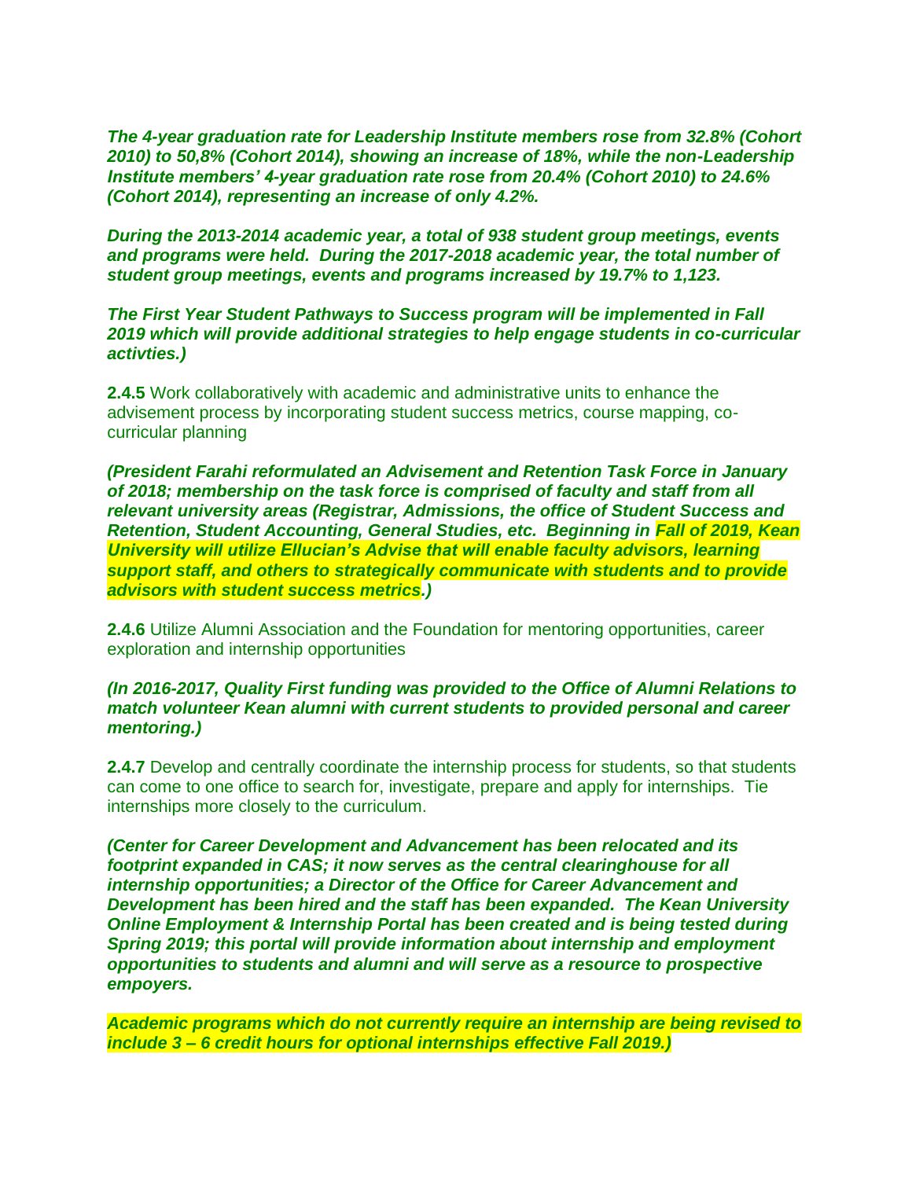***The 4-year graduation rate for Leadership Institute members rose from 32.8% (Cohort 2010) to 50,8% (Cohort 2014), showing an increase of 18%, while the non-Leadership Institute members' 4-year graduation rate rose from 20.4% (Cohort 2010) to 24.6% (Cohort 2014), representing an increase of only 4.2%.***

***During the 2013-2014 academic year, a total of 938 student group meetings, events and programs were held. During the 2017-2018 academic year, the total number of student group meetings, events and programs increased by 19.7% to 1,123.***

***The First Year Student Pathways to Success program will be implemented in Fall 2019 which will provide additional strategies to help engage students in co-curricular activties.)***

**2.4.5** Work collaboratively with academic and administrative units to enhance the advisement process by incorporating student success metrics, course mapping, co-curricular planning

***(President Farahi reformulated an Advisement and Retention Task Force in January of 2018; membership on the task force is comprised of faculty and staff from all relevant university areas (Registrar, Admissions, the office of Student Success and Retention, Student Accounting, General Studies, etc. Beginning in Fall of 2019, Kean University will utilize Ellucian's Advise that will enable faculty advisors, learning support staff, and others to strategically communicate with students and to provide advisors with student success metrics.)***

**2.4.6** Utilize Alumni Association and the Foundation for mentoring opportunities, career exploration and internship opportunities

***(In 2016-2017, Quality First funding was provided to the Office of Alumni Relations to match volunteer Kean alumni with current students to provided personal and career mentoring.)***

**2.4.7** Develop and centrally coordinate the internship process for students, so that students can come to one office to search for, investigate, prepare and apply for internships. Tie internships more closely to the curriculum.

***(Center for Career Development and Advancement has been relocated and its footprint expanded in CAS; it now serves as the central clearinghouse for all internship opportunities; a Director of the Office for Career Advancement and Development has been hired and the staff has been expanded. The Kean University Online Employment & Internship Portal has been created and is being tested during Spring 2019; this portal will provide information about internship and employment opportunities to students and alumni and will serve as a resource to prospective empoyers.***

***Academic programs which do not currently require an internship are being revised to include 3 – 6 credit hours for optional internships effective Fall 2019.)***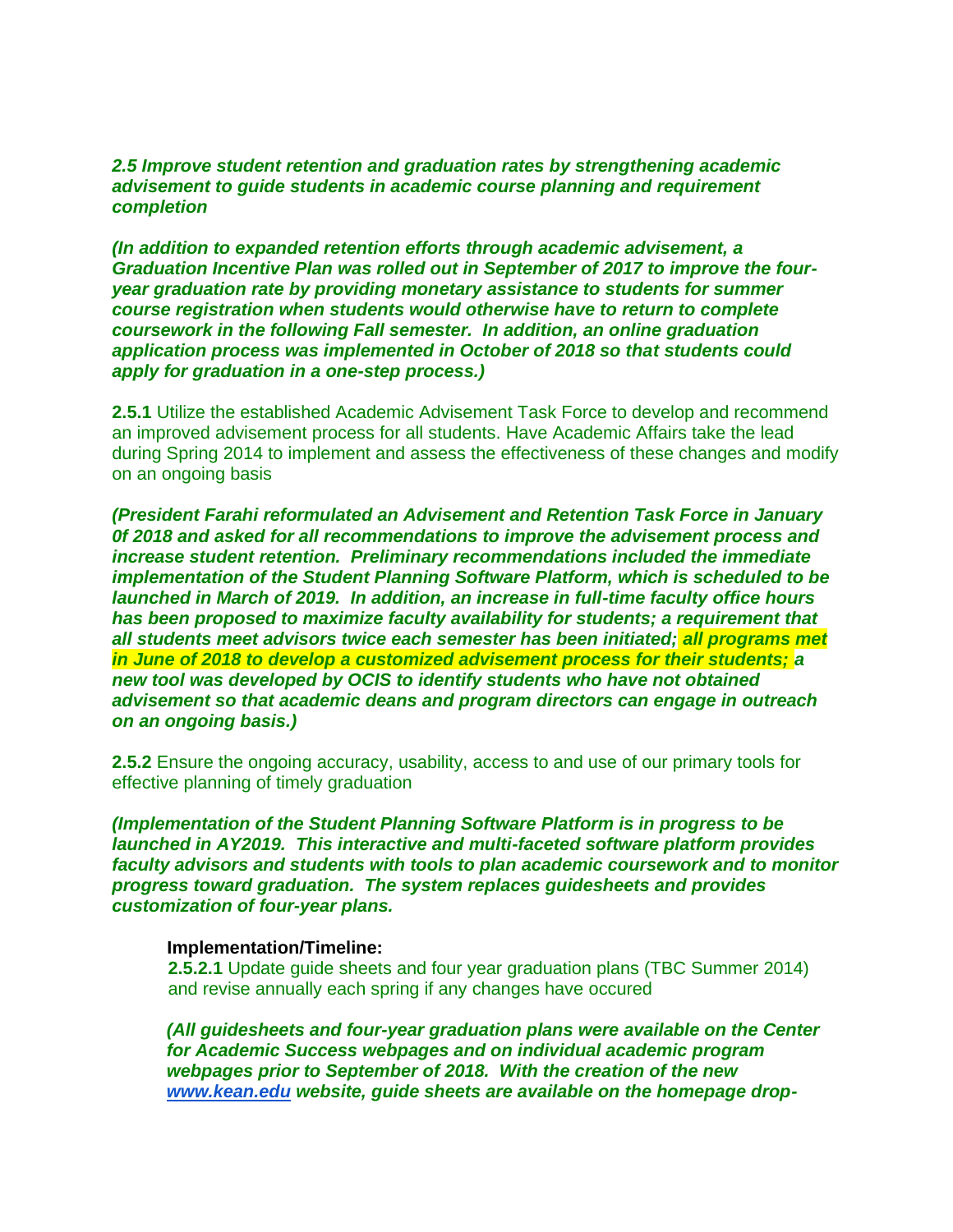***2.5 Improve student retention and graduation rates by strengthening academic advisement to guide students in academic course planning and requirement completion***

***(In addition to expanded retention efforts through academic advisement, a Graduation Incentive Plan was rolled out in September of 2017 to improve the four-year graduation rate by providing monetary assistance to students for summer course registration when students would otherwise have to return to complete coursework in the following Fall semester. In addition, an online graduation application process was implemented in October of 2018 so that students could apply for graduation in a one-step process.)***

**2.5.1** Utilize the established Academic Advisement Task Force to develop and recommend an improved advisement process for all students. Have Academic Affairs take the lead during Spring 2014 to implement and assess the effectiveness of these changes and modify on an ongoing basis

***(President Farahi reformulated an Advisement and Retention Task Force in January 0f 2018 and asked for all recommendations to improve the advisement process and increase student retention. Preliminary recommendations included the immediate implementation of the Student Planning Software Platform, which is scheduled to be launched in March of 2019. In addition, an increase in full-time faculty office hours has been proposed to maximize faculty availability for students; a requirement that all students meet advisors twice each semester has been initiated; all programs met in June of 2018 to develop a customized advisement process for their students; a new tool was developed by OCIS to identify students who have not obtained advisement so that academic deans and program directors can engage in outreach on an ongoing basis.)***

**2.5.2** Ensure the ongoing accuracy, usability, access to and use of our primary tools for effective planning of timely graduation

***(Implementation of the Student Planning Software Platform is in progress to be launched in AY2019. This interactive and multi-faceted software platform provides faculty advisors and students with tools to plan academic coursework and to monitor progress toward graduation. The system replaces guidesheets and provides customization of four-year plans.***

**Implementation/Timeline:**

**2.5.2.1** Update guide sheets and four year graduation plans (TBC Summer 2014) and revise annually each spring if any changes have occured

***(All guidesheets and four-year graduation plans were available on the Center for Academic Success webpages and on individual academic program webpages prior to September of 2018. With the creation of the new [www.kean.edu](http://www.kean.edu) website, guide sheets are available on the homepage drop-***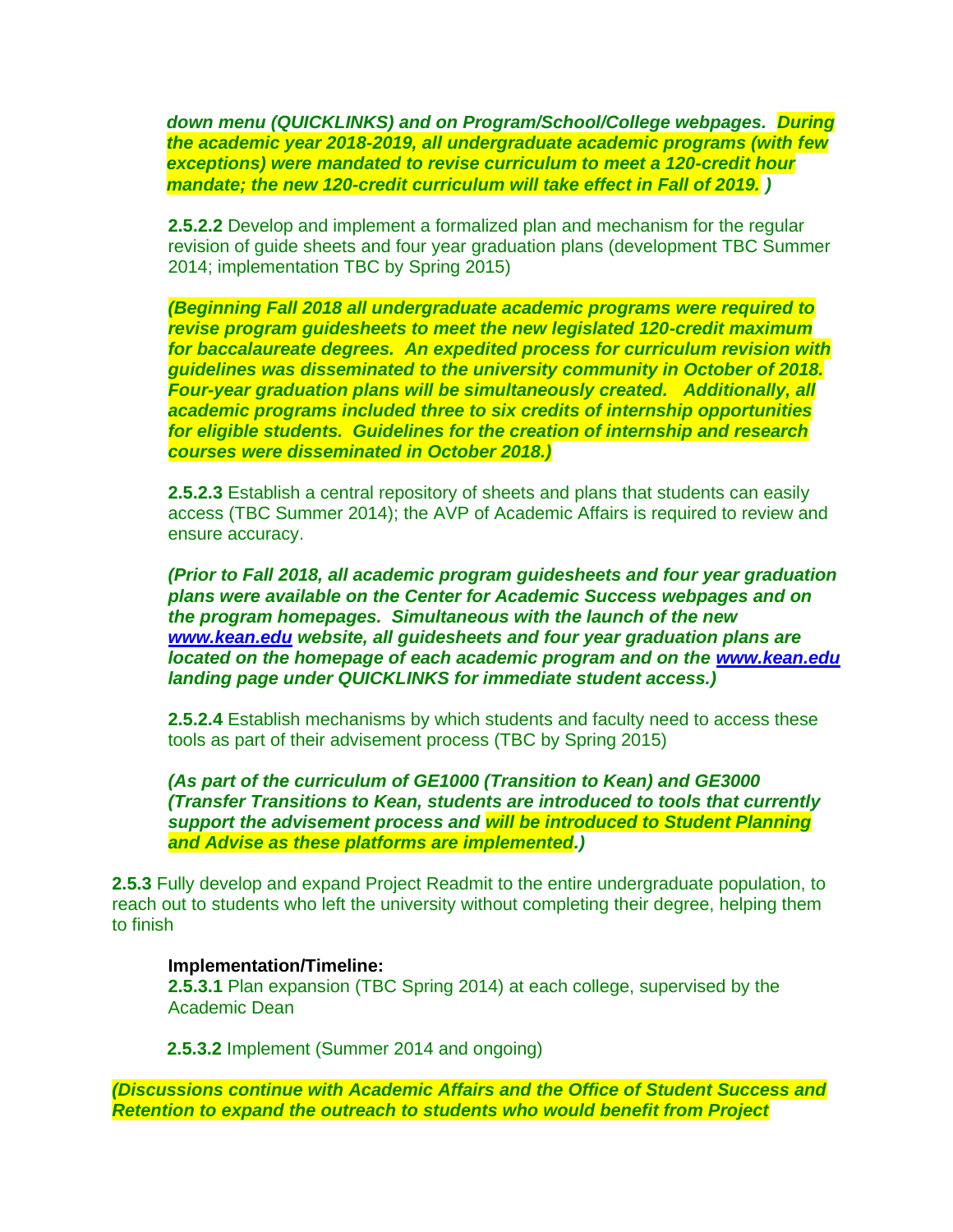***down menu (QUICKLINKS) and on Program/School/College webpages. During the academic year 2018-2019, all undergraduate academic programs (with few exceptions) were mandated to revise curriculum to meet a 120-credit hour mandate; the new 120-credit curriculum will take effect in Fall of 2019. )***

**2.5.2.2** Develop and implement a formalized plan and mechanism for the regular revision of guide sheets and four year graduation plans (development TBC Summer 2014; implementation TBC by Spring 2015)

***(Beginning Fall 2018 all undergraduate academic programs were required to revise program guidesheets to meet the new legislated 120-credit maximum for baccalaureate degrees. An expedited process for curriculum revision with guidelines was disseminated to the university community in October of 2018. Four-year graduation plans will be simultaneously created. Additionally, all academic programs included three to six credits of internship opportunities for eligible students. Guidelines for the creation of internship and research courses were disseminated in October 2018.)***

**2.5.2.3** Establish a central repository of sheets and plans that students can easily access (TBC Summer 2014); the AVP of Academic Affairs is required to review and ensure accuracy.

***(Prior to Fall 2018, all academic program guidesheets and four year graduation plans were available on the Center for Academic Success webpages and on the program homepages. Simultaneous with the launch of the new www.kean.edu website, all guidesheets and four year graduation plans are located on the homepage of each academic program and on the www.kean.edu landing page under QUICKLINKS for immediate student access.)***

**2.5.2.4** Establish mechanisms by which students and faculty need to access these tools as part of their advisement process (TBC by Spring 2015)

***(As part of the curriculum of GE1000 (Transition to Kean) and GE3000 (Transfer Transitions to Kean, students are introduced to tools that currently support the advisement process and will be introduced to Student Planning and Advise as these platforms are implemented.)***

**2.5.3** Fully develop and expand Project Readmit to the entire undergraduate population, to reach out to students who left the university without completing their degree, helping them to finish

**Implementation/Timeline:**

**2.5.3.1** Plan expansion (TBC Spring 2014) at each college, supervised by the Academic Dean

**2.5.3.2** Implement (Summer 2014 and ongoing)

***(Discussions continue with Academic Affairs and the Office of Student Success and Retention to expand the outreach to students who would benefit from Project***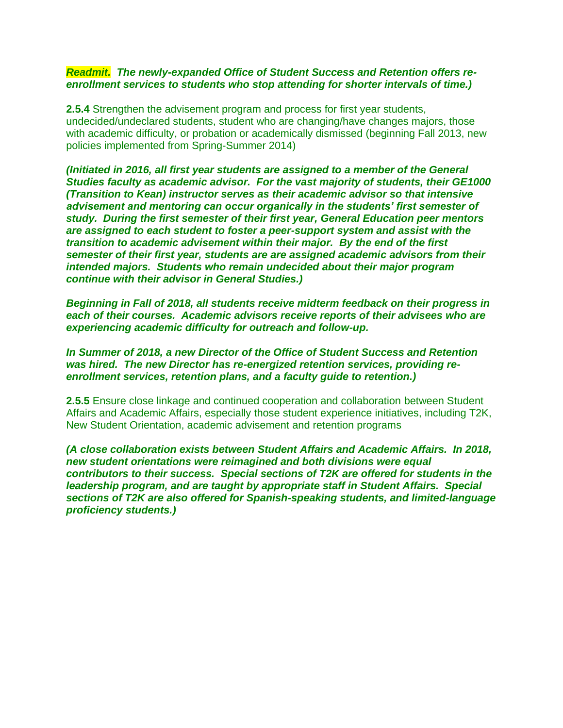***Readmit.*** ***The newly-expanded Office of Student Success and Retention offers re-enrollment services to students who stop attending for shorter intervals of time.)***

**2.5.4** Strengthen the advisement program and process for first year students, undecided/undeclared students, student who are changing/have changes majors, those with academic difficulty, or probation or academically dismissed (beginning Fall 2013, new policies implemented from Spring-Summer 2014)

***(Initiated in 2016, all first year students are assigned to a member of the General Studies faculty as academic advisor. For the vast majority of students, their GE1000 (Transition to Kean) instructor serves as their academic advisor so that intensive advisement and mentoring can occur organically in the students' first semester of study. During the first semester of their first year, General Education peer mentors are assigned to each student to foster a peer-support system and assist with the transition to academic advisement within their major. By the end of the first semester of their first year, students are are assigned academic advisors from their intended majors. Students who remain undecided about their major program continue with their advisor in General Studies.)***

***Beginning in Fall of 2018, all students receive midterm feedback on their progress in each of their courses. Academic advisors receive reports of their advisees who are experiencing academic difficulty for outreach and follow-up.***

***In Summer of 2018, a new Director of the Office of Student Success and Retention was hired. The new Director has re-energized retention services, providing re-enrollment services, retention plans, and a faculty guide to retention.)***

**2.5.5** Ensure close linkage and continued cooperation and collaboration between Student Affairs and Academic Affairs, especially those student experience initiatives, including T2K, New Student Orientation, academic advisement and retention programs

***(A close collaboration exists between Student Affairs and Academic Affairs. In 2018, new student orientations were reimagined and both divisions were equal contributors to their success. Special sections of T2K are offered for students in the leadership program, and are taught by appropriate staff in Student Affairs. Special sections of T2K are also offered for Spanish-speaking students, and limited-language proficiency students.)***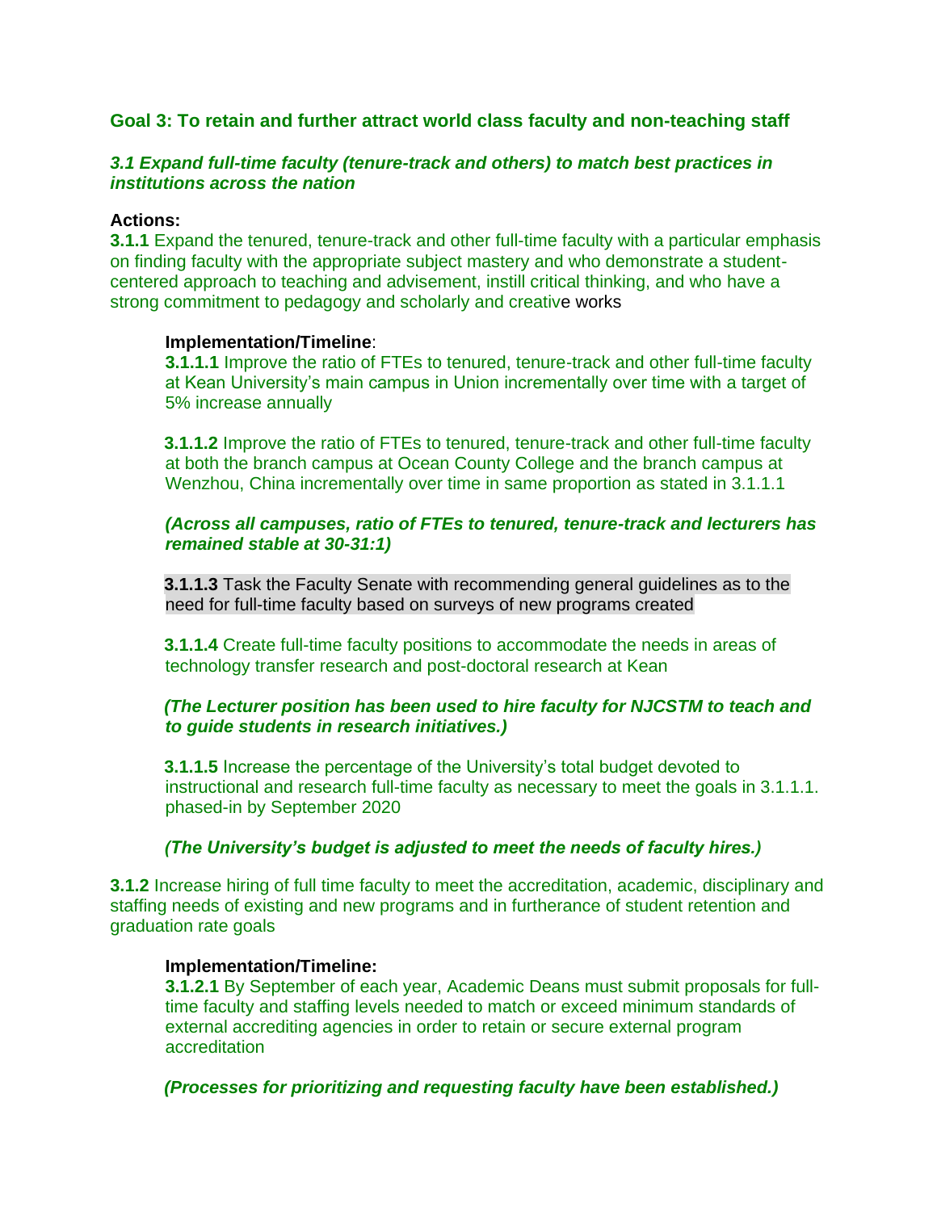## Goal 3: To retain and further attract world class faculty and non-teaching staff

### *3.1 Expand full-time faculty (tenure-track and others) to match best practices in institutions across the nation*

**Actions:**

**3.1.1** Expand the tenured, tenure-track and other full-time faculty with a particular emphasis on finding faculty with the appropriate subject mastery and who demonstrate a student-centered approach to teaching and advisement, instill critical thinking, and who have a strong commitment to pedagogy and scholarly and creative works

**Implementation/Timeline**:

**3.1.1.1** Improve the ratio of FTEs to tenured, tenure-track and other full-time faculty at Kean University's main campus in Union incrementally over time with a target of 5% increase annually

**3.1.1.2** Improve the ratio of FTEs to tenured, tenure-track and other full-time faculty at both the branch campus at Ocean County College and the branch campus at Wenzhou, China incrementally over time in same proportion as stated in 3.1.1.1

***(Across all campuses, ratio of FTEs to tenured, tenure-track and lecturers has remained stable at 30-31:1)***

**3.1.1.3** Task the Faculty Senate with recommending general guidelines as to the need for full-time faculty based on surveys of new programs created

**3.1.1.4** Create full-time faculty positions to accommodate the needs in areas of technology transfer research and post-doctoral research at Kean

***(The Lecturer position has been used to hire faculty for NJCSTM to teach and to guide students in research initiatives.)***

**3.1.1.5** Increase the percentage of the University's total budget devoted to instructional and research full-time faculty as necessary to meet the goals in 3.1.1.1. phased-in by September 2020

***(The University's budget is adjusted to meet the needs of faculty hires.)***

**3.1.2** Increase hiring of full time faculty to meet the accreditation, academic, disciplinary and staffing needs of existing and new programs and in furtherance of student retention and graduation rate goals

**Implementation/Timeline:**

**3.1.2.1** By September of each year, Academic Deans must submit proposals for full-time faculty and staffing levels needed to match or exceed minimum standards of external accrediting agencies in order to retain or secure external program accreditation

***(Processes for prioritizing and requesting faculty have been established.)***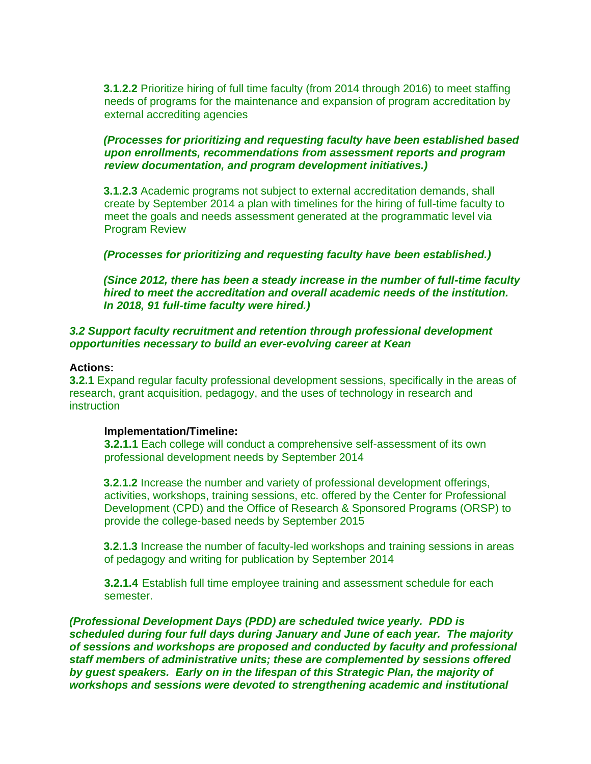**3.1.2.2** Prioritize hiring of full time faculty (from 2014 through 2016) to meet staffing needs of programs for the maintenance and expansion of program accreditation by external accrediting agencies

***(Processes for prioritizing and requesting faculty have been established based upon enrollments, recommendations from assessment reports and program review documentation, and program development initiatives.)***

**3.1.2.3** Academic programs not subject to external accreditation demands, shall create by September 2014 a plan with timelines for the hiring of full-time faculty to meet the goals and needs assessment generated at the programmatic level via Program Review

***(Processes for prioritizing and requesting faculty have been established.)***

***(Since 2012, there has been a steady increase in the number of full-time faculty hired to meet the accreditation and overall academic needs of the institution. In 2018, 91 full-time faculty were hired.)***

***3.2 Support faculty recruitment and retention through professional development opportunities necessary to build an ever-evolving career at Kean***

**Actions:**
**3.2.1** Expand regular faculty professional development sessions, specifically in the areas of research, grant acquisition, pedagogy, and the uses of technology in research and instruction

**Implementation/Timeline:**
**3.2.1.1** Each college will conduct a comprehensive self-assessment of its own professional development needs by September 2014

**3.2.1.2** Increase the number and variety of professional development offerings, activities, workshops, training sessions, etc. offered by the Center for Professional Development (CPD) and the Office of Research & Sponsored Programs (ORSP) to provide the college-based needs by September 2015

**3.2.1.3** Increase the number of faculty-led workshops and training sessions in areas of pedagogy and writing for publication by September 2014

**3.2.1.4** Establish full time employee training and assessment schedule for each semester.

***(Professional Development Days (PDD) are scheduled twice yearly. PDD is scheduled during four full days during January and June of each year. The majority of sessions and workshops are proposed and conducted by faculty and professional staff members of administrative units; these are complemented by sessions offered by guest speakers. Early on in the lifespan of this Strategic Plan, the majority of workshops and sessions were devoted to strengthening academic and institutional***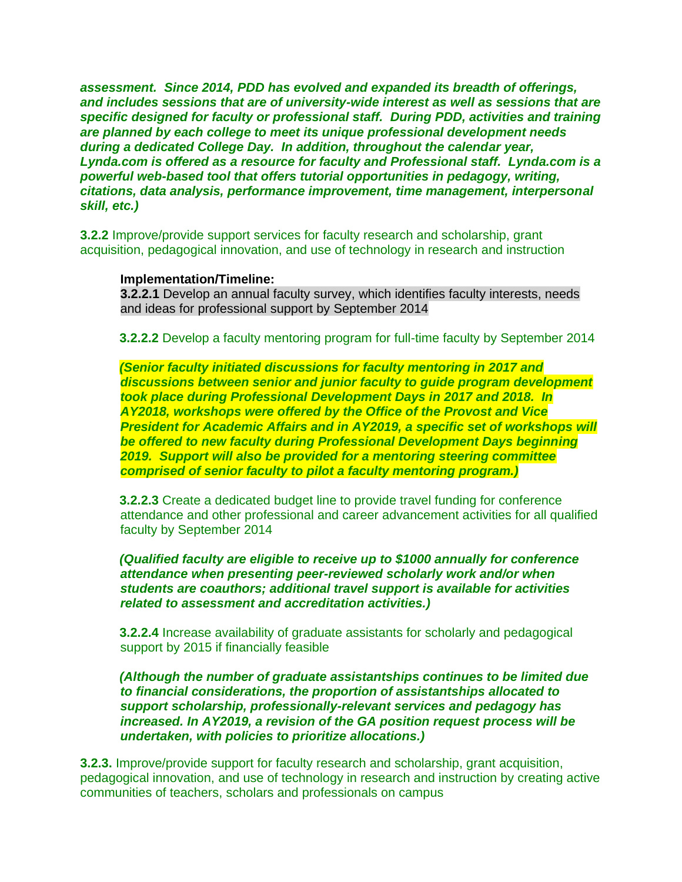***assessment. Since 2014, PDD has evolved and expanded its breadth of offerings, and includes sessions that are of university-wide interest as well as sessions that are specific designed for faculty or professional staff. During PDD, activities and training are planned by each college to meet its unique professional development needs during a dedicated College Day. In addition, throughout the calendar year, Lynda.com is offered as a resource for faculty and Professional staff. Lynda.com is a powerful web-based tool that offers tutorial opportunities in pedagogy, writing, citations, data analysis, performance improvement, time management, interpersonal skill, etc.)***

**3.2.2** Improve/provide support services for faculty research and scholarship, grant acquisition, pedagogical innovation, and use of technology in research and instruction

**Implementation/Timeline:**

**3.2.2.1** Develop an annual faculty survey, which identifies faculty interests, needs and ideas for professional support by September 2014

**3.2.2.2** Develop a faculty mentoring program for full-time faculty by September 2014

***(Senior faculty initiated discussions for faculty mentoring in 2017 and discussions between senior and junior faculty to guide program development took place during Professional Development Days in 2017 and 2018. In AY2018, workshops were offered by the Office of the Provost and Vice President for Academic Affairs and in AY2019, a specific set of workshops will be offered to new faculty during Professional Development Days beginning 2019. Support will also be provided for a mentoring steering committee comprised of senior faculty to pilot a faculty mentoring program.)***

**3.2.2.3** Create a dedicated budget line to provide travel funding for conference attendance and other professional and career advancement activities for all qualified faculty by September 2014

***(Qualified faculty are eligible to receive up to $1000 annually for conference attendance when presenting peer-reviewed scholarly work and/or when students are coauthors; additional travel support is available for activities related to assessment and accreditation activities.)***

**3.2.2.4** Increase availability of graduate assistants for scholarly and pedagogical support by 2015 if financially feasible

***(Although the number of graduate assistantships continues to be limited due to financial considerations, the proportion of assistantships allocated to support scholarship, professionally-relevant services and pedagogy has increased. In AY2019, a revision of the GA position request process will be undertaken, with policies to prioritize allocations.)***

**3.2.3.** Improve/provide support for faculty research and scholarship, grant acquisition, pedagogical innovation, and use of technology in research and instruction by creating active communities of teachers, scholars and professionals on campus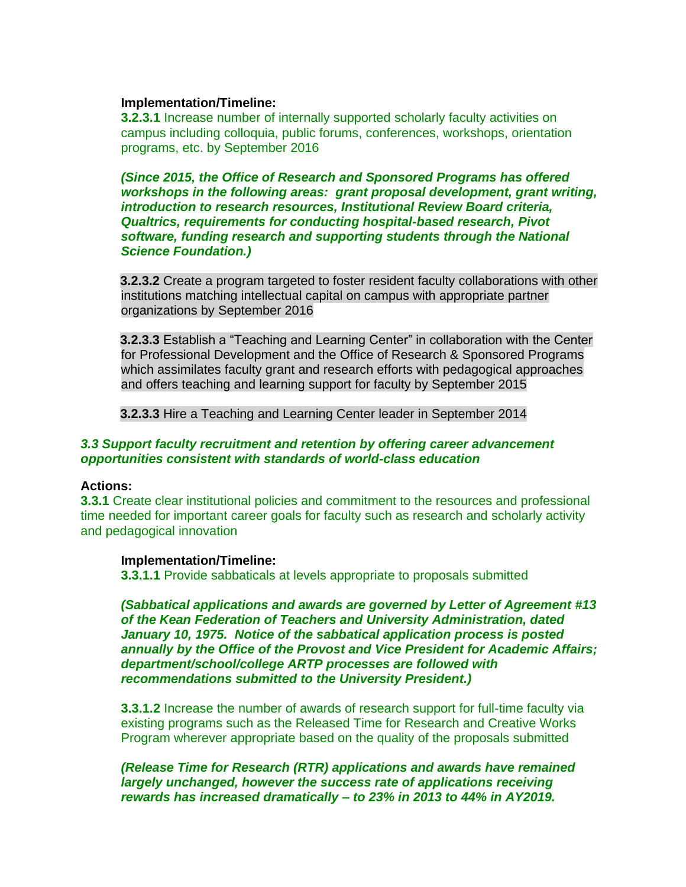**Implementation/Timeline:**

**3.2.3.1** Increase number of internally supported scholarly faculty activities on campus including colloquia, public forums, conferences, workshops, orientation programs, etc. by September 2016

***(Since 2015, the Office of Research and Sponsored Programs has offered workshops in the following areas: grant proposal development, grant writing, introduction to research resources, Institutional Review Board criteria, Qualtrics, requirements for conducting hospital-based research, Pivot software, funding research and supporting students through the National Science Foundation.)***

**3.2.3.2** Create a program targeted to foster resident faculty collaborations with other institutions matching intellectual capital on campus with appropriate partner organizations by September 2016

**3.2.3.3** Establish a "Teaching and Learning Center" in collaboration with the Center for Professional Development and the Office of Research & Sponsored Programs which assimilates faculty grant and research efforts with pedagogical approaches and offers teaching and learning support for faculty by September 2015

**3.2.3.3** Hire a Teaching and Learning Center leader in September 2014

***3.3 Support faculty recruitment and retention by offering career advancement opportunities consistent with standards of world-class education***

**Actions:**

**3.3.1** Create clear institutional policies and commitment to the resources and professional time needed for important career goals for faculty such as research and scholarly activity and pedagogical innovation

**Implementation/Timeline:**

**3.3.1.1** Provide sabbaticals at levels appropriate to proposals submitted

***(Sabbatical applications and awards are governed by Letter of Agreement #13 of the Kean Federation of Teachers and University Administration, dated January 10, 1975. Notice of the sabbatical application process is posted annually by the Office of the Provost and Vice President for Academic Affairs; department/school/college ARTP processes are followed with recommendations submitted to the University President.)***

**3.3.1.2** Increase the number of awards of research support for full-time faculty via existing programs such as the Released Time for Research and Creative Works Program wherever appropriate based on the quality of the proposals submitted

***(Release Time for Research (RTR) applications and awards have remained largely unchanged, however the success rate of applications receiving rewards has increased dramatically – to 23% in 2013 to 44% in AY2019.***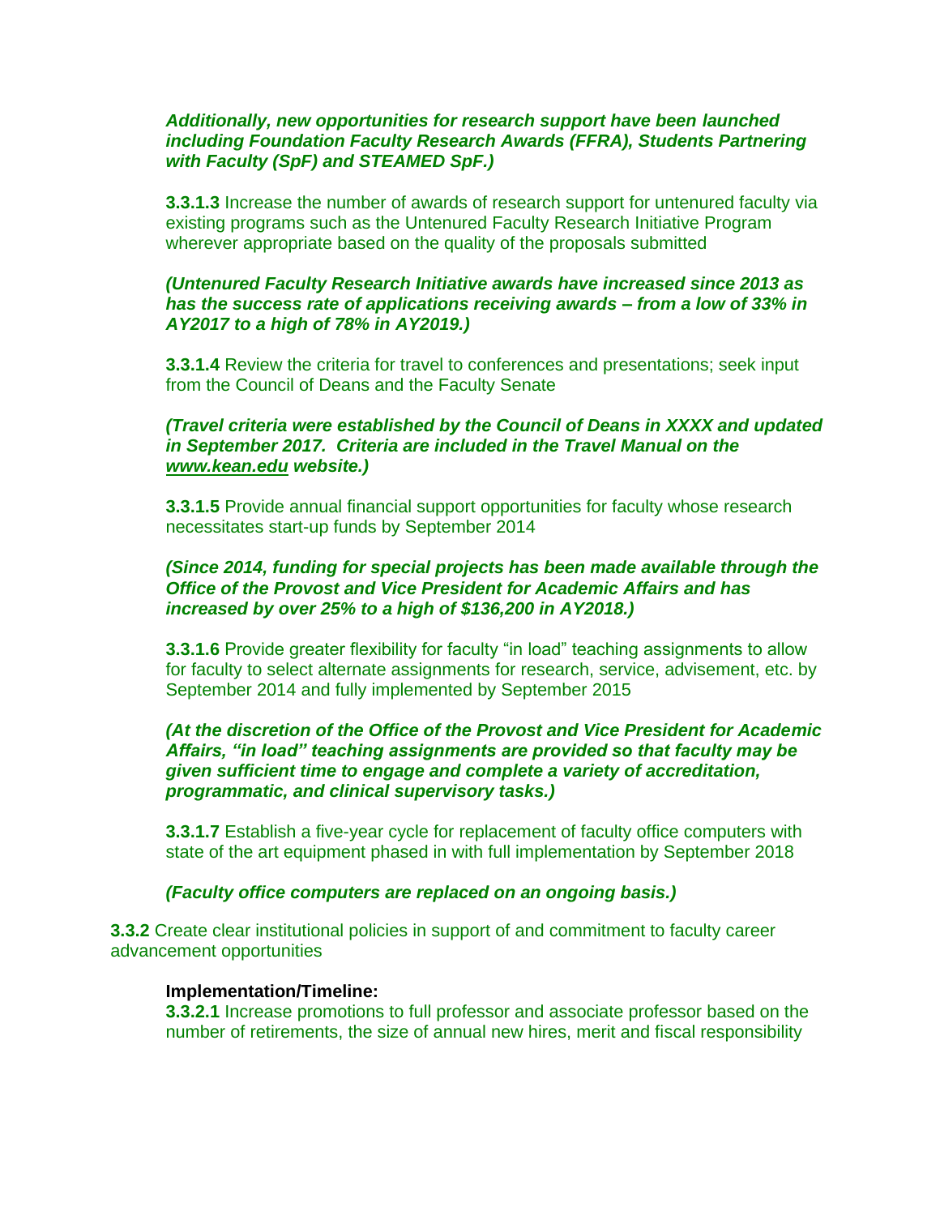***Additionally, new opportunities for research support have been launched including Foundation Faculty Research Awards (FFRA), Students Partnering with Faculty (SpF) and STEAMED SpF.)***

**3.3.1.3** Increase the number of awards of research support for untenured faculty via existing programs such as the Untenured Faculty Research Initiative Program wherever appropriate based on the quality of the proposals submitted

***(Untenured Faculty Research Initiative awards have increased since 2013 as has the success rate of applications receiving awards – from a low of 33% in AY2017 to a high of 78% in AY2019.)***

**3.3.1.4** Review the criteria for travel to conferences and presentations; seek input from the Council of Deans and the Faculty Senate

***(Travel criteria were established by the Council of Deans in XXXX and updated in September 2017. Criteria are included in the Travel Manual on the www.kean.edu website.)***

**3.3.1.5** Provide annual financial support opportunities for faculty whose research necessitates start-up funds by September 2014

***(Since 2014, funding for special projects has been made available through the Office of the Provost and Vice President for Academic Affairs and has increased by over 25% to a high of $136,200 in AY2018.)***

**3.3.1.6** Provide greater flexibility for faculty "in load" teaching assignments to allow for faculty to select alternate assignments for research, service, advisement, etc. by September 2014 and fully implemented by September 2015

***(At the discretion of the Office of the Provost and Vice President for Academic Affairs, "in load" teaching assignments are provided so that faculty may be given sufficient time to engage and complete a variety of accreditation, programmatic, and clinical supervisory tasks.)***

**3.3.1.7** Establish a five-year cycle for replacement of faculty office computers with state of the art equipment phased in with full implementation by September 2018

***(Faculty office computers are replaced on an ongoing basis.)***

**3.3.2** Create clear institutional policies in support of and commitment to faculty career advancement opportunities

**Implementation/Timeline:**

**3.3.2.1** Increase promotions to full professor and associate professor based on the number of retirements, the size of annual new hires, merit and fiscal responsibility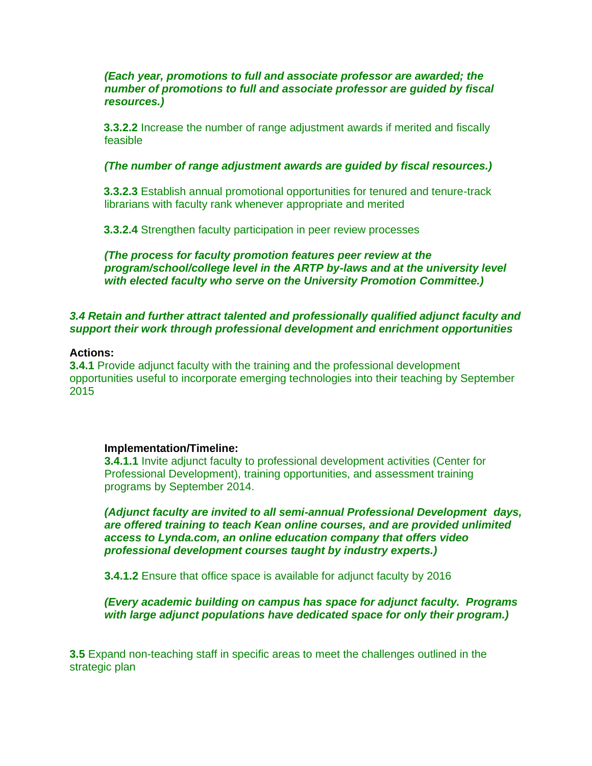***(Each year, promotions to full and associate professor are awarded; the number of promotions to full and associate professor are guided by fiscal resources.)***

**3.3.2.2** Increase the number of range adjustment awards if merited and fiscally feasible

***(The number of range adjustment awards are guided by fiscal resources.)***

**3.3.2.3** Establish annual promotional opportunities for tenured and tenure-track librarians with faculty rank whenever appropriate and merited

**3.3.2.4** Strengthen faculty participation in peer review processes

***(The process for faculty promotion features peer review at the program/school/college level in the ARTP by-laws and at the university level with elected faculty who serve on the University Promotion Committee.)***

***3.4 Retain and further attract talented and professionally qualified adjunct faculty and support their work through professional development and enrichment opportunities***

**Actions:**

**3.4.1** Provide adjunct faculty with the training and the professional development opportunities useful to incorporate emerging technologies into their teaching by September 2015

**Implementation/Timeline:**

**3.4.1.1** Invite adjunct faculty to professional development activities (Center for Professional Development), training opportunities, and assessment training programs by September 2014.

***(Adjunct faculty are invited to all semi-annual Professional Development days, are offered training to teach Kean online courses, and are provided unlimited access to Lynda.com, an online education company that offers video professional development courses taught by industry experts.)***

**3.4.1.2** Ensure that office space is available for adjunct faculty by 2016

***(Every academic building on campus has space for adjunct faculty. Programs with large adjunct populations have dedicated space for only their program.)***

**3.5** Expand non-teaching staff in specific areas to meet the challenges outlined in the strategic plan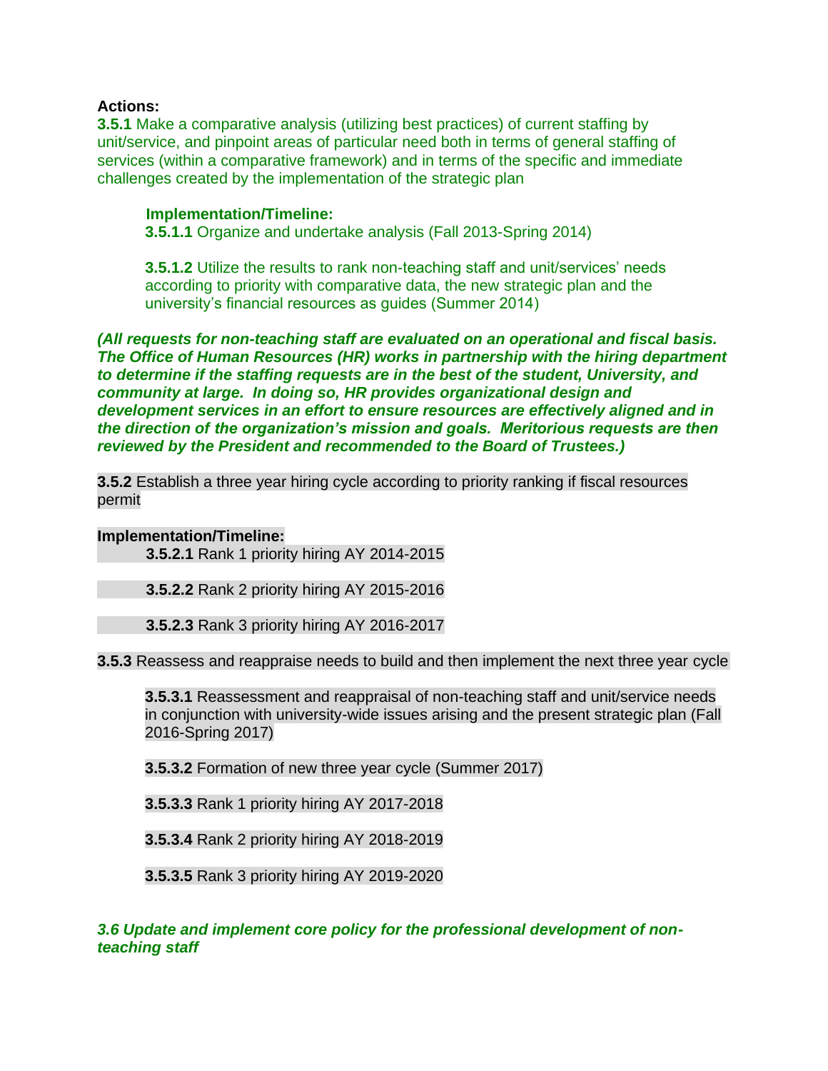**Actions:**

**3.5.1** Make a comparative analysis (utilizing best practices) of current staffing by unit/service, and pinpoint areas of particular need both in terms of general staffing of services (within a comparative framework) and in terms of the specific and immediate challenges created by the implementation of the strategic plan

**Implementation/Timeline:**

**3.5.1.1** Organize and undertake analysis (Fall 2013-Spring 2014)

**3.5.1.2** Utilize the results to rank non-teaching staff and unit/services' needs according to priority with comparative data, the new strategic plan and the university's financial resources as guides (Summer 2014)

***(All requests for non-teaching staff are evaluated on an operational and fiscal basis. The Office of Human Resources (HR) works in partnership with the hiring department to determine if the staffing requests are in the best of the student, University, and community at large. In doing so, HR provides organizational design and development services in an effort to ensure resources are effectively aligned and in the direction of the organization's mission and goals. Meritorious requests are then reviewed by the President and recommended to the Board of Trustees.)***

**3.5.2** Establish a three year hiring cycle according to priority ranking if fiscal resources permit

**Implementation/Timeline:**

**3.5.2.1** Rank 1 priority hiring AY 2014-2015

**3.5.2.2** Rank 2 priority hiring AY 2015-2016

**3.5.2.3** Rank 3 priority hiring AY 2016-2017

**3.5.3** Reassess and reappraise needs to build and then implement the next three year cycle

**3.5.3.1** Reassessment and reappraisal of non-teaching staff and unit/service needs in conjunction with university-wide issues arising and the present strategic plan (Fall 2016-Spring 2017)

**3.5.3.2** Formation of new three year cycle (Summer 2017)

**3.5.3.3** Rank 1 priority hiring AY 2017-2018

**3.5.3.4** Rank 2 priority hiring AY 2018-2019

**3.5.3.5** Rank 3 priority hiring AY 2019-2020

***3.6 Update and implement core policy for the professional development of non-teaching staff***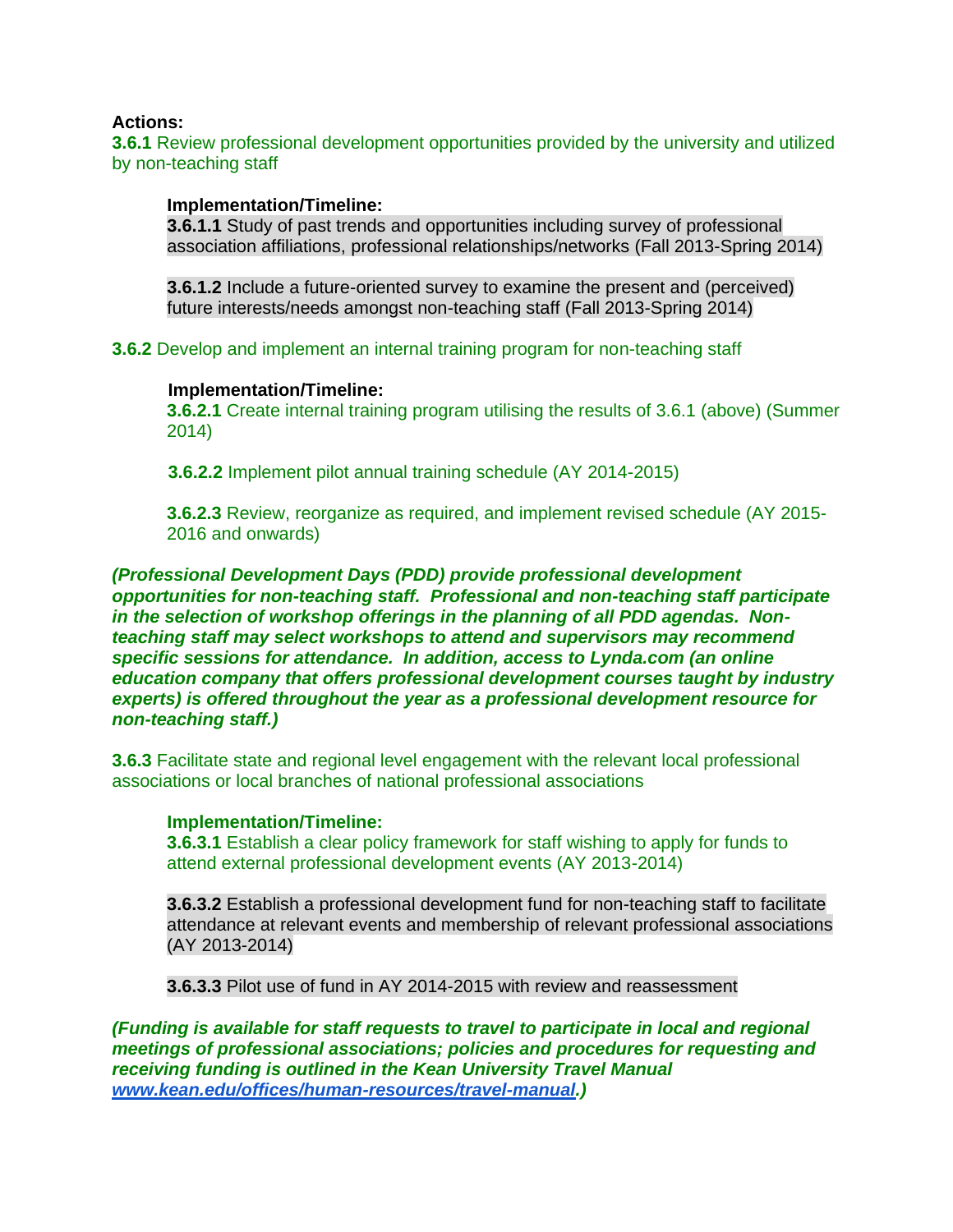**Actions:**

**3.6.1** Review professional development opportunities provided by the university and utilized by non-teaching staff

> **Implementation/Timeline:**
>
> **3.6.1.1** Study of past trends and opportunities including survey of professional association affiliations, professional relationships/networks (Fall 2013-Spring 2014)
>
> **3.6.1.2** Include a future-oriented survey to examine the present and (perceived) future interests/needs amongst non-teaching staff (Fall 2013-Spring 2014)

**3.6.2** Develop and implement an internal training program for non-teaching staff

> **Implementation/Timeline:**
>
> **3.6.2.1** Create internal training program utilising the results of 3.6.1 (above) (Summer 2014)
>
> **3.6.2.2** Implement pilot annual training schedule (AY 2014-2015)
>
> **3.6.2.3** Review, reorganize as required, and implement revised schedule (AY 2015-2016 and onwards)

***(Professional Development Days (PDD) provide professional development opportunities for non-teaching staff. Professional and non-teaching staff participate in the selection of workshop offerings in the planning of all PDD agendas. Non-teaching staff may select workshops to attend and supervisors may recommend specific sessions for attendance. In addition, access to Lynda.com (an online education company that offers professional development courses taught by industry experts) is offered throughout the year as a professional development resource for non-teaching staff.)***

**3.6.3** Facilitate state and regional level engagement with the relevant local professional associations or local branches of national professional associations

> **Implementation/Timeline:**
>
> **3.6.3.1** Establish a clear policy framework for staff wishing to apply for funds to attend external professional development events (AY 2013-2014)
>
> **3.6.3.2** Establish a professional development fund for non-teaching staff to facilitate attendance at relevant events and membership of relevant professional associations (AY 2013-2014)
>
> **3.6.3.3** Pilot use of fund in AY 2014-2015 with review and reassessment

***(Funding is available for staff requests to travel to participate in local and regional meetings of professional associations; policies and procedures for requesting and receiving funding is outlined in the Kean University Travel Manual [www.kean.edu/offices/human-resources/travel-manual](www.kean.edu/offices/human-resources/travel-manual).)***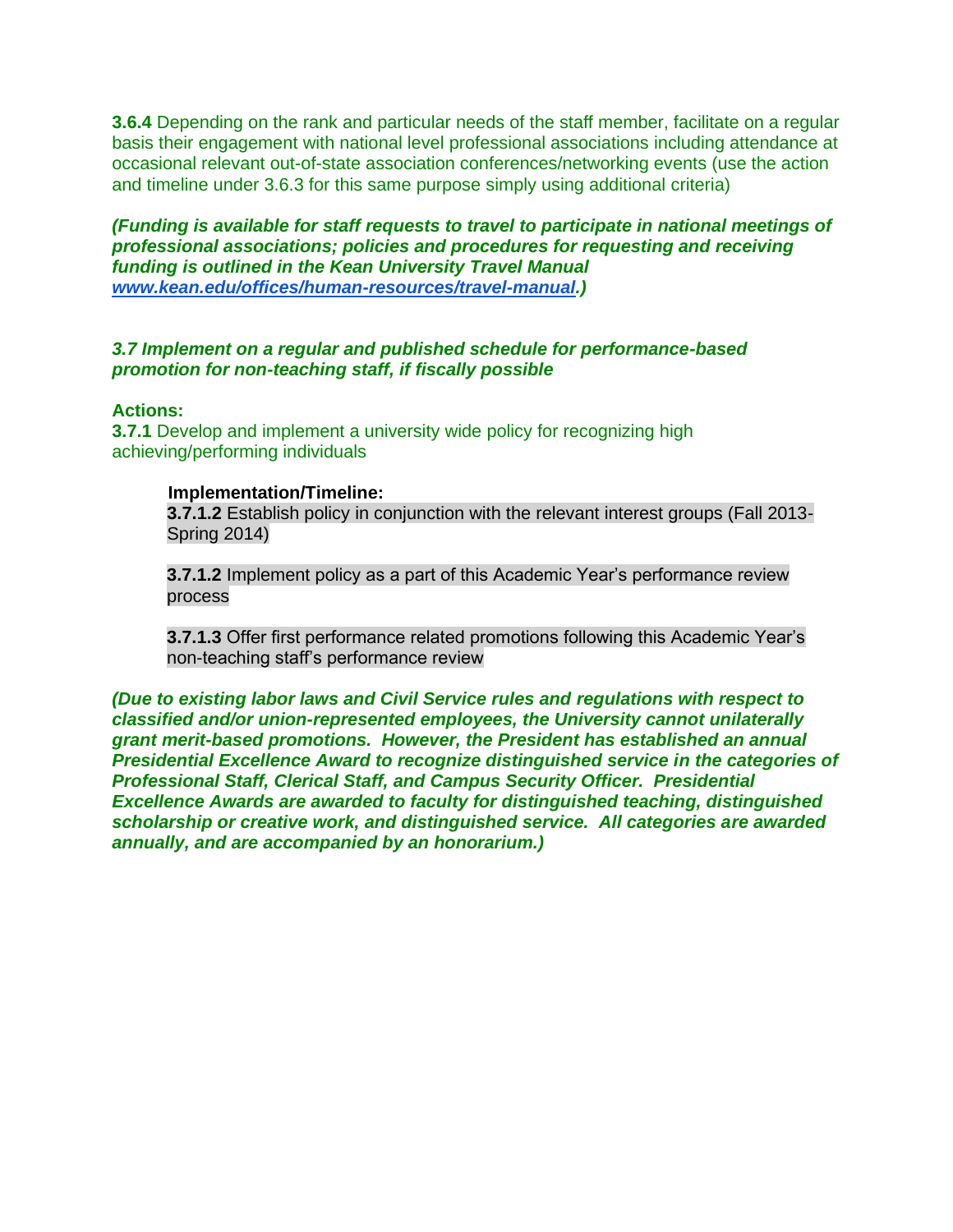**3.6.4** Depending on the rank and particular needs of the staff member, facilitate on a regular basis their engagement with national level professional associations including attendance at occasional relevant out-of-state association conferences/networking events (use the action and timeline under 3.6.3 for this same purpose simply using additional criteria)

***(Funding is available for staff requests to travel to participate in national meetings of professional associations; policies and procedures for requesting and receiving funding is outlined in the Kean University Travel Manual [www.kean.edu/offices/human-resources/travel-manual](www.kean.edu/offices/human-resources/travel-manual).)***

***3.7 Implement on a regular and published schedule for performance-based promotion for non-teaching staff, if fiscally possible***

**Actions:**

**3.7.1** Develop and implement a university wide policy for recognizing high achieving/performing individuals

**Implementation/Timeline:**

**3.7.1.2** Establish policy in conjunction with the relevant interest groups (Fall 2013-Spring 2014)

**3.7.1.2** Implement policy as a part of this Academic Year's performance review process

**3.7.1.3** Offer first performance related promotions following this Academic Year's non-teaching staff's performance review

***(Due to existing labor laws and Civil Service rules and regulations with respect to classified and/or union-represented employees, the University cannot unilaterally grant merit-based promotions. However, the President has established an annual Presidential Excellence Award to recognize distinguished service in the categories of Professional Staff, Clerical Staff, and Campus Security Officer. Presidential Excellence Awards are awarded to faculty for distinguished teaching, distinguished scholarship or creative work, and distinguished service. All categories are awarded annually, and are accompanied by an honorarium.)***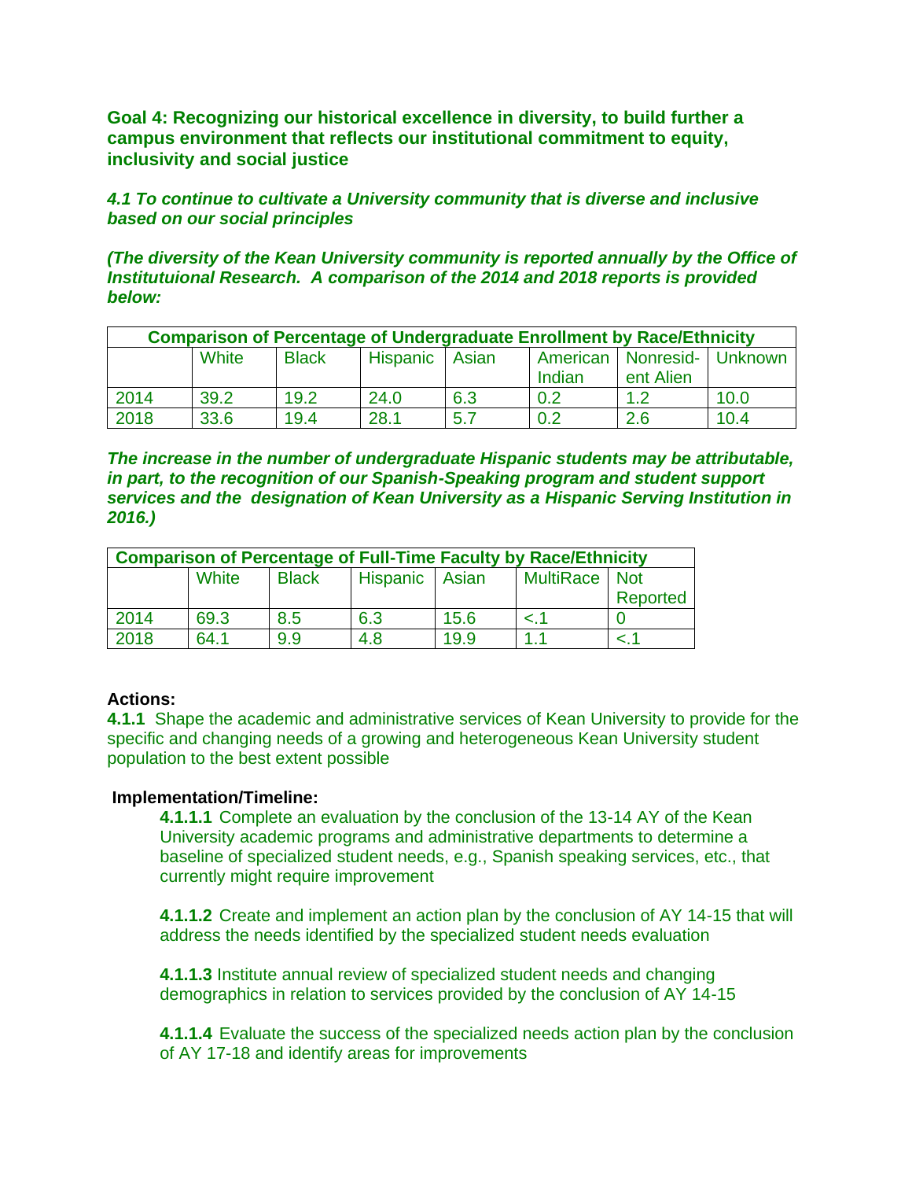**Goal 4: Recognizing our historical excellence in diversity, to build further a campus environment that reflects our institutional commitment to equity, inclusivity and social justice**

***4.1 To continue to cultivate a University community that is diverse and inclusive based on our social principles***

***(The diversity of the Kean University community is reported annually by the Office of Institutuional Research. A comparison of the 2014 and 2018 reports is provided below:***

| **Comparison of Percentage of Undergraduate Enrollment by Race/Ethnicity** | | | | | | | |
|---|---|---|---|---|---|---|---|
| | White | Black | Hispanic | Asian | American Indian | Nonresid-ent Alien | Unknown |
| 2014 | 39.2 | 19.2 | 24.0 | 6.3 | 0.2 | 1.2 | 10.0 |
| 2018 | 33.6 | 19.4 | 28.1 | 5.7 | 0.2 | 2.6 | 10.4 |

***The increase in the number of undergraduate Hispanic students may be attributable, in part, to the recognition of our Spanish-Speaking program and student support services and the designation of Kean University as a Hispanic Serving Institution in 2016.)***

| **Comparison of Percentage of Full-Time Faculty by Race/Ethnicity** | | | | | | |
|---|---|---|---|---|---|---|
| | White | Black | Hispanic | Asian | MultiRace | Not Reported |
| 2014 | 69.3 | 8.5 | 6.3 | 15.6 | <.1 | 0 |
| 2018 | 64.1 | 9.9 | 4.8 | 19.9 | 1.1 | <.1 |

**Actions:**

**4.1.1** Shape the academic and administrative services of Kean University to provide for the specific and changing needs of a growing and heterogeneous Kean University student population to the best extent possible

**Implementation/Timeline:**

**4.1.1.1** Complete an evaluation by the conclusion of the 13-14 AY of the Kean University academic programs and administrative departments to determine a baseline of specialized student needs, e.g., Spanish speaking services, etc., that currently might require improvement

**4.1.1.2** Create and implement an action plan by the conclusion of AY 14-15 that will address the needs identified by the specialized student needs evaluation

**4.1.1.3** Institute annual review of specialized student needs and changing demographics in relation to services provided by the conclusion of AY 14-15

**4.1.1.4** Evaluate the success of the specialized needs action plan by the conclusion of AY 17-18 and identify areas for improvements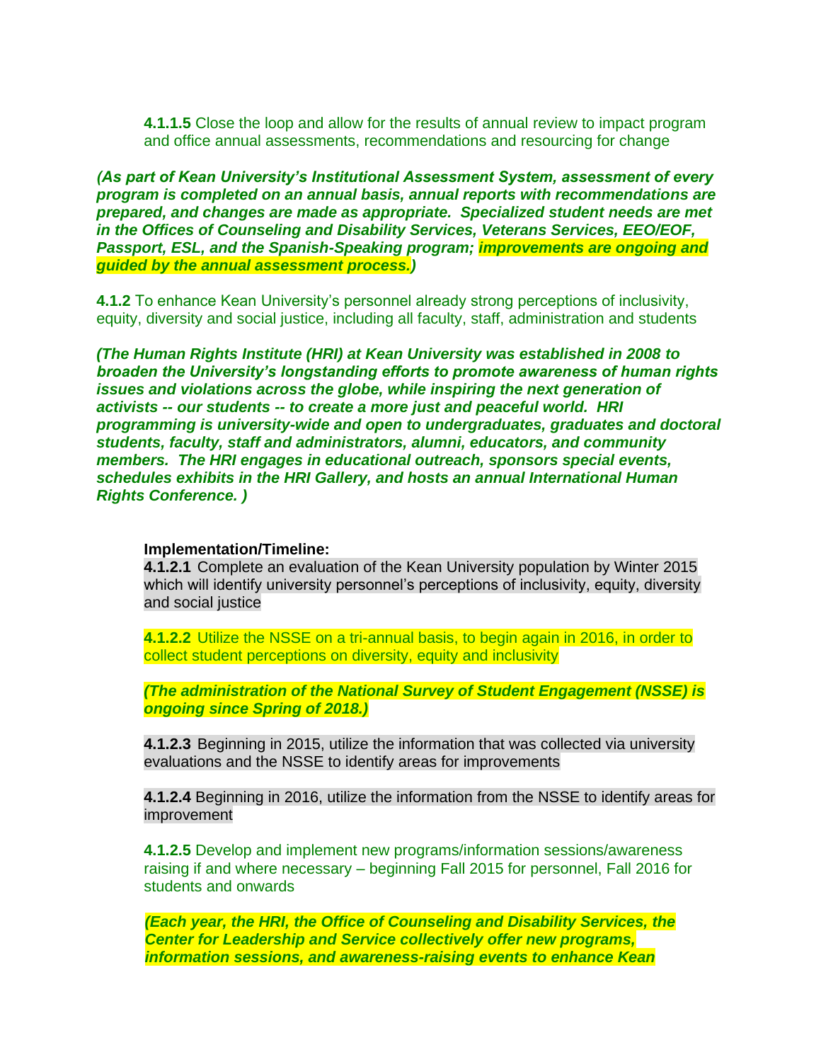**4.1.1.5** Close the loop and allow for the results of annual review to impact program and office annual assessments, recommendations and resourcing for change

***(As part of Kean University's Institutional Assessment System, assessment of every program is completed on an annual basis, annual reports with recommendations are prepared, and changes are made as appropriate. Specialized student needs are met in the Offices of Counseling and Disability Services, Veterans Services, EEO/EOF, Passport, ESL, and the Spanish-Speaking program; improvements are ongoing and guided by the annual assessment process.)***

**4.1.2** To enhance Kean University's personnel already strong perceptions of inclusivity, equity, diversity and social justice, including all faculty, staff, administration and students

***(The Human Rights Institute (HRI) at Kean University was established in 2008 to broaden the University's longstanding efforts to promote awareness of human rights issues and violations across the globe, while inspiring the next generation of activists -- our students -- to create a more just and peaceful world. HRI programming is university-wide and open to undergraduates, graduates and doctoral students, faculty, staff and administrators, alumni, educators, and community members. The HRI engages in educational outreach, sponsors special events, schedules exhibits in the HRI Gallery, and hosts an annual International Human Rights Conference. )***

**Implementation/Timeline:**

**4.1.2.1** Complete an evaluation of the Kean University population by Winter 2015 which will identify university personnel's perceptions of inclusivity, equity, diversity and social justice

**4.1.2.2** Utilize the NSSE on a tri-annual basis, to begin again in 2016, in order to collect student perceptions on diversity, equity and inclusivity

***(The administration of the National Survey of Student Engagement (NSSE) is ongoing since Spring of 2018.)***

**4.1.2.3** Beginning in 2015, utilize the information that was collected via university evaluations and the NSSE to identify areas for improvements

**4.1.2.4** Beginning in 2016, utilize the information from the NSSE to identify areas for improvement

**4.1.2.5** Develop and implement new programs/information sessions/awareness raising if and where necessary – beginning Fall 2015 for personnel, Fall 2016 for students and onwards

***(Each year, the HRI, the Office of Counseling and Disability Services, the Center for Leadership and Service collectively offer new programs, information sessions, and awareness-raising events to enhance Kean***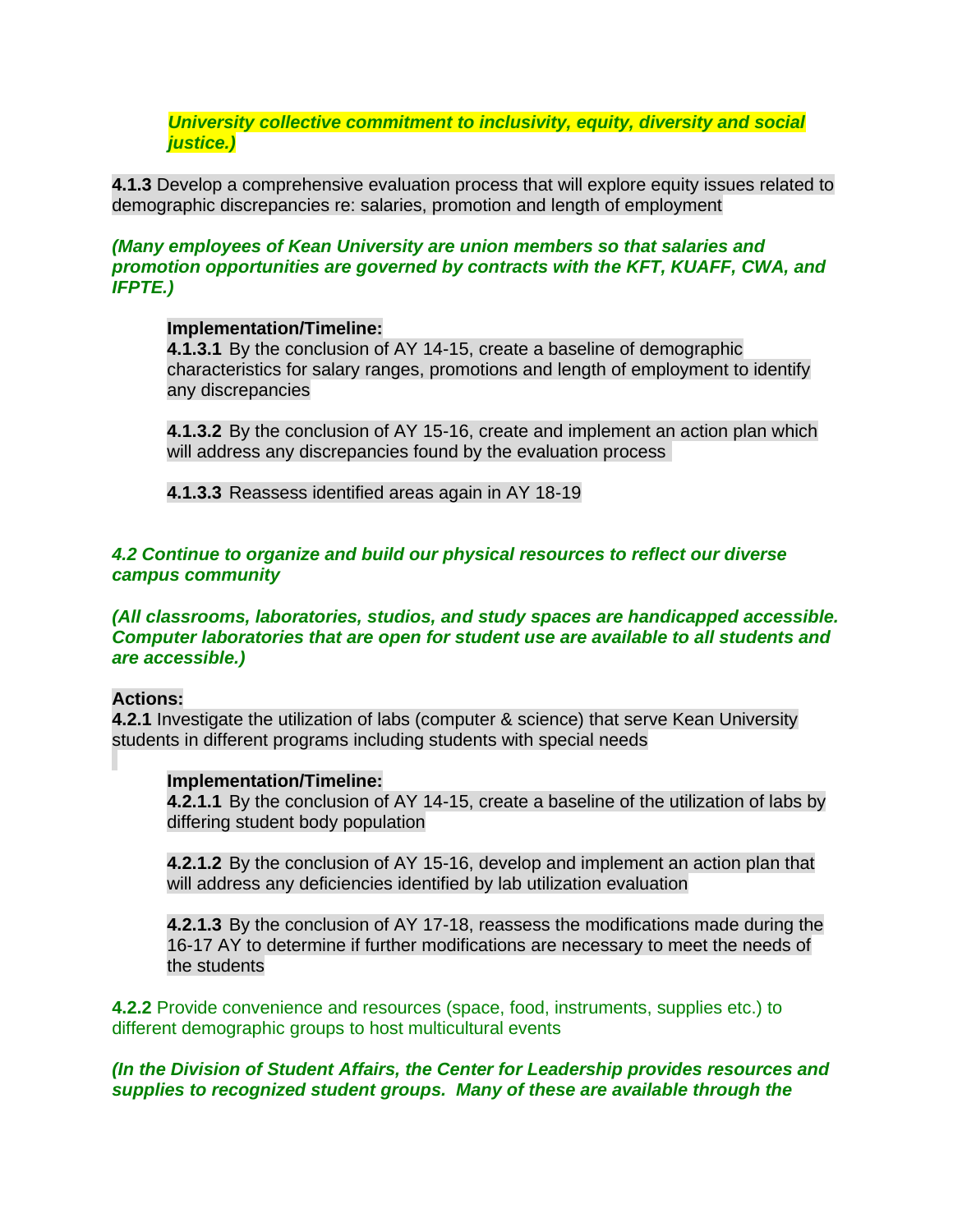***University collective commitment to inclusivity, equity, diversity and social justice.)***

**4.1.3** Develop a comprehensive evaluation process that will explore equity issues related to demographic discrepancies re: salaries, promotion and length of employment

***(Many employees of Kean University are union members so that salaries and promotion opportunities are governed by contracts with the KFT, KUAFF, CWA, and IFPTE.)***

**Implementation/Timeline:**
**4.1.3.1** By the conclusion of AY 14-15, create a baseline of demographic characteristics for salary ranges, promotions and length of employment to identify any discrepancies

**4.1.3.2** By the conclusion of AY 15-16, create and implement an action plan which will address any discrepancies found by the evaluation process

**4.1.3.3** Reassess identified areas again in AY 18-19

***4.2 Continue to organize and build our physical resources to reflect our diverse campus community***

***(All classrooms, laboratories, studios, and study spaces are handicapped accessible. Computer laboratories that are open for student use are available to all students and are accessible.)***

**Actions:**
**4.2.1** Investigate the utilization of labs (computer & science) that serve Kean University students in different programs including students with special needs

**Implementation/Timeline:**
**4.2.1.1** By the conclusion of AY 14-15, create a baseline of the utilization of labs by differing student body population

**4.2.1.2** By the conclusion of AY 15-16, develop and implement an action plan that will address any deficiencies identified by lab utilization evaluation

**4.2.1.3** By the conclusion of AY 17-18, reassess the modifications made during the 16-17 AY to determine if further modifications are necessary to meet the needs of the students

**4.2.2** Provide convenience and resources (space, food, instruments, supplies etc.) to different demographic groups to host multicultural events

***(In the Division of Student Affairs, the Center for Leadership provides resources and supplies to recognized student groups. Many of these are available through the***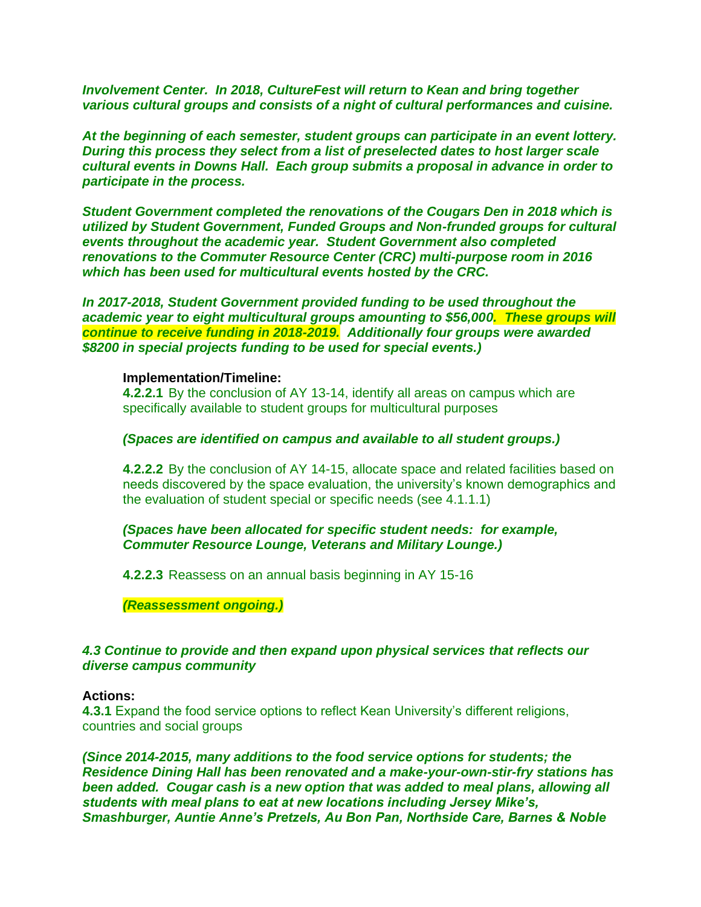***Involvement Center. In 2018, CultureFest will return to Kean and bring together various cultural groups and consists of a night of cultural performances and cuisine.***

***At the beginning of each semester, student groups can participate in an event lottery. During this process they select from a list of preselected dates to host larger scale cultural events in Downs Hall. Each group submits a proposal in advance in order to participate in the process.***

***Student Government completed the renovations of the Cougars Den in 2018 which is utilized by Student Government, Funded Groups and Non-frunded groups for cultural events throughout the academic year. Student Government also completed renovations to the Commuter Resource Center (CRC) multi-purpose room in 2016 which has been used for multicultural events hosted by the CRC.***

***In 2017-2018, Student Government provided funding to be used throughout the academic year to eight multicultural groups amounting to $56,000. These groups will continue to receive funding in 2018-2019. Additionally four groups were awarded $8200 in special projects funding to be used for special events.)***

**Implementation/Timeline:**

**4.2.2.1** By the conclusion of AY 13-14, identify all areas on campus which are specifically available to student groups for multicultural purposes

***(Spaces are identified on campus and available to all student groups.)***

**4.2.2.2** By the conclusion of AY 14-15, allocate space and related facilities based on needs discovered by the space evaluation, the university's known demographics and the evaluation of student special or specific needs (see 4.1.1.1)

***(Spaces have been allocated for specific student needs: for example, Commuter Resource Lounge, Veterans and Military Lounge.)***

**4.2.2.3** Reassess on an annual basis beginning in AY 15-16

***(Reassessment ongoing.)***

***4.3 Continue to provide and then expand upon physical services that reflects our diverse campus community***

**Actions:**

**4.3.1** Expand the food service options to reflect Kean University's different religions, countries and social groups

***(Since 2014-2015, many additions to the food service options for students; the Residence Dining Hall has been renovated and a make-your-own-stir-fry stations has been added. Cougar cash is a new option that was added to meal plans, allowing all students with meal plans to eat at new locations including Jersey Mike's, Smashburger, Auntie Anne's Pretzels, Au Bon Pan, Northside Care, Barnes & Noble***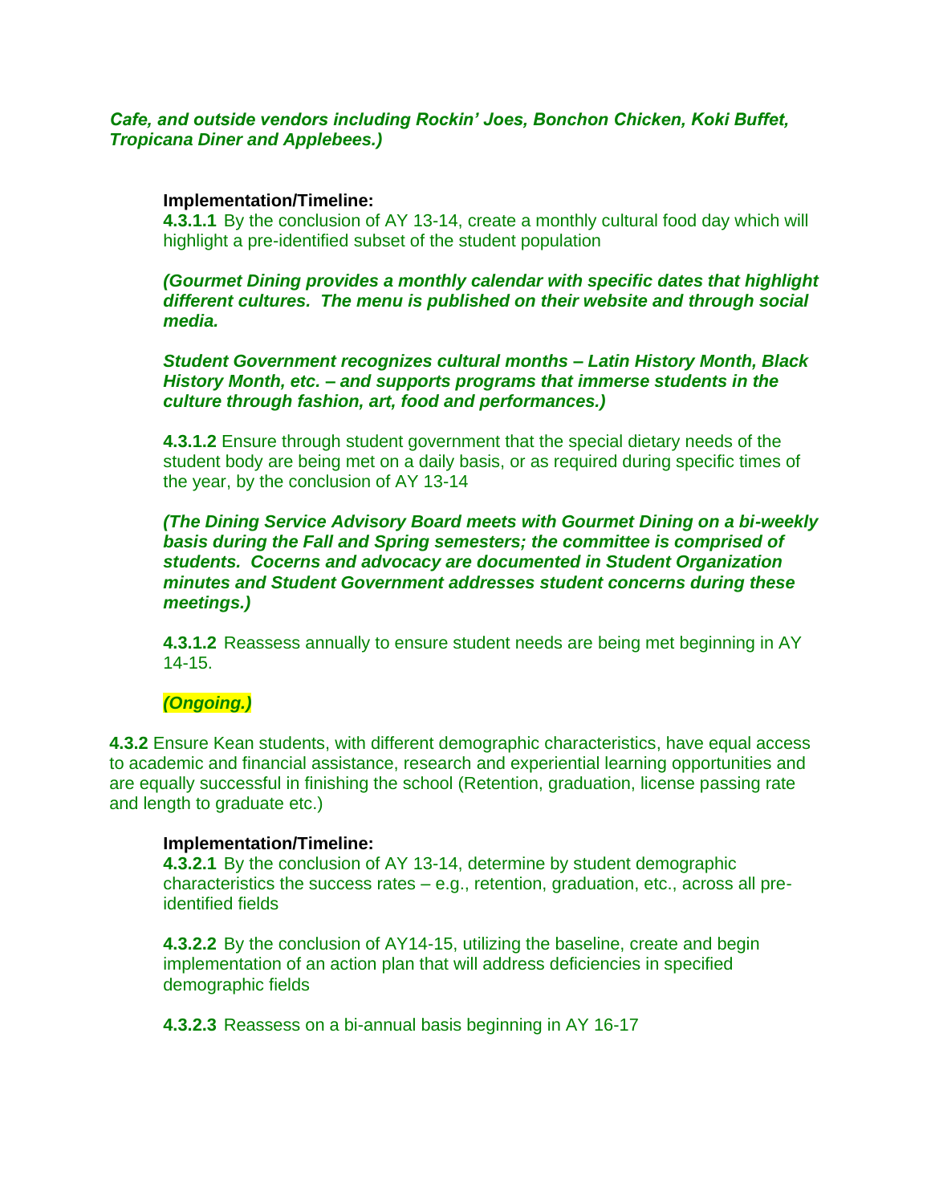***Cafe, and outside vendors including Rockin' Joes, Bonchon Chicken, Koki Buffet, Tropicana Diner and Applebees.)***

**Implementation/Timeline:**

**4.3.1.1** By the conclusion of AY 13-14, create a monthly cultural food day which will highlight a pre-identified subset of the student population

***(Gourmet Dining provides a monthly calendar with specific dates that highlight different cultures. The menu is published on their website and through social media.***

***Student Government recognizes cultural months – Latin History Month, Black History Month, etc. – and supports programs that immerse students in the culture through fashion, art, food and performances.)***

**4.3.1.2** Ensure through student government that the special dietary needs of the student body are being met on a daily basis, or as required during specific times of the year, by the conclusion of AY 13-14

***(The Dining Service Advisory Board meets with Gourmet Dining on a bi-weekly basis during the Fall and Spring semesters; the committee is comprised of students. Cocerns and advocacy are documented in Student Organization minutes and Student Government addresses student concerns during these meetings.)***

**4.3.1.2** Reassess annually to ensure student needs are being met beginning in AY 14-15.

***(Ongoing.)***

**4.3.2** Ensure Kean students, with different demographic characteristics, have equal access to academic and financial assistance, research and experiential learning opportunities and are equally successful in finishing the school (Retention, graduation, license passing rate and length to graduate etc.)

**Implementation/Timeline:**

**4.3.2.1** By the conclusion of AY 13-14, determine by student demographic characteristics the success rates – e.g., retention, graduation, etc., across all pre-identified fields

**4.3.2.2** By the conclusion of AY14-15, utilizing the baseline, create and begin implementation of an action plan that will address deficiencies in specified demographic fields

**4.3.2.3** Reassess on a bi-annual basis beginning in AY 16-17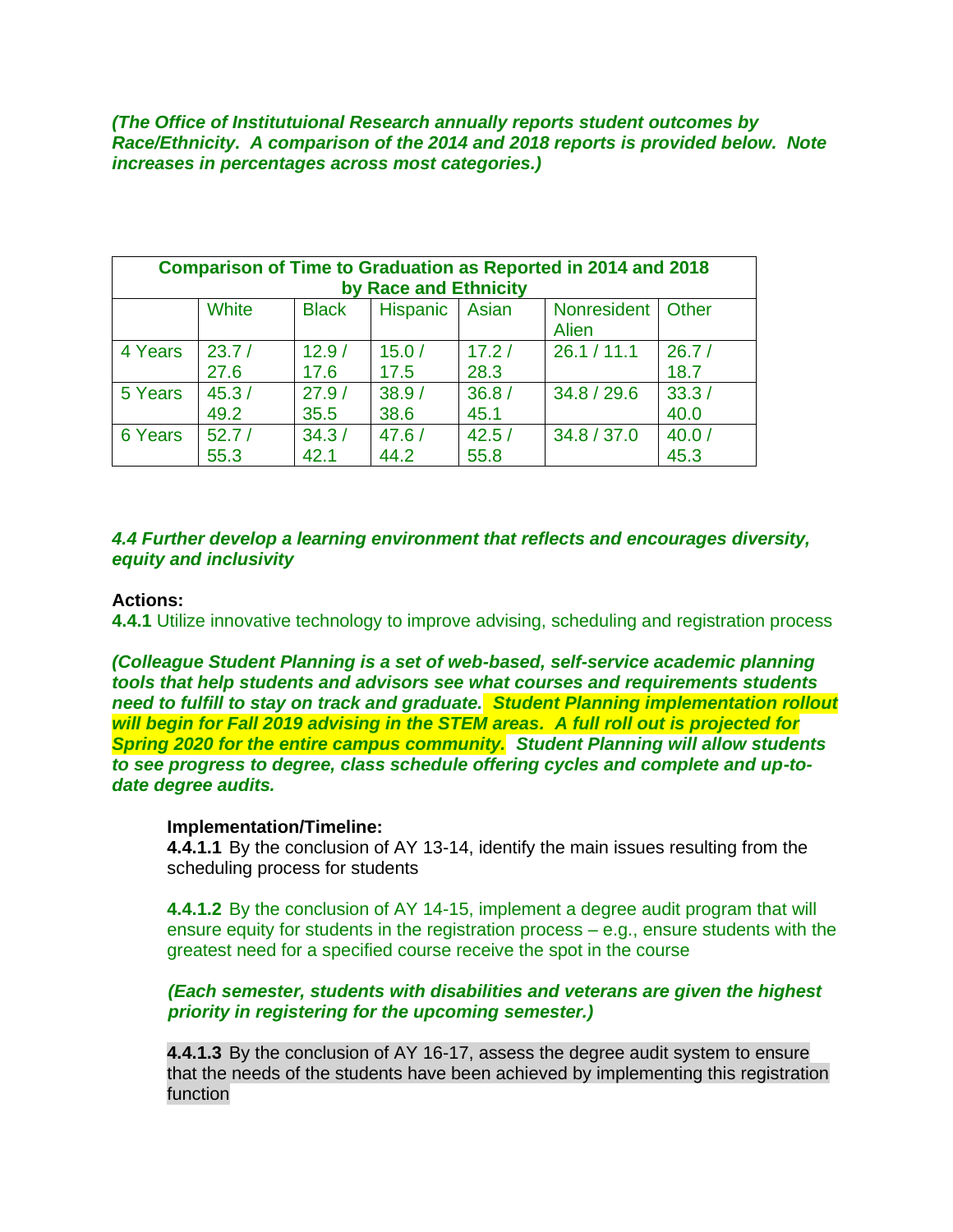***(The Office of Institutuional Research annually reports student outcomes by Race/Ethnicity. A comparison of the 2014 and 2018 reports is provided below. Note increases in percentages across most categories.)***

| Comparison of Time to Graduation as Reported in 2014 and 2018 by Race and Ethnicity | | | | | | |
|---|---|---|---|---|---|---|
| | White | Black | Hispanic | Asian | Nonresident Alien | Other |
| 4 Years | 23.7 / 27.6 | 12.9 / 17.6 | 15.0 / 17.5 | 17.2 / 28.3 | 26.1 / 11.1 | 26.7 / 18.7 |
| 5 Years | 45.3 / 49.2 | 27.9 / 35.5 | 38.9 / 38.6 | 36.8 / 45.1 | 34.8 / 29.6 | 33.3 / 40.0 |
| 6 Years | 52.7 / 55.3 | 34.3 / 42.1 | 47.6 / 44.2 | 42.5 / 55.8 | 34.8 / 37.0 | 40.0 / 45.3 |

***4.4 Further develop a learning environment that reflects and encourages diversity, equity and inclusivity***

**Actions:**

**4.4.1** Utilize innovative technology to improve advising, scheduling and registration process

***(Colleague Student Planning is a set of web-based, self-service academic planning tools that help students and advisors see what courses and requirements students need to fulfill to stay on track and graduate. Student Planning implementation rollout will begin for Fall 2019 advising in the STEM areas. A full roll out is projected for Spring 2020 for the entire campus community. Student Planning will allow students to see progress to degree, class schedule offering cycles and complete and up-to-date degree audits.***

**Implementation/Timeline:**

**4.4.1.1** By the conclusion of AY 13-14, identify the main issues resulting from the scheduling process for students

**4.4.1.2** By the conclusion of AY 14-15, implement a degree audit program that will ensure equity for students in the registration process – e.g., ensure students with the greatest need for a specified course receive the spot in the course

***(Each semester, students with disabilities and veterans are given the highest priority in registering for the upcoming semester.)***

**4.4.1.3** By the conclusion of AY 16-17, assess the degree audit system to ensure that the needs of the students have been achieved by implementing this registration function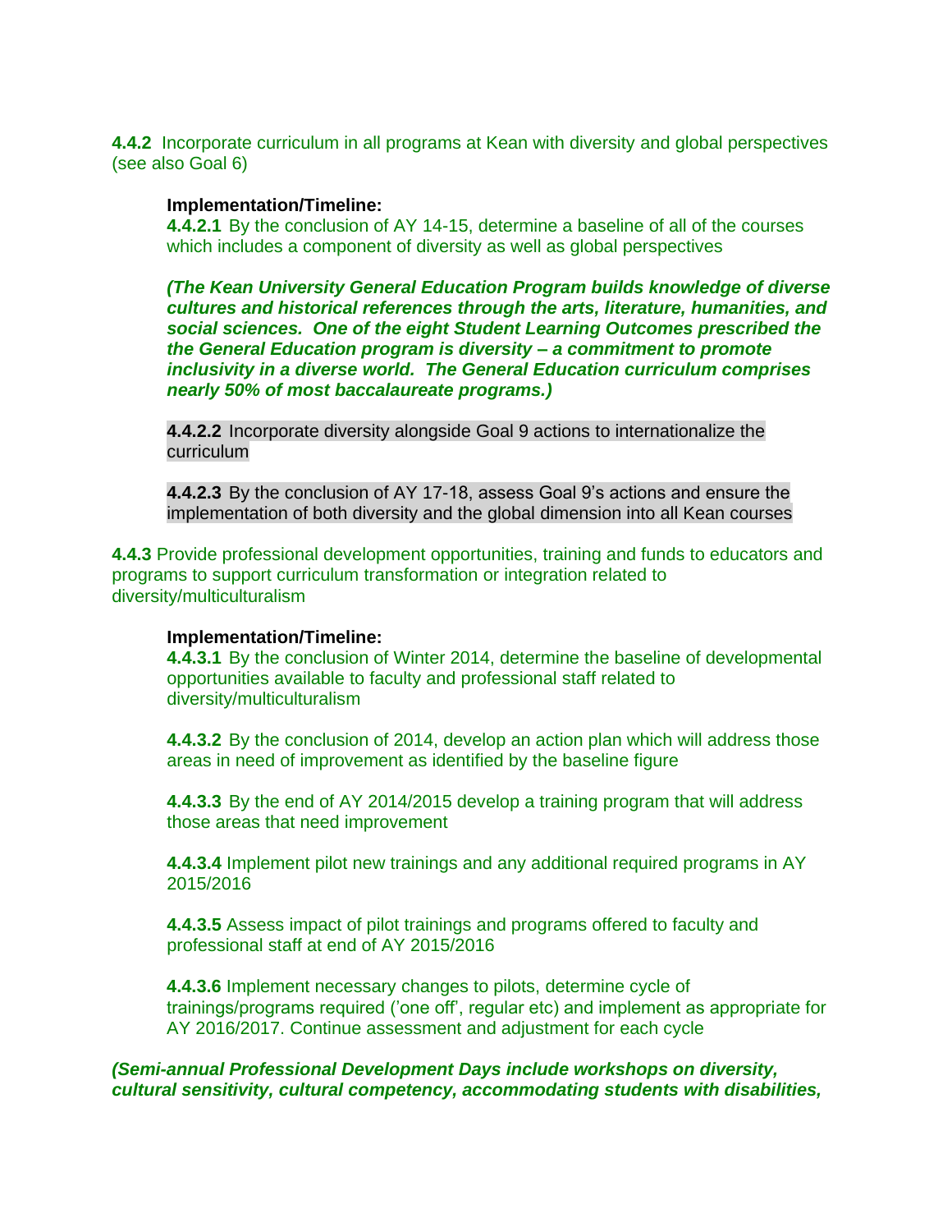**4.4.2** Incorporate curriculum in all programs at Kean with diversity and global perspectives (see also Goal 6)

**Implementation/Timeline:**

**4.4.2.1** By the conclusion of AY 14-15, determine a baseline of all of the courses which includes a component of diversity as well as global perspectives

***(The Kean University General Education Program builds knowledge of diverse cultures and historical references through the arts, literature, humanities, and social sciences. One of the eight Student Learning Outcomes prescribed the the General Education program is diversity – a commitment to promote inclusivity in a diverse world. The General Education curriculum comprises nearly 50% of most baccalaureate programs.)***

**4.4.2.2** Incorporate diversity alongside Goal 9 actions to internationalize the curriculum

**4.4.2.3** By the conclusion of AY 17-18, assess Goal 9's actions and ensure the implementation of both diversity and the global dimension into all Kean courses

**4.4.3** Provide professional development opportunities, training and funds to educators and programs to support curriculum transformation or integration related to diversity/multiculturalism

**Implementation/Timeline:**

**4.4.3.1** By the conclusion of Winter 2014, determine the baseline of developmental opportunities available to faculty and professional staff related to diversity/multiculturalism

**4.4.3.2** By the conclusion of 2014, develop an action plan which will address those areas in need of improvement as identified by the baseline figure

**4.4.3.3** By the end of AY 2014/2015 develop a training program that will address those areas that need improvement

**4.4.3.4** Implement pilot new trainings and any additional required programs in AY 2015/2016

**4.4.3.5** Assess impact of pilot trainings and programs offered to faculty and professional staff at end of AY 2015/2016

**4.4.3.6** Implement necessary changes to pilots, determine cycle of trainings/programs required ('one off', regular etc) and implement as appropriate for AY 2016/2017. Continue assessment and adjustment for each cycle

***(Semi-annual Professional Development Days include workshops on diversity, cultural sensitivity, cultural competency, accommodating students with disabilities,***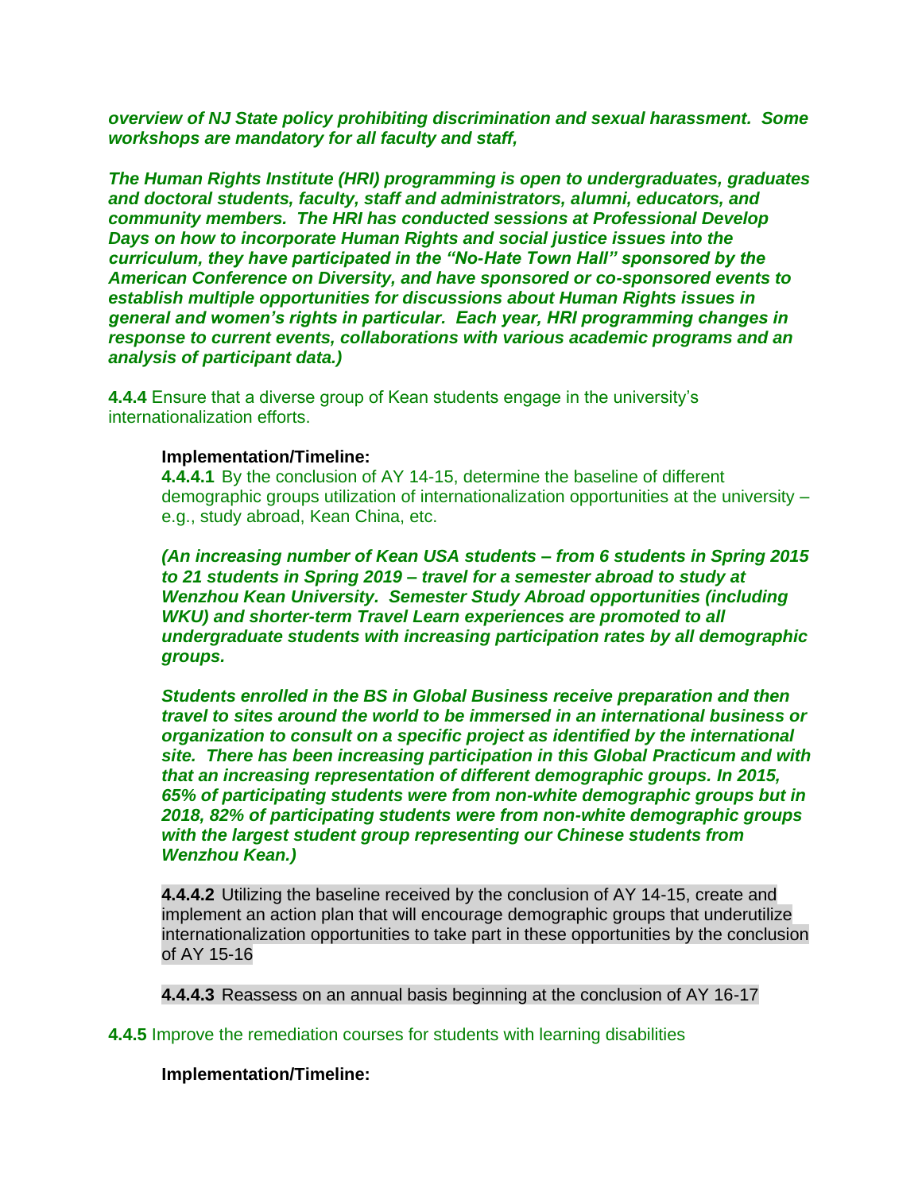***overview of NJ State policy prohibiting discrimination and sexual harassment. Some workshops are mandatory for all faculty and staff,***

***The Human Rights Institute (HRI) programming is open to undergraduates, graduates and doctoral students, faculty, staff and administrators, alumni, educators, and community members. The HRI has conducted sessions at Professional Develop Days on how to incorporate Human Rights and social justice issues into the curriculum, they have participated in the "No-Hate Town Hall" sponsored by the American Conference on Diversity, and have sponsored or co-sponsored events to establish multiple opportunities for discussions about Human Rights issues in general and women's rights in particular. Each year, HRI programming changes in response to current events, collaborations with various academic programs and an analysis of participant data.)***

**4.4.4** Ensure that a diverse group of Kean students engage in the university's internationalization efforts.

**Implementation/Timeline:**

**4.4.4.1** By the conclusion of AY 14-15, determine the baseline of different demographic groups utilization of internationalization opportunities at the university – e.g., study abroad, Kean China, etc.

***(An increasing number of Kean USA students – from 6 students in Spring 2015 to 21 students in Spring 2019 – travel for a semester abroad to study at Wenzhou Kean University. Semester Study Abroad opportunities (including WKU) and shorter-term Travel Learn experiences are promoted to all undergraduate students with increasing participation rates by all demographic groups.***

***Students enrolled in the BS in Global Business receive preparation and then travel to sites around the world to be immersed in an international business or organization to consult on a specific project as identified by the international site. There has been increasing participation in this Global Practicum and with that an increasing representation of different demographic groups. In 2015, 65% of participating students were from non-white demographic groups but in 2018, 82% of participating students were from non-white demographic groups with the largest student group representing our Chinese students from Wenzhou Kean.)***

**4.4.4.2** Utilizing the baseline received by the conclusion of AY 14-15, create and implement an action plan that will encourage demographic groups that underutilize internationalization opportunities to take part in these opportunities by the conclusion of AY 15-16

**4.4.4.3** Reassess on an annual basis beginning at the conclusion of AY 16-17

**4.4.5** Improve the remediation courses for students with learning disabilities

**Implementation/Timeline:**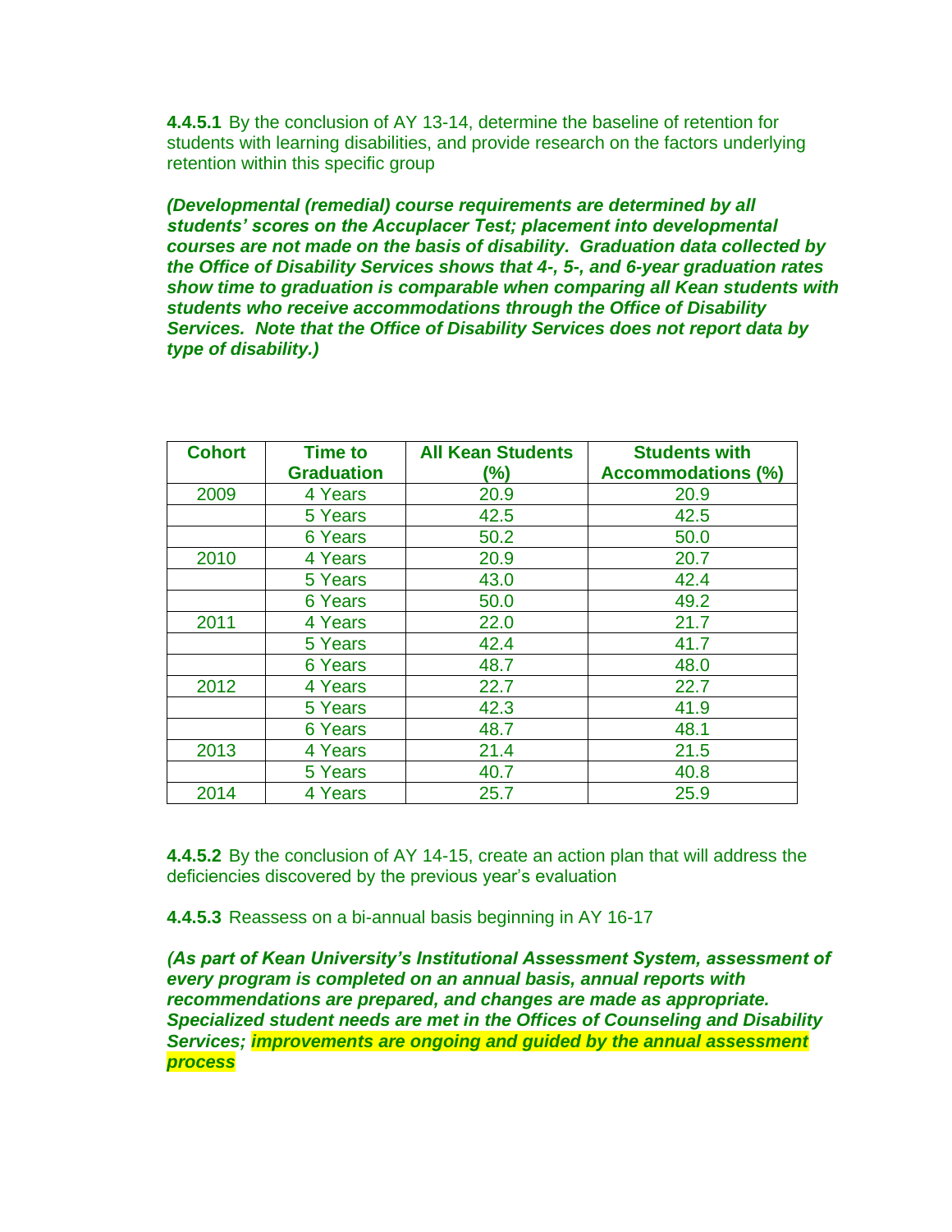**4.4.5.1** By the conclusion of AY 13-14, determine the baseline of retention for students with learning disabilities, and provide research on the factors underlying retention within this specific group

***(Developmental (remedial) course requirements are determined by all students' scores on the Accuplacer Test; placement into developmental courses are not made on the basis of disability. Graduation data collected by the Office of Disability Services shows that 4-, 5-, and 6-year graduation rates show time to graduation is comparable when comparing all Kean students with students who receive accommodations through the Office of Disability Services. Note that the Office of Disability Services does not report data by type of disability.)***

| Cohort | Time to Graduation | All Kean Students (%) | Students with Accommodations (%) |
|---|---|---|---|
| 2009 | 4 Years | 20.9 | 20.9 |
| | 5 Years | 42.5 | 42.5 |
| | 6 Years | 50.2 | 50.0 |
| 2010 | 4 Years | 20.9 | 20.7 |
| | 5 Years | 43.0 | 42.4 |
| | 6 Years | 50.0 | 49.2 |
| 2011 | 4 Years | 22.0 | 21.7 |
| | 5 Years | 42.4 | 41.7 |
| | 6 Years | 48.7 | 48.0 |
| 2012 | 4 Years | 22.7 | 22.7 |
| | 5 Years | 42.3 | 41.9 |
| | 6 Years | 48.7 | 48.1 |
| 2013 | 4 Years | 21.4 | 21.5 |
| | 5 Years | 40.7 | 40.8 |
| 2014 | 4 Years | 25.7 | 25.9 |

**4.4.5.2** By the conclusion of AY 14-15, create an action plan that will address the deficiencies discovered by the previous year's evaluation

**4.4.5.3** Reassess on a bi-annual basis beginning in AY 16-17

***(As part of Kean University's Institutional Assessment System, assessment of every program is completed on an annual basis, annual reports with recommendations are prepared, and changes are made as appropriate. Specialized student needs are met in the Offices of Counseling and Disability Services; improvements are ongoing and guided by the annual assessment process***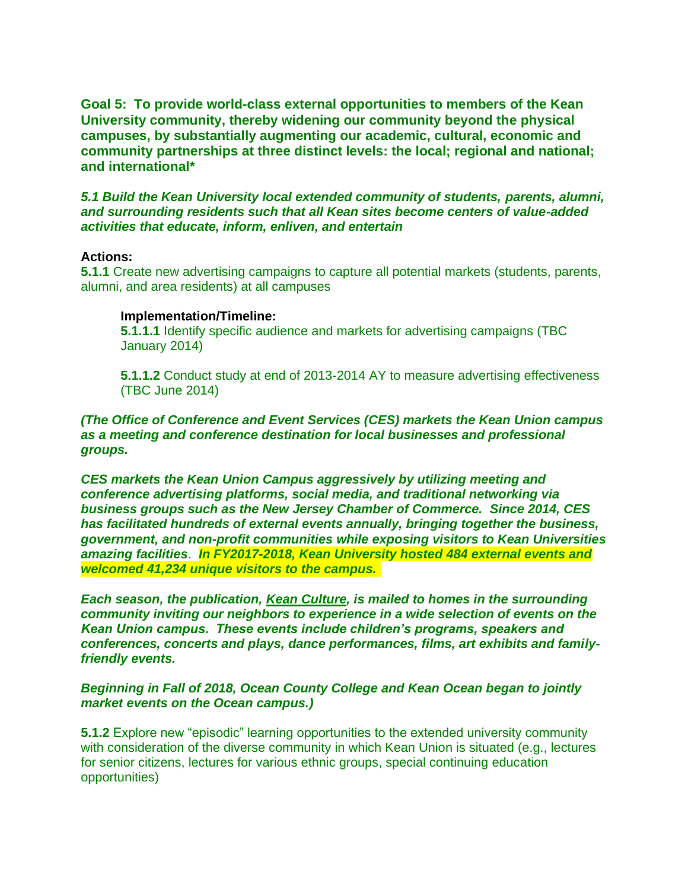**Goal 5: To provide world-class external opportunities to members of the Kean University community, thereby widening our community beyond the physical campuses, by substantially augmenting our academic, cultural, economic and community partnerships at three distinct levels: the local; regional and national; and international***

***5.1 Build the Kean University local extended community of students, parents, alumni, and surrounding residents such that all Kean sites become centers of value-added activities that educate, inform, enliven, and entertain***

**Actions:**

**5.1.1** Create new advertising campaigns to capture all potential markets (students, parents, alumni, and area residents) at all campuses

> **Implementation/Timeline:**
>
> **5.1.1.1** Identify specific audience and markets for advertising campaigns (TBC January 2014)
>
> **5.1.1.2** Conduct study at end of 2013-2014 AY to measure advertising effectiveness (TBC June 2014)

***(The Office of Conference and Event Services (CES) markets the Kean Union campus as a meeting and conference destination for local businesses and professional groups.***

***CES markets the Kean Union Campus aggressively by utilizing meeting and conference advertising platforms, social media, and traditional networking via business groups such as the New Jersey Chamber of Commerce. Since 2014, CES has facilitated hundreds of external events annually, bringing together the business, government, and non-profit communities while exposing visitors to Kean Universities amazing facilities. In FY2017-2018, Kean University hosted 484 external events and welcomed 41,234 unique visitors to the campus.***

***Each season, the publication, Kean Culture, is mailed to homes in the surrounding community inviting our neighbors to experience in a wide selection of events on the Kean Union campus. These events include children's programs, speakers and conferences, concerts and plays, dance performances, films, art exhibits and family-friendly events.***

***Beginning in Fall of 2018, Ocean County College and Kean Ocean began to jointly market events on the Ocean campus.)***

**5.1.2** Explore new "episodic" learning opportunities to the extended university community with consideration of the diverse community in which Kean Union is situated (e.g., lectures for senior citizens, lectures for various ethnic groups, special continuing education opportunities)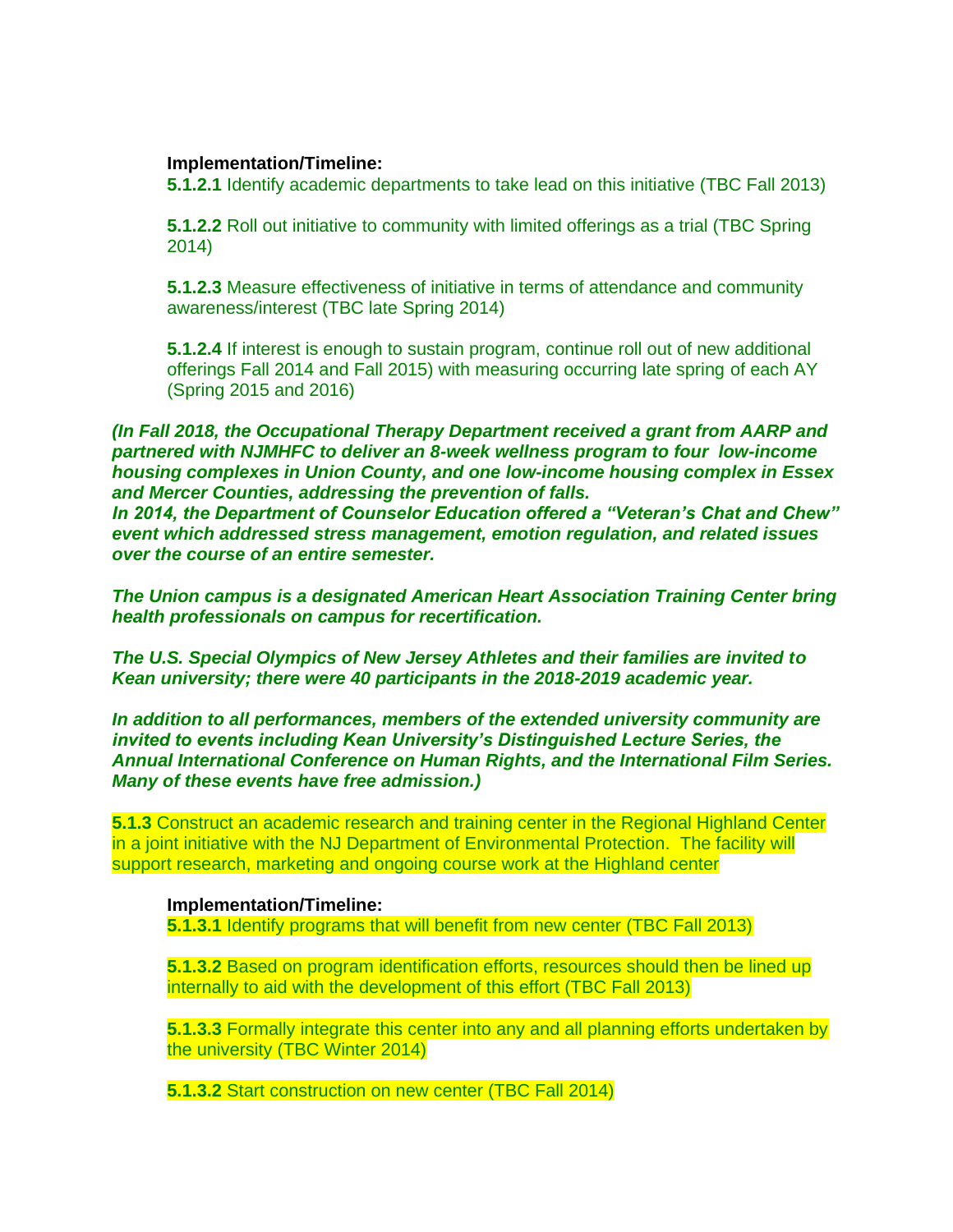**Implementation/Timeline:**

**5.1.2.1** Identify academic departments to take lead on this initiative (TBC Fall 2013)

**5.1.2.2** Roll out initiative to community with limited offerings as a trial (TBC Spring 2014)

**5.1.2.3** Measure effectiveness of initiative in terms of attendance and community awareness/interest (TBC late Spring 2014)

**5.1.2.4** If interest is enough to sustain program, continue roll out of new additional offerings Fall 2014 and Fall 2015) with measuring occurring late spring of each AY (Spring 2015 and 2016)

***(In Fall 2018, the Occupational Therapy Department received a grant from AARP and partnered with NJMHFC to deliver an 8-week wellness program to four low-income housing complexes in Union County, and one low-income housing complex in Essex and Mercer Counties, addressing the prevention of falls.***
***In 2014, the Department of Counselor Education offered a "Veteran's Chat and Chew" event which addressed stress management, emotion regulation, and related issues over the course of an entire semester.***

***The Union campus is a designated American Heart Association Training Center bring health professionals on campus for recertification.***

***The U.S. Special Olympics of New Jersey Athletes and their families are invited to Kean university; there were 40 participants in the 2018-2019 academic year.***

***In addition to all performances, members of the extended university community are invited to events including Kean University's Distinguished Lecture Series, the Annual International Conference on Human Rights, and the International Film Series. Many of these events have free admission.)***

**5.1.3** Construct an academic research and training center in the Regional Highland Center in a joint initiative with the NJ Department of Environmental Protection. The facility will support research, marketing and ongoing course work at the Highland center

**Implementation/Timeline:**

**5.1.3.1** Identify programs that will benefit from new center (TBC Fall 2013)

**5.1.3.2** Based on program identification efforts, resources should then be lined up internally to aid with the development of this effort (TBC Fall 2013)

**5.1.3.3** Formally integrate this center into any and all planning efforts undertaken by the university (TBC Winter 2014)

**5.1.3.2** Start construction on new center (TBC Fall 2014)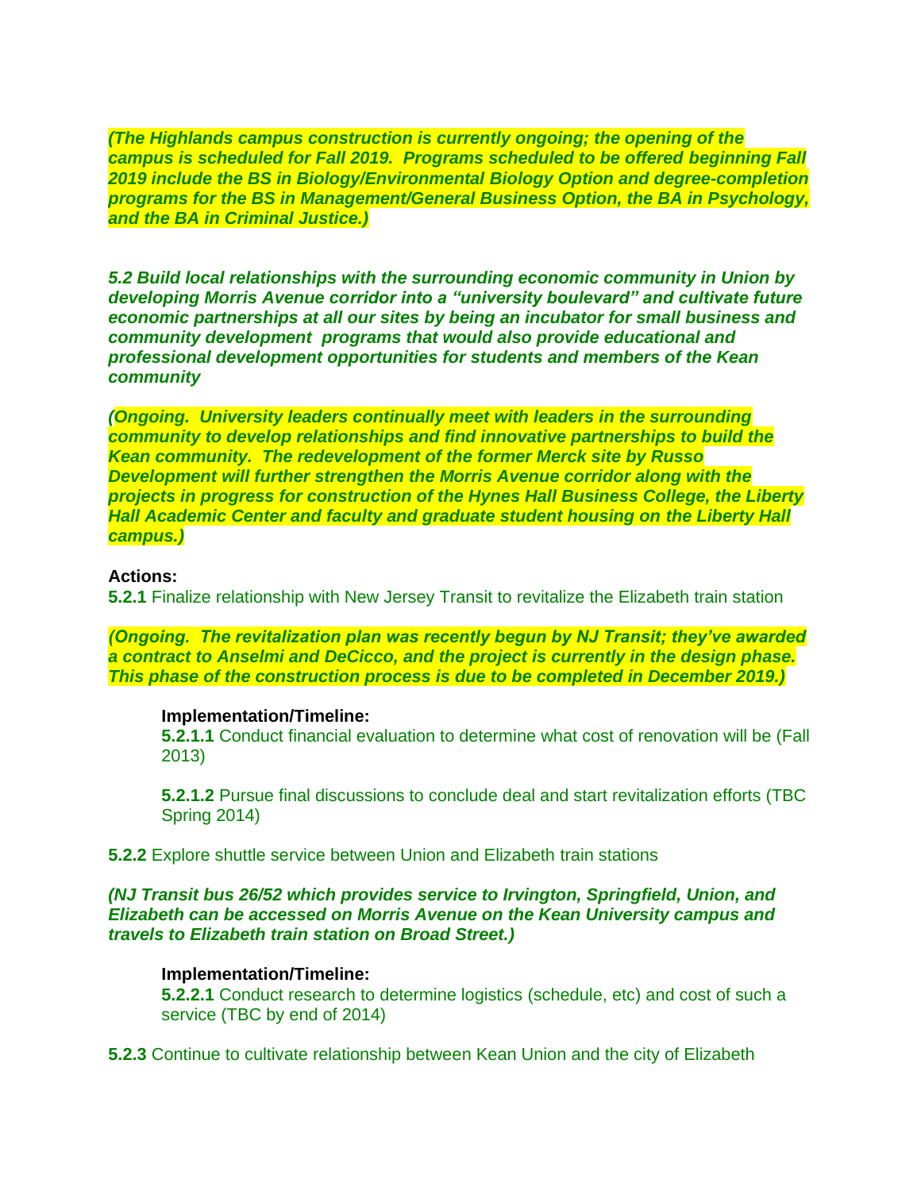***(The Highlands campus construction is currently ongoing; the opening of the campus is scheduled for Fall 2019. Programs scheduled to be offered beginning Fall 2019 include the BS in Biology/Environmental Biology Option and degree-completion programs for the BS in Management/General Business Option, the BA in Psychology, and the BA in Criminal Justice.)***

***5.2 Build local relationships with the surrounding economic community in Union by developing Morris Avenue corridor into a "university boulevard" and cultivate future economic partnerships at all our sites by being an incubator for small business and community development programs that would also provide educational and professional development opportunities for students and members of the Kean community***

***(Ongoing. University leaders continually meet with leaders in the surrounding community to develop relationships and find innovative partnerships to build the Kean community. The redevelopment of the former Merck site by Russo Development will further strengthen the Morris Avenue corridor along with the projects in progress for construction of the Hynes Hall Business College, the Liberty Hall Academic Center and faculty and graduate student housing on the Liberty Hall campus.)***

**Actions:**

**5.2.1** Finalize relationship with New Jersey Transit to revitalize the Elizabeth train station

***(Ongoing. The revitalization plan was recently begun by NJ Transit; they've awarded a contract to Anselmi and DeCicco, and the project is currently in the design phase. This phase of the construction process is due to be completed in December 2019.)***

**Implementation/Timeline:**

**5.2.1.1** Conduct financial evaluation to determine what cost of renovation will be (Fall 2013)

**5.2.1.2** Pursue final discussions to conclude deal and start revitalization efforts (TBC Spring 2014)

**5.2.2** Explore shuttle service between Union and Elizabeth train stations

***(NJ Transit bus 26/52 which provides service to Irvington, Springfield, Union, and Elizabeth can be accessed on Morris Avenue on the Kean University campus and travels to Elizabeth train station on Broad Street.)***

**Implementation/Timeline:**

**5.2.2.1** Conduct research to determine logistics (schedule, etc) and cost of such a service (TBC by end of 2014)

**5.2.3** Continue to cultivate relationship between Kean Union and the city of Elizabeth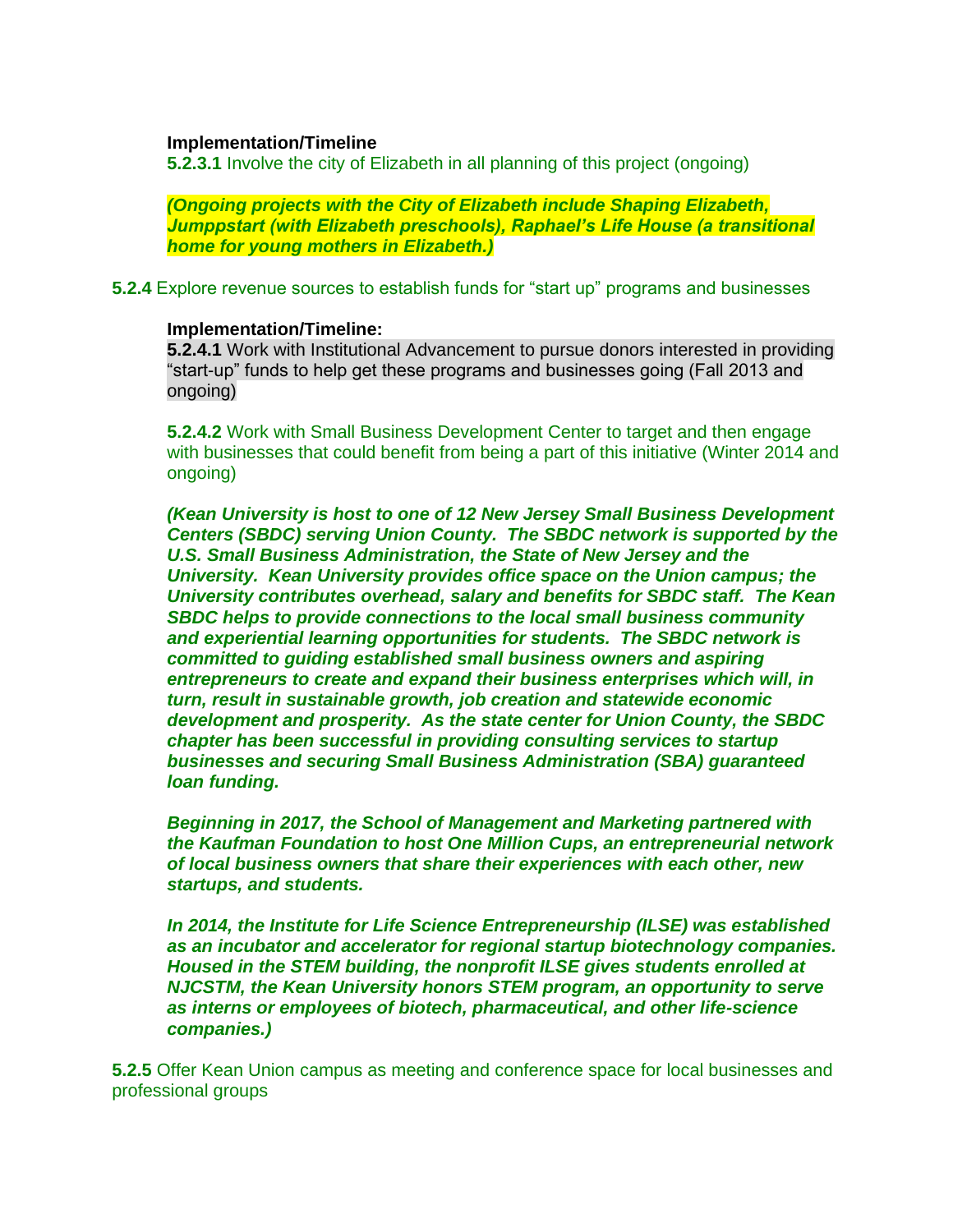**Implementation/Timeline**
**5.2.3.1** Involve the city of Elizabeth in all planning of this project (ongoing)

***(Ongoing projects with the City of Elizabeth include Shaping Elizabeth, Jumppstart (with Elizabeth preschools), Raphael's Life House (a transitional home for young mothers in Elizabeth.)***

**5.2.4** Explore revenue sources to establish funds for "start up" programs and businesses

**Implementation/Timeline:**
**5.2.4.1** Work with Institutional Advancement to pursue donors interested in providing "start-up" funds to help get these programs and businesses going (Fall 2013 and ongoing)

**5.2.4.2** Work with Small Business Development Center to target and then engage with businesses that could benefit from being a part of this initiative (Winter 2014 and ongoing)

***(Kean University is host to one of 12 New Jersey Small Business Development Centers (SBDC) serving Union County. The SBDC network is supported by the U.S. Small Business Administration, the State of New Jersey and the University. Kean University provides office space on the Union campus; the University contributes overhead, salary and benefits for SBDC staff. The Kean SBDC helps to provide connections to the local small business community and experiential learning opportunities for students. The SBDC network is committed to guiding established small business owners and aspiring entrepreneurs to create and expand their business enterprises which will, in turn, result in sustainable growth, job creation and statewide economic development and prosperity. As the state center for Union County, the SBDC chapter has been successful in providing consulting services to startup businesses and securing Small Business Administration (SBA) guaranteed loan funding.***

***Beginning in 2017, the School of Management and Marketing partnered with the Kaufman Foundation to host One Million Cups, an entrepreneurial network of local business owners that share their experiences with each other, new startups, and students.***

***In 2014, the Institute for Life Science Entrepreneurship (ILSE) was established as an incubator and accelerator for regional startup biotechnology companies. Housed in the STEM building, the nonprofit ILSE gives students enrolled at NJCSTM, the Kean University honors STEM program, an opportunity to serve as interns or employees of biotech, pharmaceutical, and other life-science companies.)***

**5.2.5** Offer Kean Union campus as meeting and conference space for local businesses and professional groups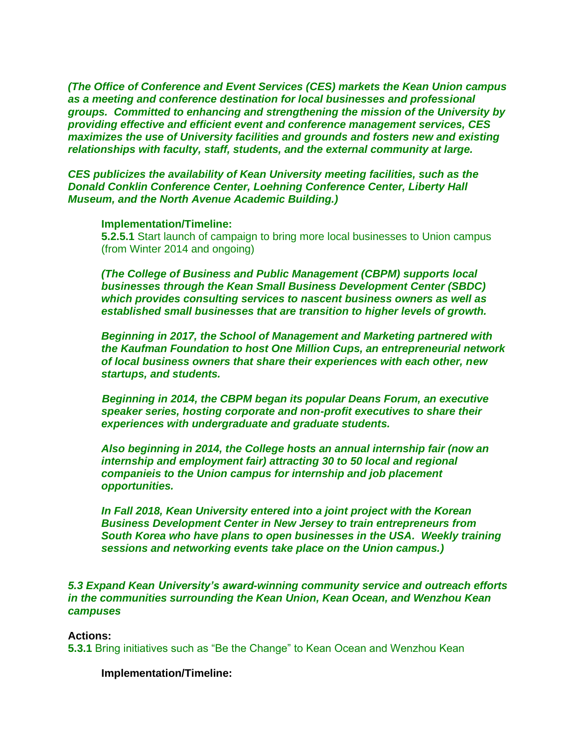*(The Office of Conference and Event Services (CES) markets the Kean Union campus as a meeting and conference destination for local businesses and professional groups. Committed to enhancing and strengthening the mission of the University by providing effective and efficient event and conference management services, CES maximizes the use of University facilities and grounds and fosters new and existing relationships with faculty, staff, students, and the external community at large.*

*CES publicizes the availability of Kean University meeting facilities, such as the Donald Conklin Conference Center, Loehning Conference Center, Liberty Hall Museum, and the North Avenue Academic Building.)*

**Implementation/Timeline:**

**5.2.5.1** Start launch of campaign to bring more local businesses to Union campus (from Winter 2014 and ongoing)

*(The College of Business and Public Management (CBPM) supports local businesses through the Kean Small Business Development Center (SBDC) which provides consulting services to nascent business owners as well as established small businesses that are transition to higher levels of growth.*

*Beginning in 2017, the School of Management and Marketing partnered with the Kaufman Foundation to host One Million Cups, an entrepreneurial network of local business owners that share their experiences with each other, new startups, and students.*

*Beginning in 2014, the CBPM began its popular Deans Forum, an executive speaker series, hosting corporate and non-profit executives to share their experiences with undergraduate and graduate students.*

*Also beginning in 2014, the College hosts an annual internship fair (now an internship and employment fair) attracting 30 to 50 local and regional companieis to the Union campus for internship and job placement opportunities.*

*In Fall 2018, Kean University entered into a joint project with the Korean Business Development Center in New Jersey to train entrepreneurs from South Korea who have plans to open businesses in the USA. Weekly training sessions and networking events take place on the Union campus.)*

***5.3 Expand Kean University's award-winning community service and outreach efforts in the communities surrounding the Kean Union, Kean Ocean, and Wenzhou Kean campuses***

**Actions:**

**5.3.1** Bring initiatives such as "Be the Change" to Kean Ocean and Wenzhou Kean

**Implementation/Timeline:**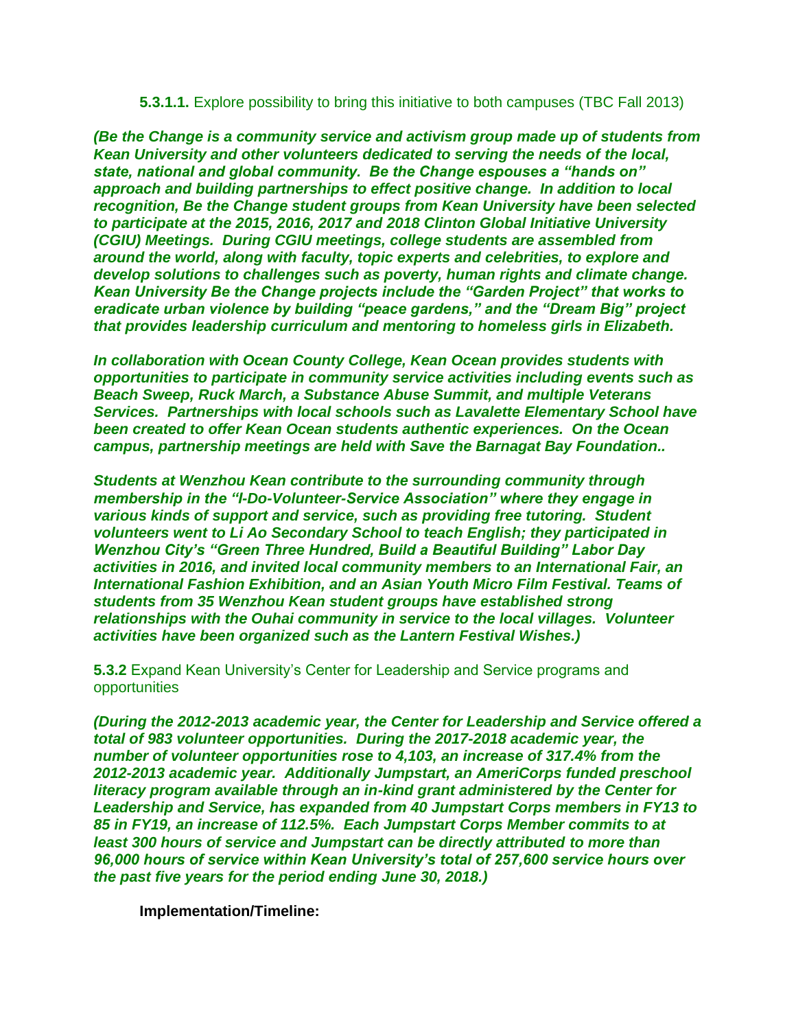**5.3.1.1.** Explore possibility to bring this initiative to both campuses (TBC Fall 2013)

***(Be the Change is a community service and activism group made up of students from Kean University and other volunteers dedicated to serving the needs of the local, state, national and global community. Be the Change espouses a "hands on" approach and building partnerships to effect positive change. In addition to local recognition, Be the Change student groups from Kean University have been selected to participate at the 2015, 2016, 2017 and 2018 Clinton Global Initiative University (CGIU) Meetings. During CGIU meetings, college students are assembled from around the world, along with faculty, topic experts and celebrities, to explore and develop solutions to challenges such as poverty, human rights and climate change. Kean University Be the Change projects include the "Garden Project" that works to eradicate urban violence by building "peace gardens," and the "Dream Big" project that provides leadership curriculum and mentoring to homeless girls in Elizabeth.***

***In collaboration with Ocean County College, Kean Ocean provides students with opportunities to participate in community service activities including events such as Beach Sweep, Ruck March, a Substance Abuse Summit, and multiple Veterans Services. Partnerships with local schools such as Lavalette Elementary School have been created to offer Kean Ocean students authentic experiences. On the Ocean campus, partnership meetings are held with Save the Barnagat Bay Foundation..***

***Students at Wenzhou Kean contribute to the surrounding community through membership in the "I-Do-Volunteer-Service Association" where they engage in various kinds of support and service, such as providing free tutoring. Student volunteers went to Li Ao Secondary School to teach English; they participated in Wenzhou City's "Green Three Hundred, Build a Beautiful Building" Labor Day activities in 2016, and invited local community members to an International Fair, an International Fashion Exhibition, and an Asian Youth Micro Film Festival. Teams of students from 35 Wenzhou Kean student groups have established strong relationships with the Ouhai community in service to the local villages. Volunteer activities have been organized such as the Lantern Festival Wishes.)***

**5.3.2** Expand Kean University's Center for Leadership and Service programs and opportunities

***(During the 2012-2013 academic year, the Center for Leadership and Service offered a total of 983 volunteer opportunities. During the 2017-2018 academic year, the number of volunteer opportunities rose to 4,103, an increase of 317.4% from the 2012-2013 academic year. Additionally Jumpstart, an AmeriCorps funded preschool literacy program available through an in-kind grant administered by the Center for Leadership and Service, has expanded from 40 Jumpstart Corps members in FY13 to 85 in FY19, an increase of 112.5%. Each Jumpstart Corps Member commits to at least 300 hours of service and Jumpstart can be directly attributed to more than 96,000 hours of service within Kean University's total of 257,600 service hours over the past five years for the period ending June 30, 2018.)***

**Implementation/Timeline:**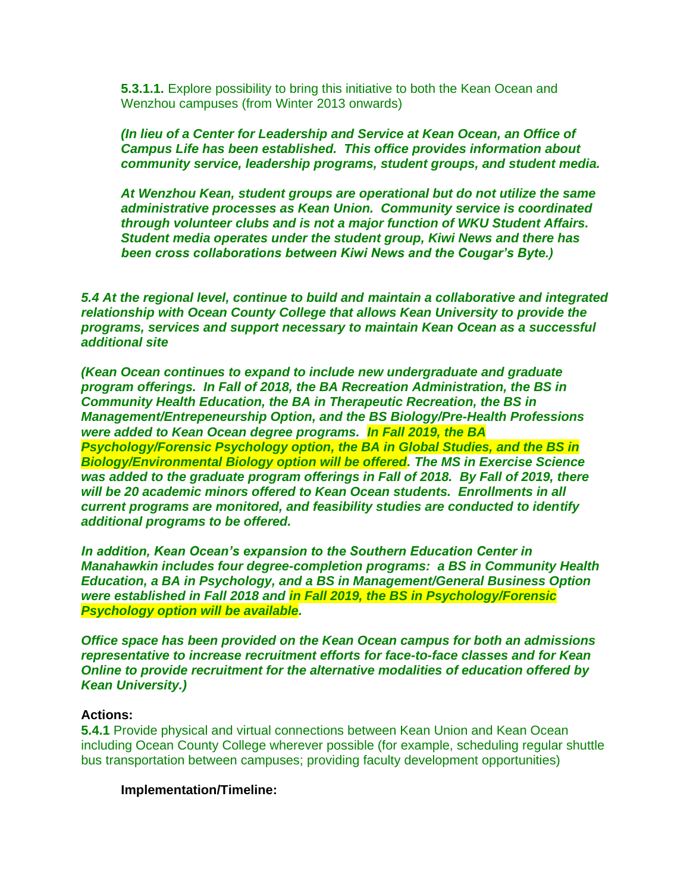**5.3.1.1.** Explore possibility to bring this initiative to both the Kean Ocean and Wenzhou campuses (from Winter 2013 onwards)

***(In lieu of a Center for Leadership and Service at Kean Ocean, an Office of Campus Life has been established. This office provides information about community service, leadership programs, student groups, and student media.***

***At Wenzhou Kean, student groups are operational but do not utilize the same administrative processes as Kean Union. Community service is coordinated through volunteer clubs and is not a major function of WKU Student Affairs. Student media operates under the student group, Kiwi News and there has been cross collaborations between Kiwi News and the Cougar's Byte.)***

***5.4 At the regional level, continue to build and maintain a collaborative and integrated relationship with Ocean County College that allows Kean University to provide the programs, services and support necessary to maintain Kean Ocean as a successful additional site***

***(Kean Ocean continues to expand to include new undergraduate and graduate program offerings. In Fall of 2018, the BA Recreation Administration, the BS in Community Health Education, the BA in Therapeutic Recreation, the BS in Management/Entrepeneurship Option, and the BS Biology/Pre-Health Professions were added to Kean Ocean degree programs. In Fall 2019, the BA Psychology/Forensic Psychology option, the BA in Global Studies, and the BS in Biology/Environmental Biology option will be offered. The MS in Exercise Science was added to the graduate program offerings in Fall of 2018. By Fall of 2019, there will be 20 academic minors offered to Kean Ocean students. Enrollments in all current programs are monitored, and feasibility studies are conducted to identify additional programs to be offered.***

***In addition, Kean Ocean's expansion to the Southern Education Center in Manahawkin includes four degree-completion programs: a BS in Community Health Education, a BA in Psychology, and a BS in Management/General Business Option were established in Fall 2018 and in Fall 2019, the BS in Psychology/Forensic Psychology option will be available.***

***Office space has been provided on the Kean Ocean campus for both an admissions representative to increase recruitment efforts for face-to-face classes and for Kean Online to provide recruitment for the alternative modalities of education offered by Kean University.)***

**Actions:**

**5.4.1** Provide physical and virtual connections between Kean Union and Kean Ocean including Ocean County College wherever possible (for example, scheduling regular shuttle bus transportation between campuses; providing faculty development opportunities)

**Implementation/Timeline:**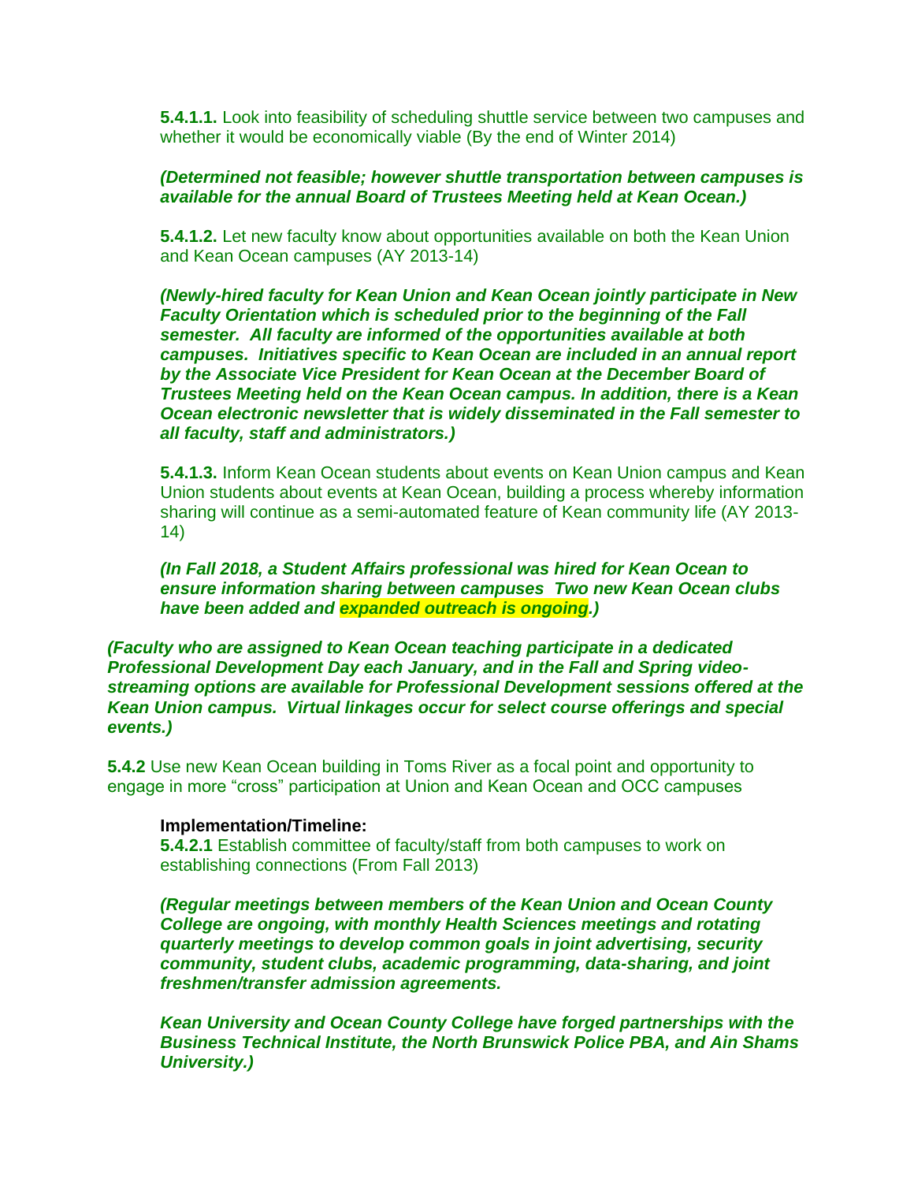**5.4.1.1.** Look into feasibility of scheduling shuttle service between two campuses and whether it would be economically viable (By the end of Winter 2014)

***(Determined not feasible; however shuttle transportation between campuses is available for the annual Board of Trustees Meeting held at Kean Ocean.)***

**5.4.1.2.** Let new faculty know about opportunities available on both the Kean Union and Kean Ocean campuses (AY 2013-14)

***(Newly-hired faculty for Kean Union and Kean Ocean jointly participate in New Faculty Orientation which is scheduled prior to the beginning of the Fall semester. All faculty are informed of the opportunities available at both campuses. Initiatives specific to Kean Ocean are included in an annual report by the Associate Vice President for Kean Ocean at the December Board of Trustees Meeting held on the Kean Ocean campus. In addition, there is a Kean Ocean electronic newsletter that is widely disseminated in the Fall semester to all faculty, staff and administrators.)***

**5.4.1.3.** Inform Kean Ocean students about events on Kean Union campus and Kean Union students about events at Kean Ocean, building a process whereby information sharing will continue as a semi-automated feature of Kean community life (AY 2013-14)

***(In Fall 2018, a Student Affairs professional was hired for Kean Ocean to ensure information sharing between campuses Two new Kean Ocean clubs have been added and expanded outreach is ongoing.)***

***(Faculty who are assigned to Kean Ocean teaching participate in a dedicated Professional Development Day each January, and in the Fall and Spring video-streaming options are available for Professional Development sessions offered at the Kean Union campus. Virtual linkages occur for select course offerings and special events.)***

**5.4.2** Use new Kean Ocean building in Toms River as a focal point and opportunity to engage in more "cross" participation at Union and Kean Ocean and OCC campuses

**Implementation/Timeline:**

**5.4.2.1** Establish committee of faculty/staff from both campuses to work on establishing connections (From Fall 2013)

***(Regular meetings between members of the Kean Union and Ocean County College are ongoing, with monthly Health Sciences meetings and rotating quarterly meetings to develop common goals in joint advertising, security community, student clubs, academic programming, data-sharing, and joint freshmen/transfer admission agreements.***

***Kean University and Ocean County College have forged partnerships with the Business Technical Institute, the North Brunswick Police PBA, and Ain Shams University.)***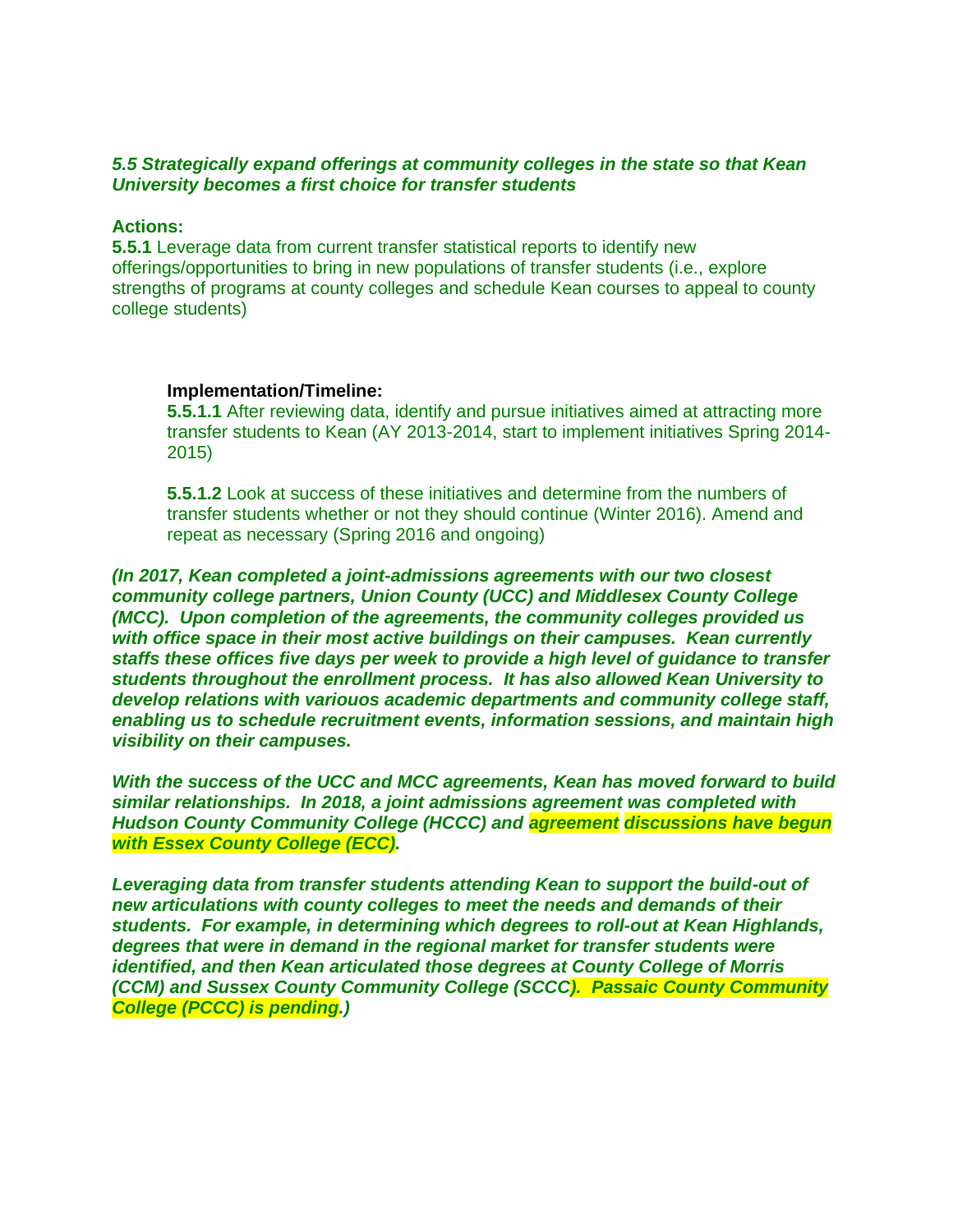***5.5 Strategically expand offerings at community colleges in the state so that Kean University becomes a first choice for transfer students***

**Actions:**

**5.5.1** Leverage data from current transfer statistical reports to identify new offerings/opportunities to bring in new populations of transfer students (i.e., explore strengths of programs at county colleges and schedule Kean courses to appeal to county college students)

**Implementation/Timeline:**

**5.5.1.1** After reviewing data, identify and pursue initiatives aimed at attracting more transfer students to Kean (AY 2013-2014, start to implement initiatives Spring 2014-2015)

**5.5.1.2** Look at success of these initiatives and determine from the numbers of transfer students whether or not they should continue (Winter 2016). Amend and repeat as necessary (Spring 2016 and ongoing)

***(In 2017, Kean completed a joint-admissions agreements with our two closest community college partners, Union County (UCC) and Middlesex County College (MCC). Upon completion of the agreements, the community colleges provided us with office space in their most active buildings on their campuses. Kean currently staffs these offices five days per week to provide a high level of guidance to transfer students throughout the enrollment process. It has also allowed Kean University to develop relations with variouos academic departments and community college staff, enabling us to schedule recruitment events, information sessions, and maintain high visibility on their campuses.***

***With the success of the UCC and MCC agreements, Kean has moved forward to build similar relationships. In 2018, a joint admissions agreement was completed with Hudson County Community College (HCCC) and agreement discussions have begun with Essex County College (ECC).***

***Leveraging data from transfer students attending Kean to support the build-out of new articulations with county colleges to meet the needs and demands of their students. For example, in determining which degrees to roll-out at Kean Highlands, degrees that were in demand in the regional market for transfer students were identified, and then Kean articulated those degrees at County College of Morris (CCM) and Sussex County Community College (SCCC). Passaic County Community College (PCCC) is pending.)***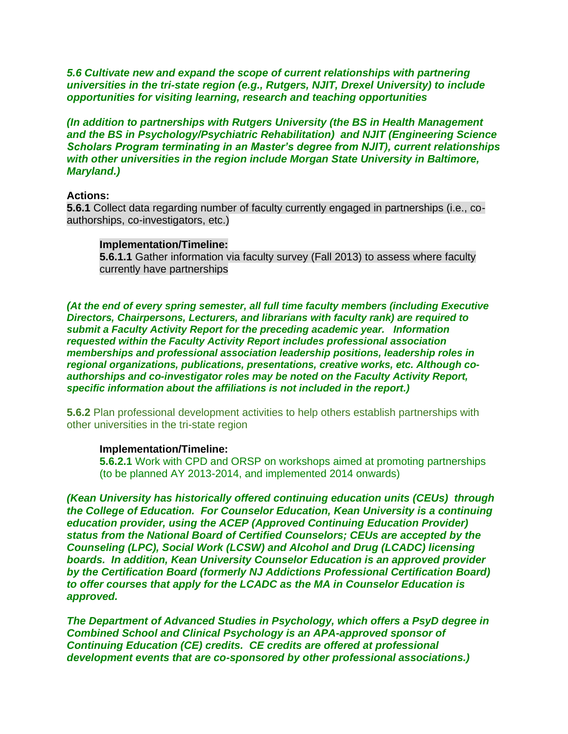***5.6 Cultivate new and expand the scope of current relationships with partnering universities in the tri-state region (e.g., Rutgers, NJIT, Drexel University) to include opportunities for visiting learning, research and teaching opportunities***

***(In addition to partnerships with Rutgers University (the BS in Health Management and the BS in Psychology/Psychiatric Rehabilitation) and NJIT (Engineering Science Scholars Program terminating in an Master's degree from NJIT), current relationships with other universities in the region include Morgan State University in Baltimore, Maryland.)***

**Actions:**

**5.6.1** Collect data regarding number of faculty currently engaged in partnerships (i.e., co-authorships, co-investigators, etc.)

> **Implementation/Timeline:**
>
> **5.6.1.1** Gather information via faculty survey (Fall 2013) to assess where faculty currently have partnerships

***(At the end of every spring semester, all full time faculty members (including Executive Directors, Chairpersons, Lecturers, and librarians with faculty rank) are required to submit a Faculty Activity Report for the preceding academic year. Information requested within the Faculty Activity Report includes professional association memberships and professional association leadership positions, leadership roles in regional organizations, publications, presentations, creative works, etc. Although co-authorships and co-investigator roles may be noted on the Faculty Activity Report, specific information about the affiliations is not included in the report.)***

**5.6.2** Plan professional development activities to help others establish partnerships with other universities in the tri-state region

> **Implementation/Timeline:**
>
> **5.6.2.1** Work with CPD and ORSP on workshops aimed at promoting partnerships (to be planned AY 2013-2014, and implemented 2014 onwards)

***(Kean University has historically offered continuing education units (CEUs) through the College of Education. For Counselor Education, Kean University is a continuing education provider, using the ACEP (Approved Continuing Education Provider) status from the National Board of Certified Counselors; CEUs are accepted by the Counseling (LPC), Social Work (LCSW) and Alcohol and Drug (LCADC) licensing boards. In addition, Kean University Counselor Education is an approved provider by the Certification Board (formerly NJ Addictions Professional Certification Board) to offer courses that apply for the LCADC as the MA in Counselor Education is approved.***

***The Department of Advanced Studies in Psychology, which offers a PsyD degree in Combined School and Clinical Psychology is an APA-approved sponsor of Continuing Education (CE) credits. CE credits are offered at professional development events that are co-sponsored by other professional associations.)***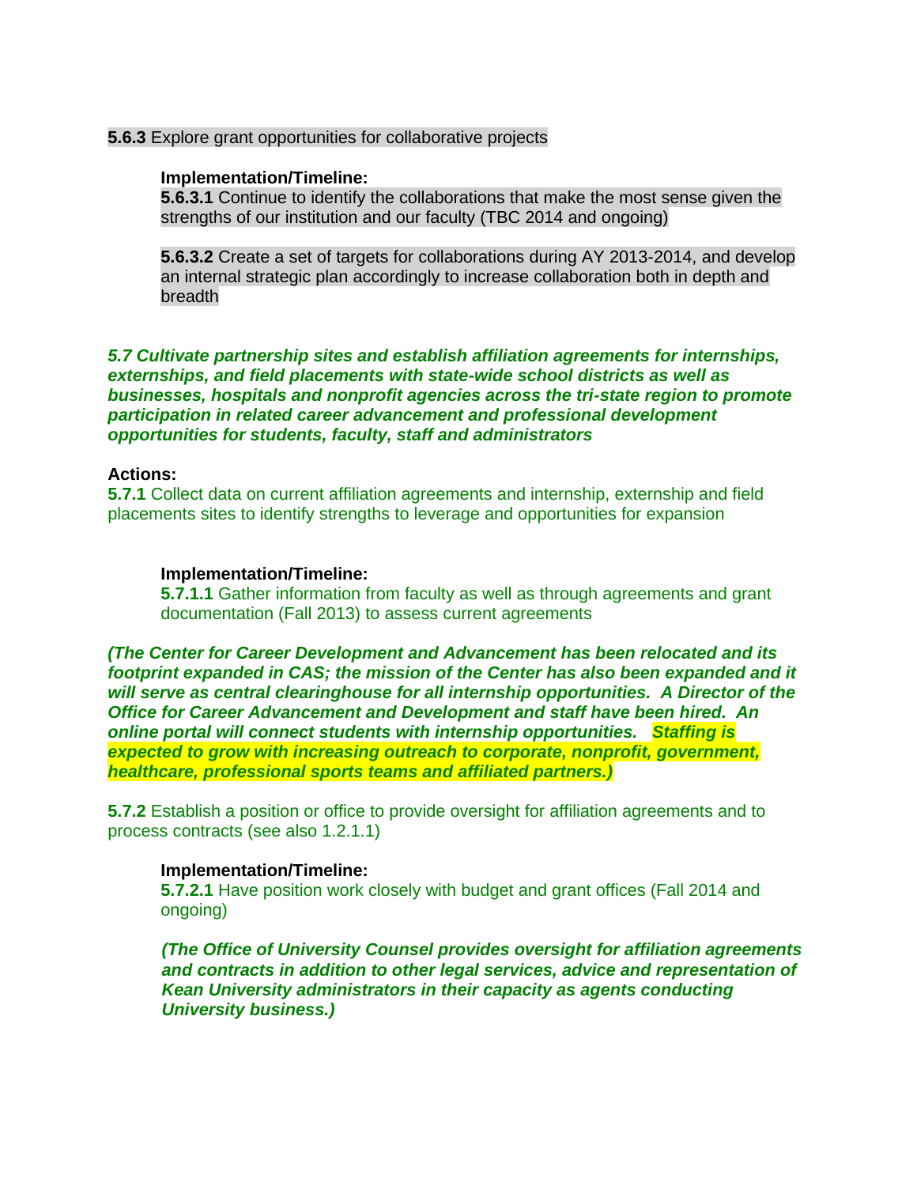**5.6.3** Explore grant opportunities for collaborative projects

**Implementation/Timeline:**

**5.6.3.1** Continue to identify the collaborations that make the most sense given the strengths of our institution and our faculty (TBC 2014 and ongoing)

**5.6.3.2** Create a set of targets for collaborations during AY 2013-2014, and develop an internal strategic plan accordingly to increase collaboration both in depth and breadth

***5.7 Cultivate partnership sites and establish affiliation agreements for internships, externships, and field placements with state-wide school districts as well as businesses, hospitals and nonprofit agencies across the tri-state region to promote participation in related career advancement and professional development opportunities for students, faculty, staff and administrators***

**Actions:**

**5.7.1** Collect data on current affiliation agreements and internship, externship and field placements sites to identify strengths to leverage and opportunities for expansion

**Implementation/Timeline:**

**5.7.1.1** Gather information from faculty as well as through agreements and grant documentation (Fall 2013) to assess current agreements

***(The Center for Career Development and Advancement has been relocated and its footprint expanded in CAS; the mission of the Center has also been expanded and it will serve as central clearinghouse for all internship opportunities. A Director of the Office for Career Advancement and Development and staff have been hired. An online portal will connect students with internship opportunities. Staffing is expected to grow with increasing outreach to corporate, nonprofit, government, healthcare, professional sports teams and affiliated partners.)***

**5.7.2** Establish a position or office to provide oversight for affiliation agreements and to process contracts (see also 1.2.1.1)

**Implementation/Timeline:**

**5.7.2.1** Have position work closely with budget and grant offices (Fall 2014 and ongoing)

***(The Office of University Counsel provides oversight for affiliation agreements and contracts in addition to other legal services, advice and representation of Kean University administrators in their capacity as agents conducting University business.)***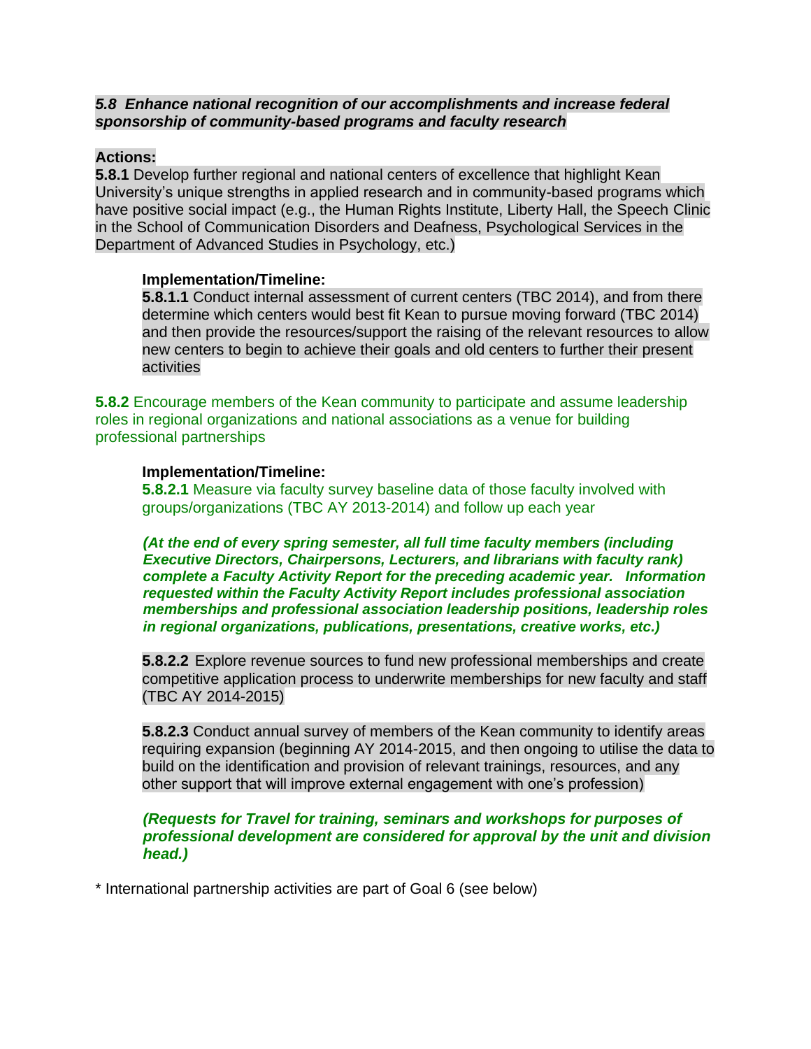***5.8 Enhance national recognition of our accomplishments and increase federal sponsorship of community-based programs and faculty research***

**Actions:**

**5.8.1** Develop further regional and national centers of excellence that highlight Kean University's unique strengths in applied research and in community-based programs which have positive social impact (e.g., the Human Rights Institute, Liberty Hall, the Speech Clinic in the School of Communication Disorders and Deafness, Psychological Services in the Department of Advanced Studies in Psychology, etc.)

> **Implementation/Timeline:**
>
> **5.8.1.1** Conduct internal assessment of current centers (TBC 2014), and from there determine which centers would best fit Kean to pursue moving forward (TBC 2014) and then provide the resources/support the raising of the relevant resources to allow new centers to begin to achieve their goals and old centers to further their present activities

**5.8.2** Encourage members of the Kean community to participate and assume leadership roles in regional organizations and national associations as a venue for building professional partnerships

> **Implementation/Timeline:**
>
> **5.8.2.1** Measure via faculty survey baseline data of those faculty involved with groups/organizations (TBC AY 2013-2014) and follow up each year
>
> ***(At the end of every spring semester, all full time faculty members (including Executive Directors, Chairpersons, Lecturers, and librarians with faculty rank) complete a Faculty Activity Report for the preceding academic year. Information requested within the Faculty Activity Report includes professional association memberships and professional association leadership positions, leadership roles in regional organizations, publications, presentations, creative works, etc.)***
>
> **5.8.2.2** Explore revenue sources to fund new professional memberships and create competitive application process to underwrite memberships for new faculty and staff (TBC AY 2014-2015)
>
> **5.8.2.3** Conduct annual survey of members of the Kean community to identify areas requiring expansion (beginning AY 2014-2015, and then ongoing to utilise the data to build on the identification and provision of relevant trainings, resources, and any other support that will improve external engagement with one's profession)
>
> ***(Requests for Travel for training, seminars and workshops for purposes of professional development are considered for approval by the unit and division head.)***

* International partnership activities are part of Goal 6 (see below)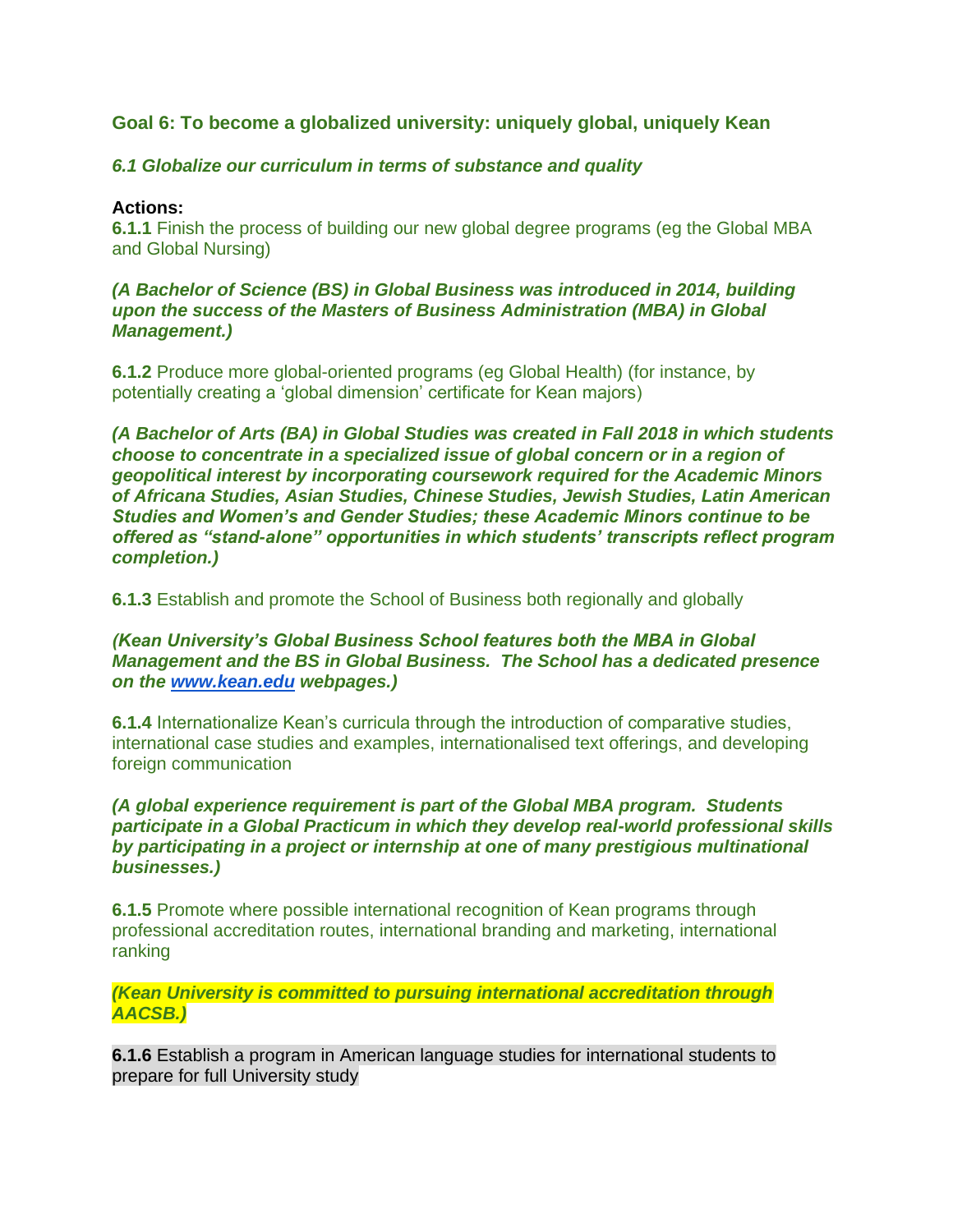## Goal 6: To become a globalized university: uniquely global, uniquely Kean

### *6.1 Globalize our curriculum in terms of substance and quality*

**Actions:**

**6.1.1** Finish the process of building our new global degree programs (eg the Global MBA and Global Nursing)

***(A Bachelor of Science (BS) in Global Business was introduced in 2014, building upon the success of the Masters of Business Administration (MBA) in Global Management.)***

**6.1.2** Produce more global-oriented programs (eg Global Health) (for instance, by potentially creating a 'global dimension' certificate for Kean majors)

***(A Bachelor of Arts (BA) in Global Studies was created in Fall 2018 in which students choose to concentrate in a specialized issue of global concern or in a region of geopolitical interest by incorporating coursework required for the Academic Minors of Africana Studies, Asian Studies, Chinese Studies, Jewish Studies, Latin American Studies and Women's and Gender Studies; these Academic Minors continue to be offered as "stand-alone" opportunities in which students' transcripts reflect program completion.)***

**6.1.3** Establish and promote the School of Business both regionally and globally

***(Kean University's Global Business School features both the MBA in Global Management and the BS in Global Business. The School has a dedicated presence on the www.kean.edu webpages.)***

**6.1.4** Internationalize Kean's curricula through the introduction of comparative studies, international case studies and examples, internationalised text offerings, and developing foreign communication

***(A global experience requirement is part of the Global MBA program. Students participate in a Global Practicum in which they develop real-world professional skills by participating in a project or internship at one of many prestigious multinational businesses.)***

**6.1.5** Promote where possible international recognition of Kean programs through professional accreditation routes, international branding and marketing, international ranking

***(Kean University is committed to pursuing international accreditation through AACSB.)***

**6.1.6** Establish a program in American language studies for international students to prepare for full University study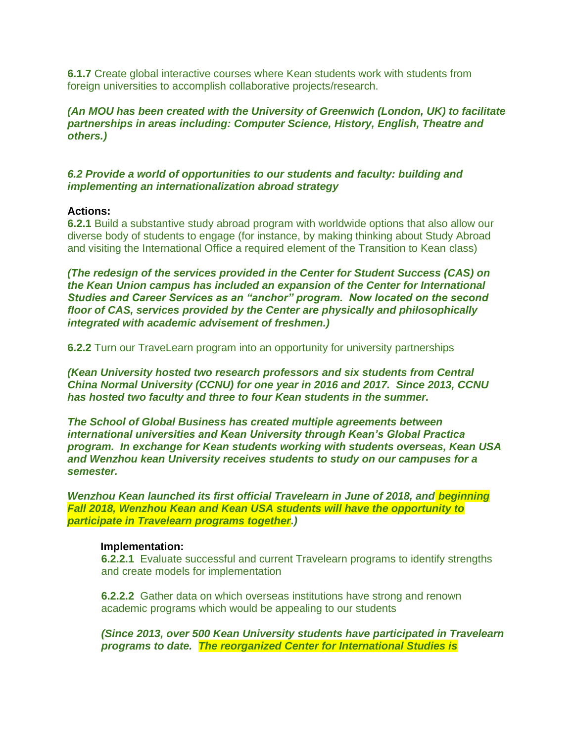**6.1.7** Create global interactive courses where Kean students work with students from foreign universities to accomplish collaborative projects/research.

***(An MOU has been created with the University of Greenwich (London, UK) to facilitate partnerships in areas including: Computer Science, History, English, Theatre and others.)***

***6.2 Provide a world of opportunities to our students and faculty: building and implementing an internationalization abroad strategy***

**Actions:**

**6.2.1** Build a substantive study abroad program with worldwide options that also allow our diverse body of students to engage (for instance, by making thinking about Study Abroad and visiting the International Office a required element of the Transition to Kean class)

***(The redesign of the services provided in the Center for Student Success (CAS) on the Kean Union campus has included an expansion of the Center for International Studies and Career Services as an "anchor" program. Now located on the second floor of CAS, services provided by the Center are physically and philosophically integrated with academic advisement of freshmen.)***

**6.2.2** Turn our TraveLearn program into an opportunity for university partnerships

***(Kean University hosted two research professors and six students from Central China Normal University (CCNU) for one year in 2016 and 2017. Since 2013, CCNU has hosted two faculty and three to four Kean students in the summer.***

***The School of Global Business has created multiple agreements between international universities and Kean University through Kean's Global Practica program. In exchange for Kean students working with students overseas, Kean USA and Wenzhou kean University receives students to study on our campuses for a semester.***

***Wenzhou Kean launched its first official Travelearn in June of 2018, and beginning Fall 2018, Wenzhou Kean and Kean USA students will have the opportunity to participate in Travelearn programs together.)***

**Implementation:**

**6.2.2.1** Evaluate successful and current Travelearn programs to identify strengths and create models for implementation

**6.2.2.2** Gather data on which overseas institutions have strong and renown academic programs which would be appealing to our students

***(Since 2013, over 500 Kean University students have participated in Travelearn programs to date. The reorganized Center for International Studies is***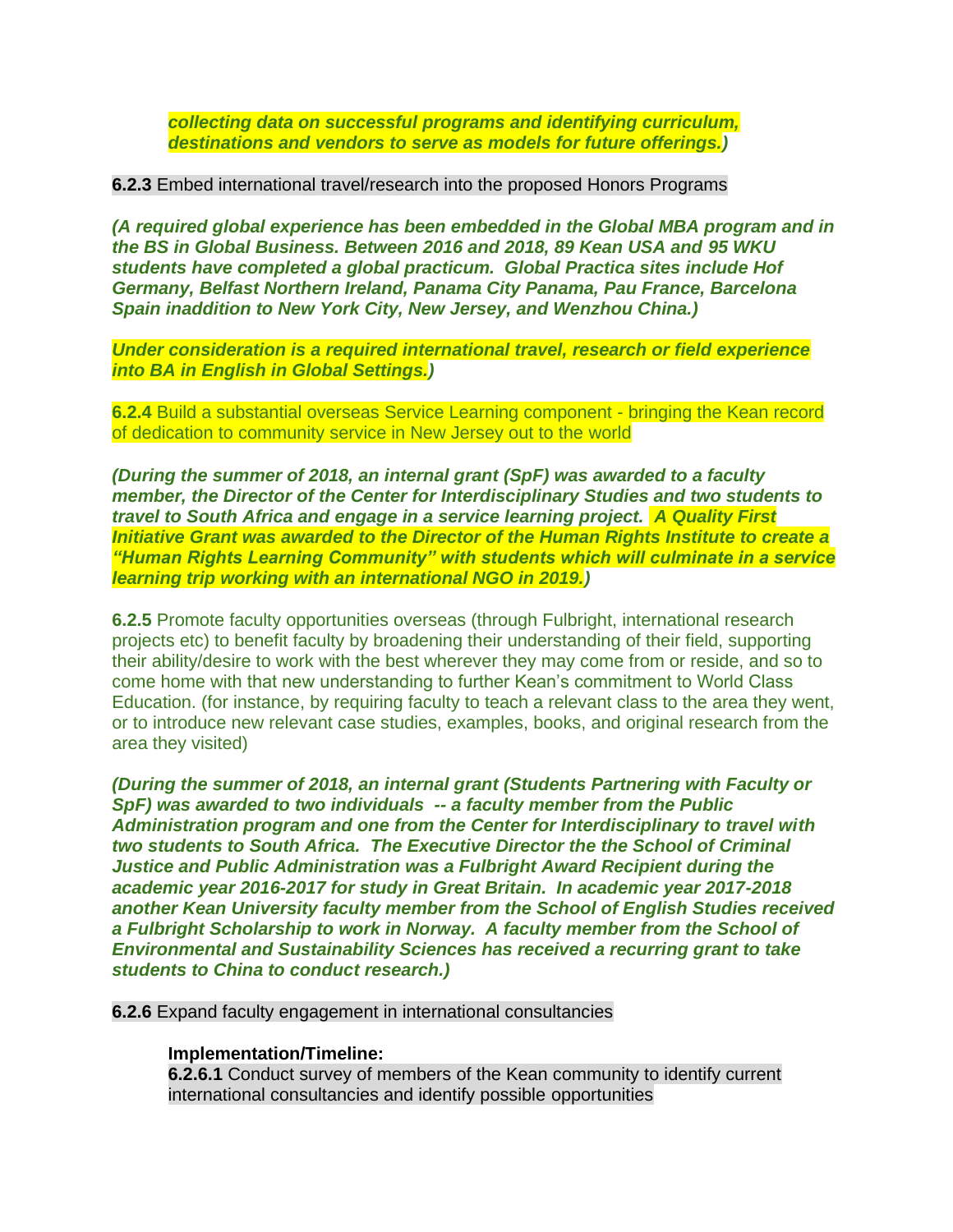***collecting data on successful programs and identifying curriculum, destinations and vendors to serve as models for future offerings.)***

**6.2.3** Embed international travel/research into the proposed Honors Programs

***(A required global experience has been embedded in the Global MBA program and in the BS in Global Business. Between 2016 and 2018, 89 Kean USA and 95 WKU students have completed a global practicum. Global Practica sites include Hof Germany, Belfast Northern Ireland, Panama City Panama, Pau France, Barcelona Spain inaddition to New York City, New Jersey, and Wenzhou China.)***

***Under consideration is a required international travel, research or field experience into BA in English in Global Settings.)***

**6.2.4** Build a substantial overseas Service Learning component - bringing the Kean record of dedication to community service in New Jersey out to the world

***(During the summer of 2018, an internal grant (SpF) was awarded to a faculty member, the Director of the Center for Interdisciplinary Studies and two students to travel to South Africa and engage in a service learning project. A Quality First Initiative Grant was awarded to the Director of the Human Rights Institute to create a "Human Rights Learning Community" with students which will culminate in a service learning trip working with an international NGO in 2019.)***

**6.2.5** Promote faculty opportunities overseas (through Fulbright, international research projects etc) to benefit faculty by broadening their understanding of their field, supporting their ability/desire to work with the best wherever they may come from or reside, and so to come home with that new understanding to further Kean's commitment to World Class Education. (for instance, by requiring faculty to teach a relevant class to the area they went, or to introduce new relevant case studies, examples, books, and original research from the area they visited)

***(During the summer of 2018, an internal grant (Students Partnering with Faculty or SpF) was awarded to two individuals -- a faculty member from the Public Administration program and one from the Center for Interdisciplinary to travel with two students to South Africa. The Executive Director the the School of Criminal Justice and Public Administration was a Fulbright Award Recipient during the academic year 2016-2017 for study in Great Britain. In academic year 2017-2018 another Kean University faculty member from the School of English Studies received a Fulbright Scholarship to work in Norway. A faculty member from the School of Environmental and Sustainability Sciences has received a recurring grant to take students to China to conduct research.)***

**6.2.6** Expand faculty engagement in international consultancies

**Implementation/Timeline:**

**6.2.6.1** Conduct survey of members of the Kean community to identify current international consultancies and identify possible opportunities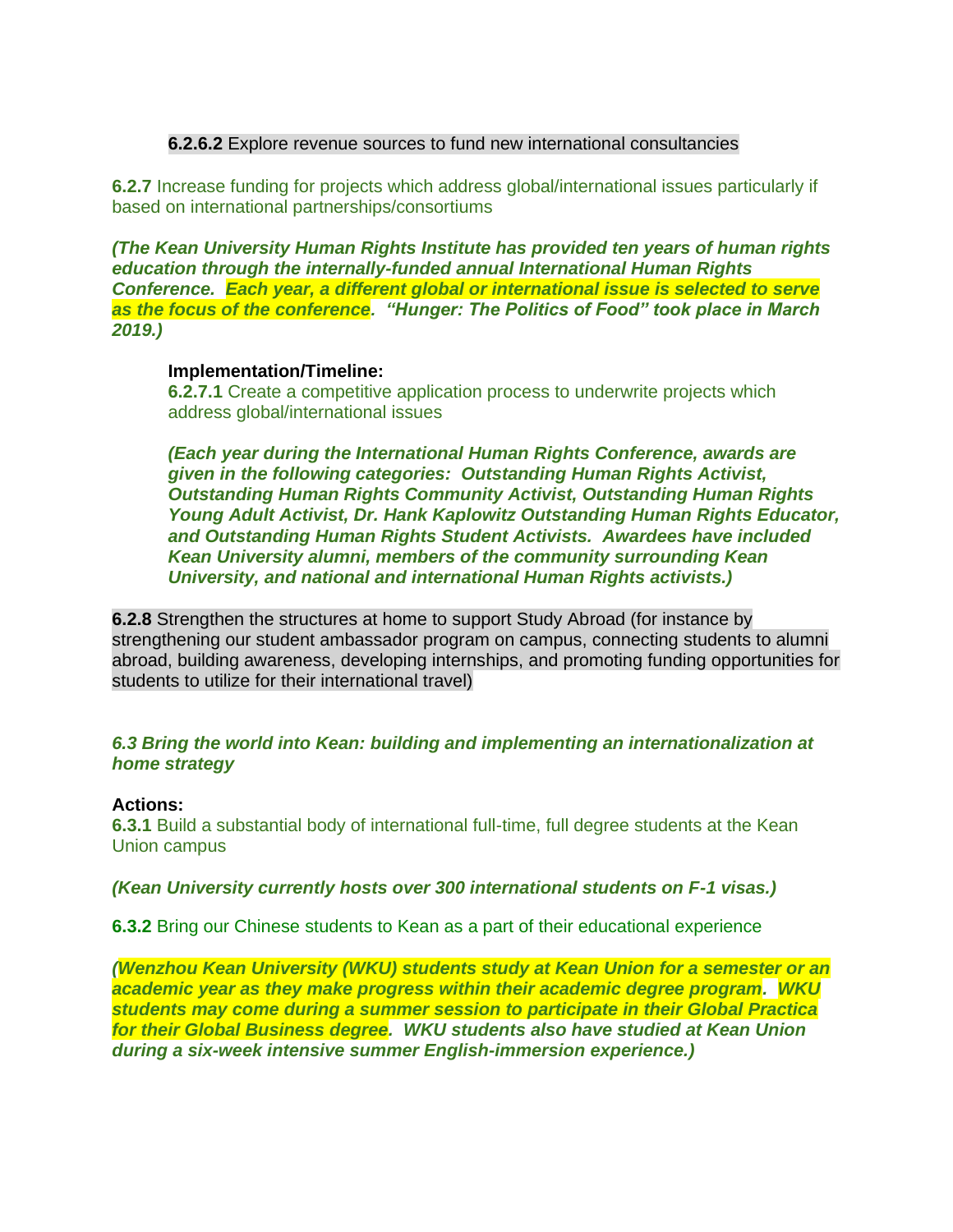**6.2.6.2** Explore revenue sources to fund new international consultancies

**6.2.7** Increase funding for projects which address global/international issues particularly if based on international partnerships/consortiums

***(The Kean University Human Rights Institute has provided ten years of human rights education through the internally-funded annual International Human Rights Conference. Each year, a different global or international issue is selected to serve as the focus of the conference. "Hunger: The Politics of Food" took place in March 2019.)***

**Implementation/Timeline:**

**6.2.7.1** Create a competitive application process to underwrite projects which address global/international issues

***(Each year during the International Human Rights Conference, awards are given in the following categories: Outstanding Human Rights Activist, Outstanding Human Rights Community Activist, Outstanding Human Rights Young Adult Activist, Dr. Hank Kaplowitz Outstanding Human Rights Educator, and Outstanding Human Rights Student Activists. Awardees have included Kean University alumni, members of the community surrounding Kean University, and national and international Human Rights activists.)***

**6.2.8** Strengthen the structures at home to support Study Abroad (for instance by strengthening our student ambassador program on campus, connecting students to alumni abroad, building awareness, developing internships, and promoting funding opportunities for students to utilize for their international travel)

***6.3 Bring the world into Kean: building and implementing an internationalization at home strategy***

**Actions:**

**6.3.1** Build a substantial body of international full-time, full degree students at the Kean Union campus

***(Kean University currently hosts over 300 international students on F-1 visas.)***

**6.3.2** Bring our Chinese students to Kean as a part of their educational experience

***(Wenzhou Kean University (WKU) students study at Kean Union for a semester or an academic year as they make progress within their academic degree program. WKU students may come during a summer session to participate in their Global Practica for their Global Business degree. WKU students also have studied at Kean Union during a six-week intensive summer English-immersion experience.)***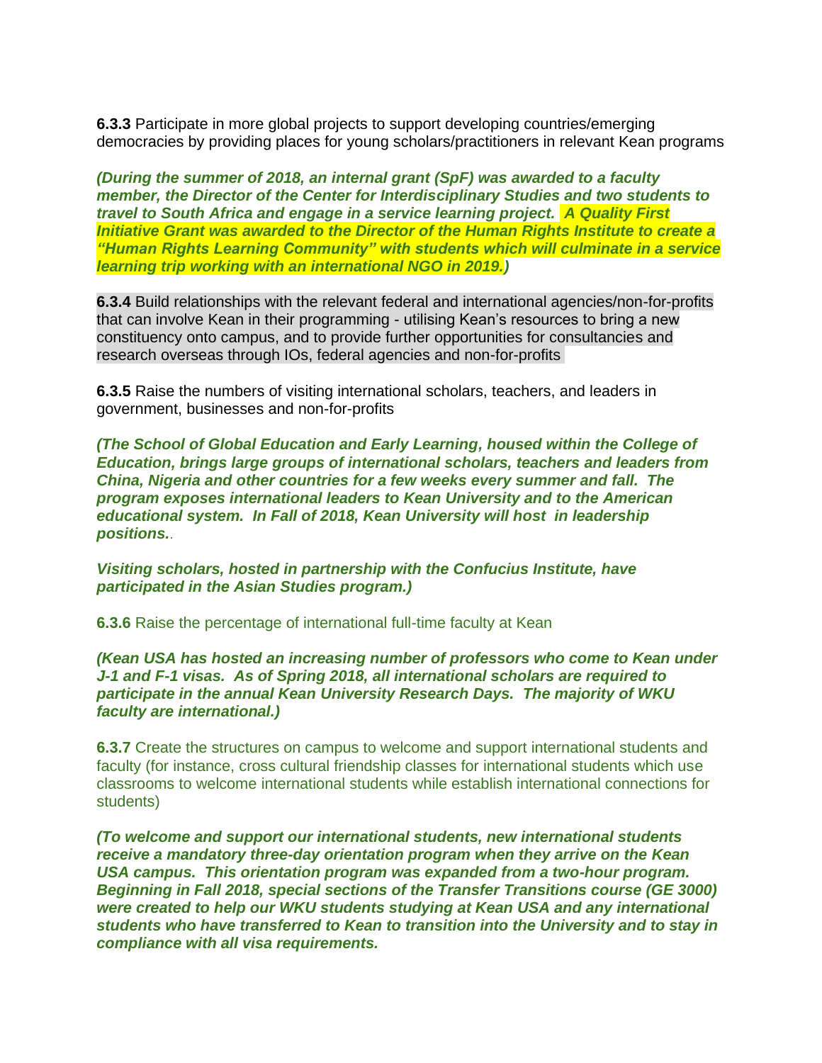**6.3.3** Participate in more global projects to support developing countries/emerging democracies by providing places for young scholars/practitioners in relevant Kean programs

***(During the summer of 2018, an internal grant (SpF) was awarded to a faculty member, the Director of the Center for Interdisciplinary Studies and two students to travel to South Africa and engage in a service learning project. A Quality First Initiative Grant was awarded to the Director of the Human Rights Institute to create a "Human Rights Learning Community" with students which will culminate in a service learning trip working with an international NGO in 2019.)***

**6.3.4** Build relationships with the relevant federal and international agencies/non-for-profits that can involve Kean in their programming - utilising Kean's resources to bring a new constituency onto campus, and to provide further opportunities for consultancies and research overseas through IOs, federal agencies and non-for-profits

**6.3.5** Raise the numbers of visiting international scholars, teachers, and leaders in government, businesses and non-for-profits

***(The School of Global Education and Early Learning, housed within the College of Education, brings large groups of international scholars, teachers and leaders from China, Nigeria and other countries for a few weeks every summer and fall. The program exposes international leaders to Kean University and to the American educational system. In Fall of 2018, Kean University will host in leadership positions..***

***Visiting scholars, hosted in partnership with the Confucius Institute, have participated in the Asian Studies program.)***

**6.3.6** Raise the percentage of international full-time faculty at Kean

***(Kean USA has hosted an increasing number of professors who come to Kean under J-1 and F-1 visas. As of Spring 2018, all international scholars are required to participate in the annual Kean University Research Days. The majority of WKU faculty are international.)***

**6.3.7** Create the structures on campus to welcome and support international students and faculty (for instance, cross cultural friendship classes for international students which use classrooms to welcome international students while establish international connections for students)

***(To welcome and support our international students, new international students receive a mandatory three-day orientation program when they arrive on the Kean USA campus. This orientation program was expanded from a two-hour program. Beginning in Fall 2018, special sections of the Transfer Transitions course (GE 3000) were created to help our WKU students studying at Kean USA and any international students who have transferred to Kean to transition into the University and to stay in compliance with all visa requirements.***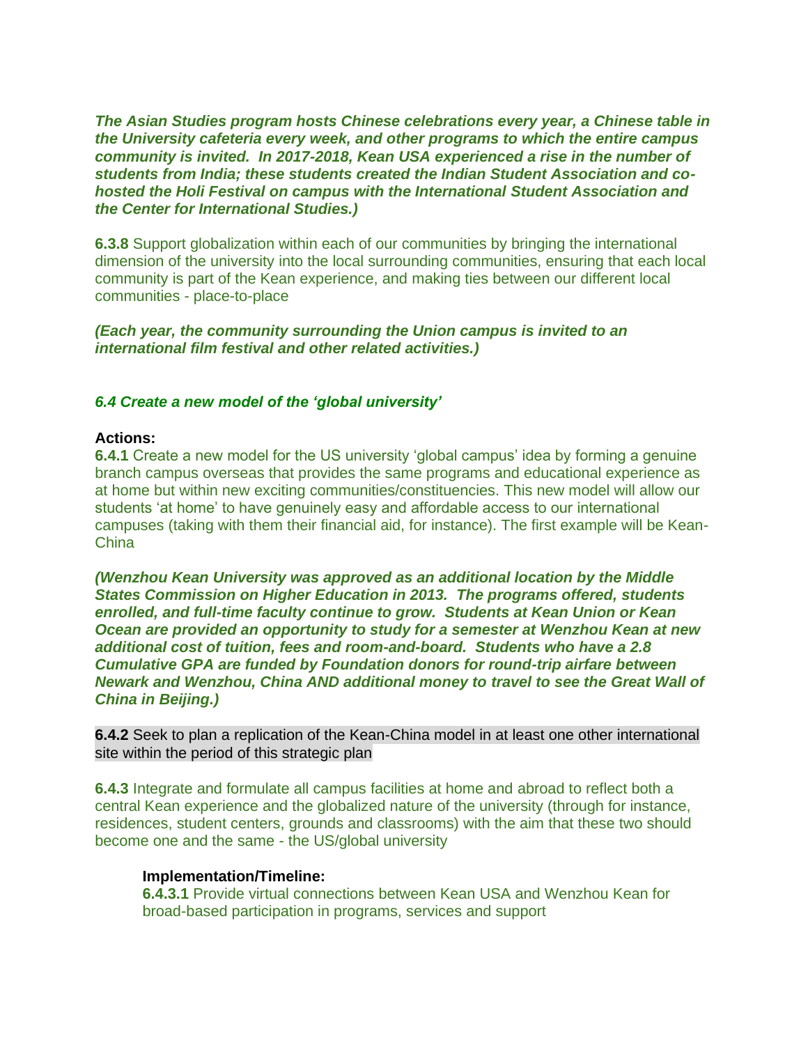***The Asian Studies program hosts Chinese celebrations every year, a Chinese table in the University cafeteria every week, and other programs to which the entire campus community is invited. In 2017-2018, Kean USA experienced a rise in the number of students from India; these students created the Indian Student Association and co-hosted the Holi Festival on campus with the International Student Association and the Center for International Studies.)***

**6.3.8** Support globalization within each of our communities by bringing the international dimension of the university into the local surrounding communities, ensuring that each local community is part of the Kean experience, and making ties between our different local communities - place-to-place

***(Each year, the community surrounding the Union campus is invited to an international film festival and other related activities.)***

### *6.4 Create a new model of the 'global university'*

**Actions:**

**6.4.1** Create a new model for the US university 'global campus' idea by forming a genuine branch campus overseas that provides the same programs and educational experience as at home but within new exciting communities/constituencies. This new model will allow our students 'at home' to have genuinely easy and affordable access to our international campuses (taking with them their financial aid, for instance). The first example will be Kean-China

***(Wenzhou Kean University was approved as an additional location by the Middle States Commission on Higher Education in 2013. The programs offered, students enrolled, and full-time faculty continue to grow. Students at Kean Union or Kean Ocean are provided an opportunity to study for a semester at Wenzhou Kean at new additional cost of tuition, fees and room-and-board. Students who have a 2.8 Cumulative GPA are funded by Foundation donors for round-trip airfare between Newark and Wenzhou, China AND additional money to travel to see the Great Wall of China in Beijing.)***

**6.4.2** Seek to plan a replication of the Kean-China model in at least one other international site within the period of this strategic plan

**6.4.3** Integrate and formulate all campus facilities at home and abroad to reflect both a central Kean experience and the globalized nature of the university (through for instance, residences, student centers, grounds and classrooms) with the aim that these two should become one and the same - the US/global university

**Implementation/Timeline:**

**6.4.3.1** Provide virtual connections between Kean USA and Wenzhou Kean for broad-based participation in programs, services and support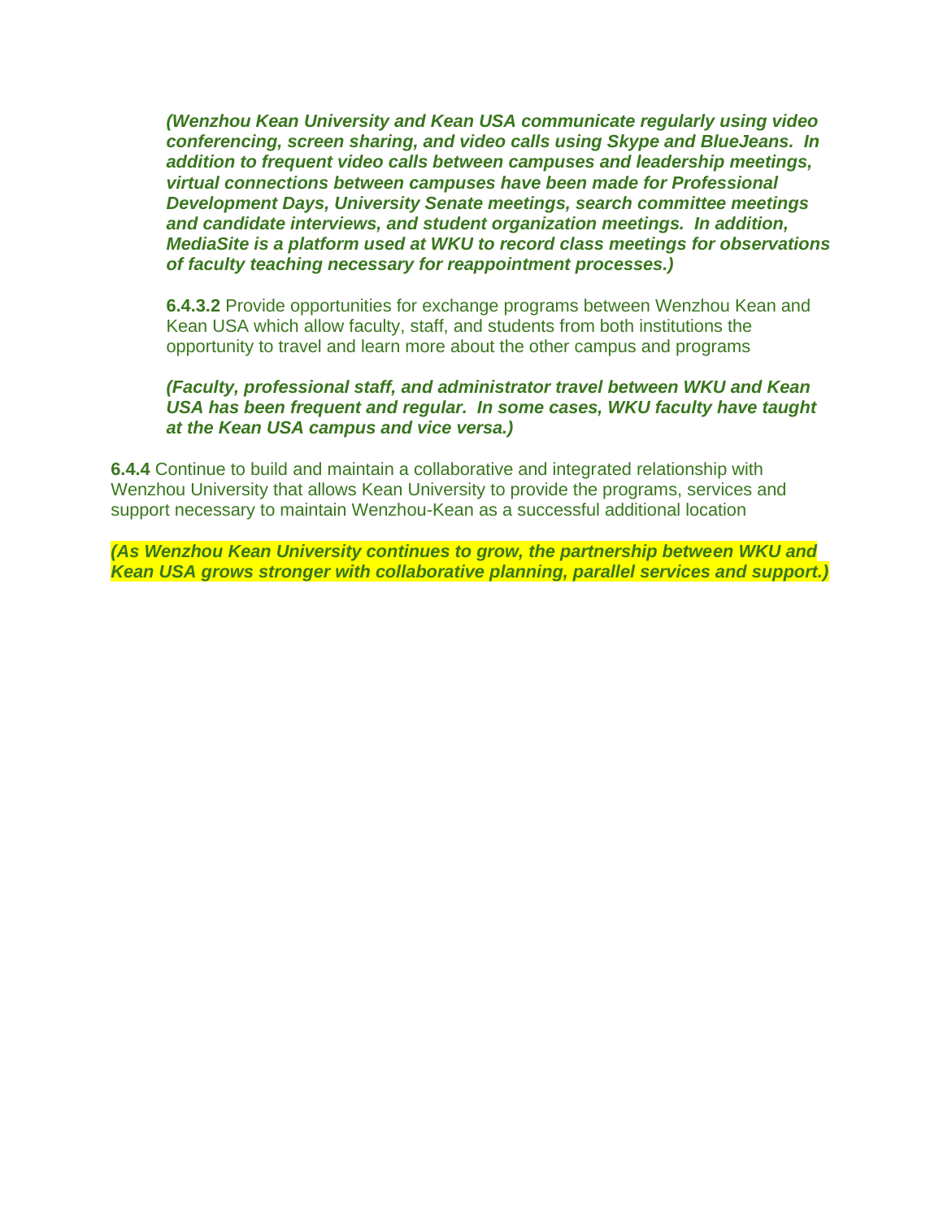***(Wenzhou Kean University and Kean USA communicate regularly using video conferencing, screen sharing, and video calls using Skype and BlueJeans. In addition to frequent video calls between campuses and leadership meetings, virtual connections between campuses have been made for Professional Development Days, University Senate meetings, search committee meetings and candidate interviews, and student organization meetings. In addition, MediaSite is a platform used at WKU to record class meetings for observations of faculty teaching necessary for reappointment processes.)***

**6.4.3.2** Provide opportunities for exchange programs between Wenzhou Kean and Kean USA which allow faculty, staff, and students from both institutions the opportunity to travel and learn more about the other campus and programs

***(Faculty, professional staff, and administrator travel between WKU and Kean USA has been frequent and regular. In some cases, WKU faculty have taught at the Kean USA campus and vice versa.)***

**6.4.4** Continue to build and maintain a collaborative and integrated relationship with Wenzhou University that allows Kean University to provide the programs, services and support necessary to maintain Wenzhou-Kean as a successful additional location

***(As Wenzhou Kean University continues to grow, the partnership between WKU and Kean USA grows stronger with collaborative planning, parallel services and support.)***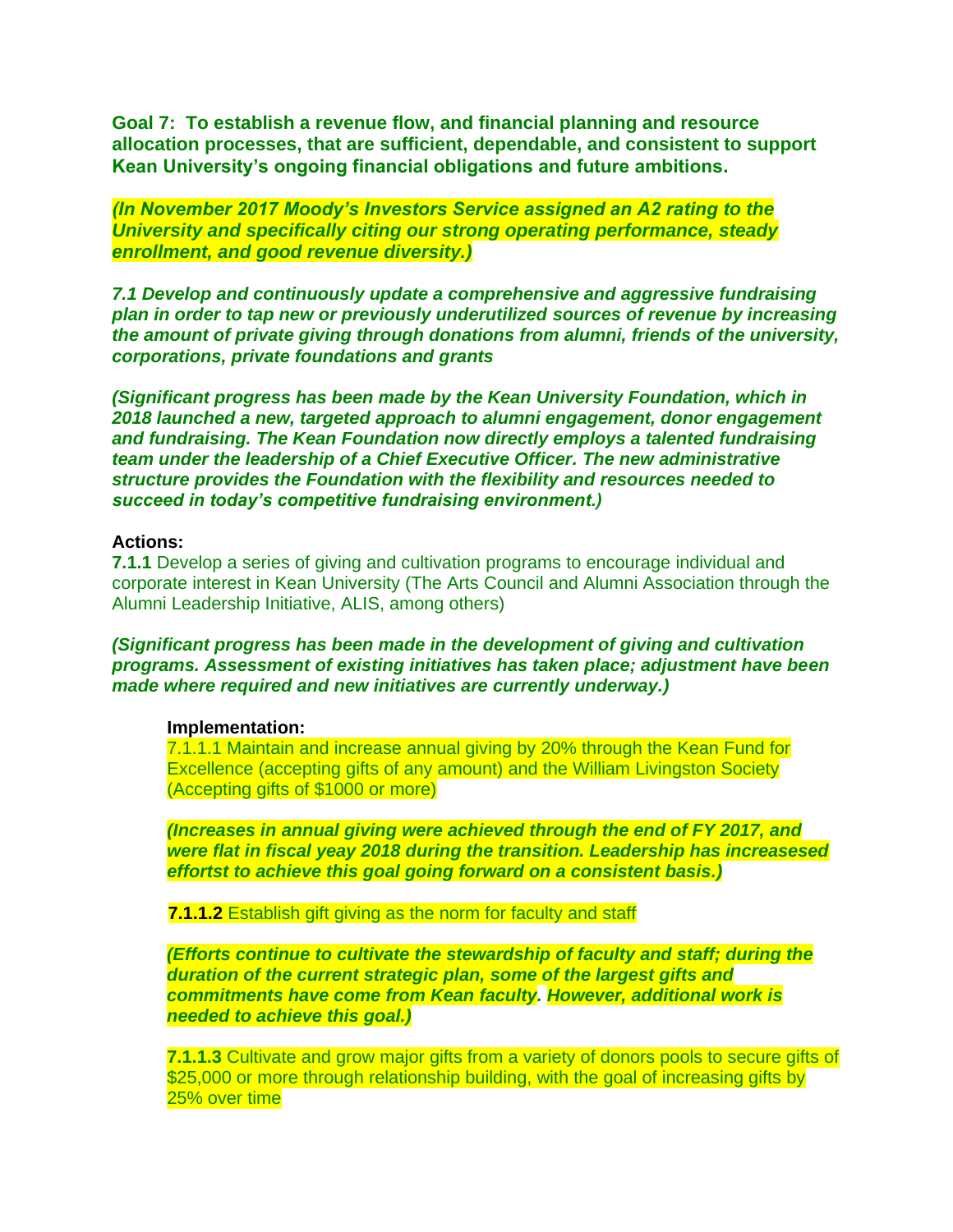**Goal 7: To establish a revenue flow, and financial planning and resource allocation processes, that are sufficient, dependable, and consistent to support Kean University's ongoing financial obligations and future ambitions.**

***(In November 2017 Moody's Investors Service assigned an A2 rating to the University and specifically citing our strong operating performance, steady enrollment, and good revenue diversity.)***

***7.1 Develop and continuously update a comprehensive and aggressive fundraising plan in order to tap new or previously underutilized sources of revenue by increasing the amount of private giving through donations from alumni, friends of the university, corporations, private foundations and grants***

***(Significant progress has been made by the Kean University Foundation, which in 2018 launched a new, targeted approach to alumni engagement, donor engagement and fundraising. The Kean Foundation now directly employs a talented fundraising team under the leadership of a Chief Executive Officer. The new administrative structure provides the Foundation with the flexibility and resources needed to succeed in today's competitive fundraising environment.)***

**Actions:**

**7.1.1** Develop a series of giving and cultivation programs to encourage individual and corporate interest in Kean University (The Arts Council and Alumni Association through the Alumni Leadership Initiative, ALIS, among others)

***(Significant progress has been made in the development of giving and cultivation programs. Assessment of existing initiatives has taken place; adjustment have been made where required and new initiatives are currently underway.)***

**Implementation:**

7.1.1.1 Maintain and increase annual giving by 20% through the Kean Fund for Excellence (accepting gifts of any amount) and the William Livingston Society (Accepting gifts of $1000 or more)

***(Increases in annual giving were achieved through the end of FY 2017, and were flat in fiscal yeay 2018 during the transition. Leadership has increasesed effortst to achieve this goal going forward on a consistent basis.)***

**7.1.1.2** Establish gift giving as the norm for faculty and staff

***(Efforts continue to cultivate the stewardship of faculty and staff; during the duration of the current strategic plan, some of the largest gifts and commitments have come from Kean faculty. However, additional work is needed to achieve this goal.)***

**7.1.1.3** Cultivate and grow major gifts from a variety of donors pools to secure gifts of $25,000 or more through relationship building, with the goal of increasing gifts by 25% over time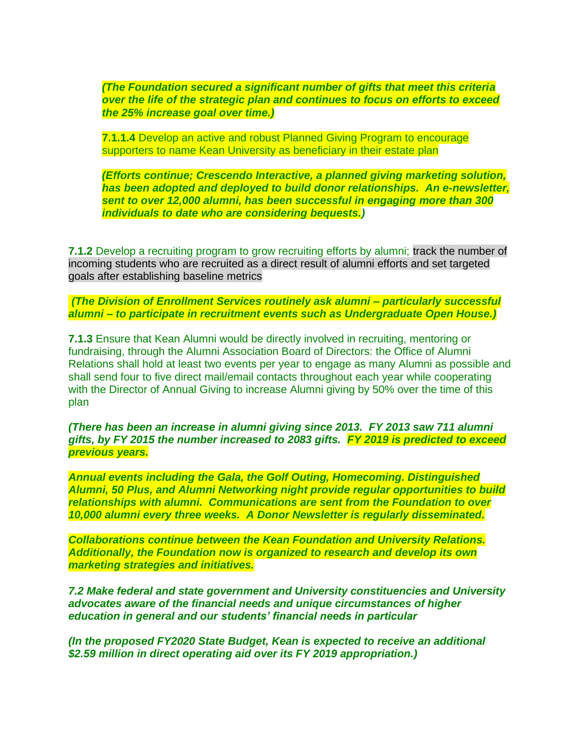***(The Foundation secured a significant number of gifts that meet this criteria over the life of the strategic plan and continues to focus on efforts to exceed the 25% increase goal over time.)***

**7.1.1.4** Develop an active and robust Planned Giving Program to encourage supporters to name Kean University as beneficiary in their estate plan

***(Efforts continue; Crescendo Interactive, a planned giving marketing solution, has been adopted and deployed to build donor relationships. An e-newsletter, sent to over 12,000 alumni, has been successful in engaging more than 300 individuals to date who are considering bequests.)***

**7.1.2** Develop a recruiting program to grow recruiting efforts by alumni; track the number of incoming students who are recruited as a direct result of alumni efforts and set targeted goals after establishing baseline metrics

***(The Division of Enrollment Services routinely ask alumni – particularly successful alumni – to participate in recruitment events such as Undergraduate Open House.)***

**7.1.3** Ensure that Kean Alumni would be directly involved in recruiting, mentoring or fundraising, through the Alumni Association Board of Directors: the Office of Alumni Relations shall hold at least two events per year to engage as many Alumni as possible and shall send four to five direct mail/email contacts throughout each year while cooperating with the Director of Annual Giving to increase Alumni giving by 50% over the time of this plan

***(There has been an increase in alumni giving since 2013. FY 2013 saw 711 alumni gifts, by FY 2015 the number increased to 2083 gifts. FY 2019 is predicted to exceed previous years.***

***Annual events including the Gala, the Golf Outing, Homecoming. Distinguished Alumni, 50 Plus, and Alumni Networking night provide regular opportunities to build relationships with alumni. Communications are sent from the Foundation to over 10,000 alumni every three weeks. A Donor Newsletter is regularly disseminated.***

***Collaborations continue between the Kean Foundation and University Relations. Additionally, the Foundation now is organized to research and develop its own marketing strategies and initiatives.***

***7.2 Make federal and state government and University constituencies and University advocates aware of the financial needs and unique circumstances of higher education in general and our students' financial needs in particular***

***(In the proposed FY2020 State Budget, Kean is expected to receive an additional $2.59 million in direct operating aid over its FY 2019 appropriation.)***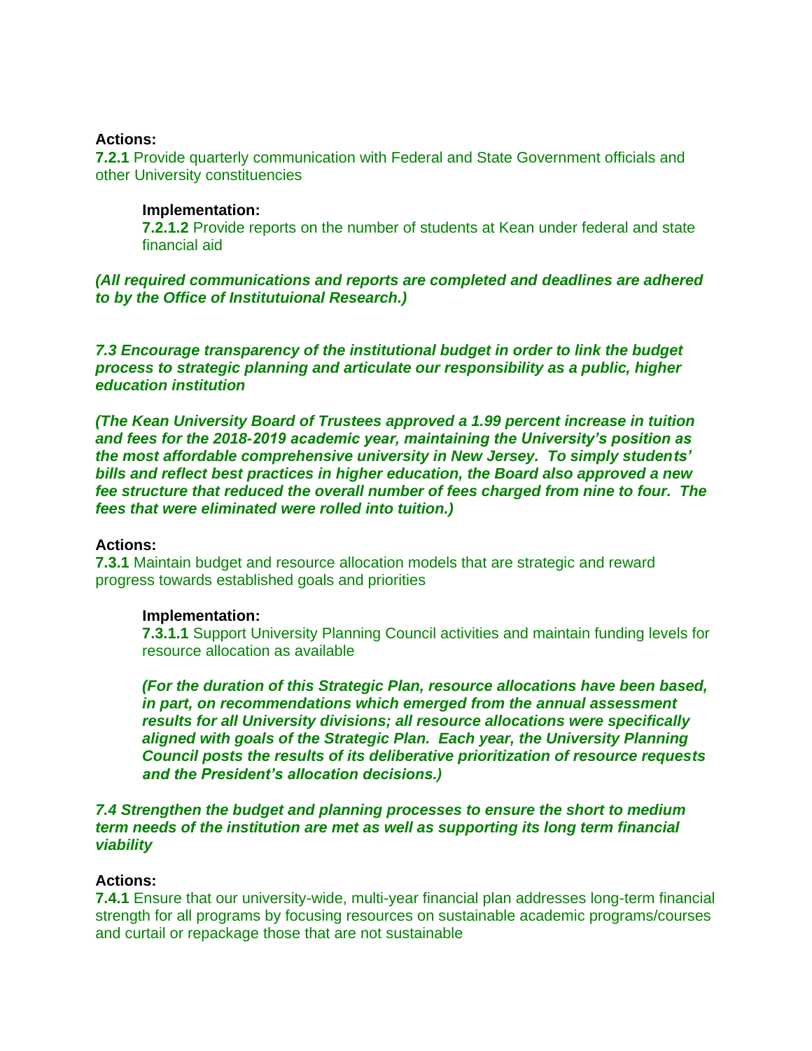**Actions:**

**7.2.1** Provide quarterly communication with Federal and State Government officials and other University constituencies

> **Implementation:**
>
> **7.2.1.2** Provide reports on the number of students at Kean under federal and state financial aid

***(All required communications and reports are completed and deadlines are adhered to by the Office of Institutuional Research.)***

***7.3 Encourage transparency of the institutional budget in order to link the budget process to strategic planning and articulate our responsibility as a public, higher education institution***

***(The Kean University Board of Trustees approved a 1.99 percent increase in tuition and fees for the 2018-2019 academic year, maintaining the University's position as the most affordable comprehensive university in New Jersey. To simply students' bills and reflect best practices in higher education, the Board also approved a new fee structure that reduced the overall number of fees charged from nine to four. The fees that were eliminated were rolled into tuition.)***

**Actions:**

**7.3.1** Maintain budget and resource allocation models that are strategic and reward progress towards established goals and priorities

> **Implementation:**
>
> **7.3.1.1** Support University Planning Council activities and maintain funding levels for resource allocation as available
>
> ***(For the duration of this Strategic Plan, resource allocations have been based, in part, on recommendations which emerged from the annual assessment results for all University divisions; all resource allocations were specifically aligned with goals of the Strategic Plan. Each year, the University Planning Council posts the results of its deliberative prioritization of resource requests and the President's allocation decisions.)***

***7.4 Strengthen the budget and planning processes to ensure the short to medium term needs of the institution are met as well as supporting its long term financial viability***

**Actions:**

**7.4.1** Ensure that our university-wide, multi-year financial plan addresses long-term financial strength for all programs by focusing resources on sustainable academic programs/courses and curtail or repackage those that are not sustainable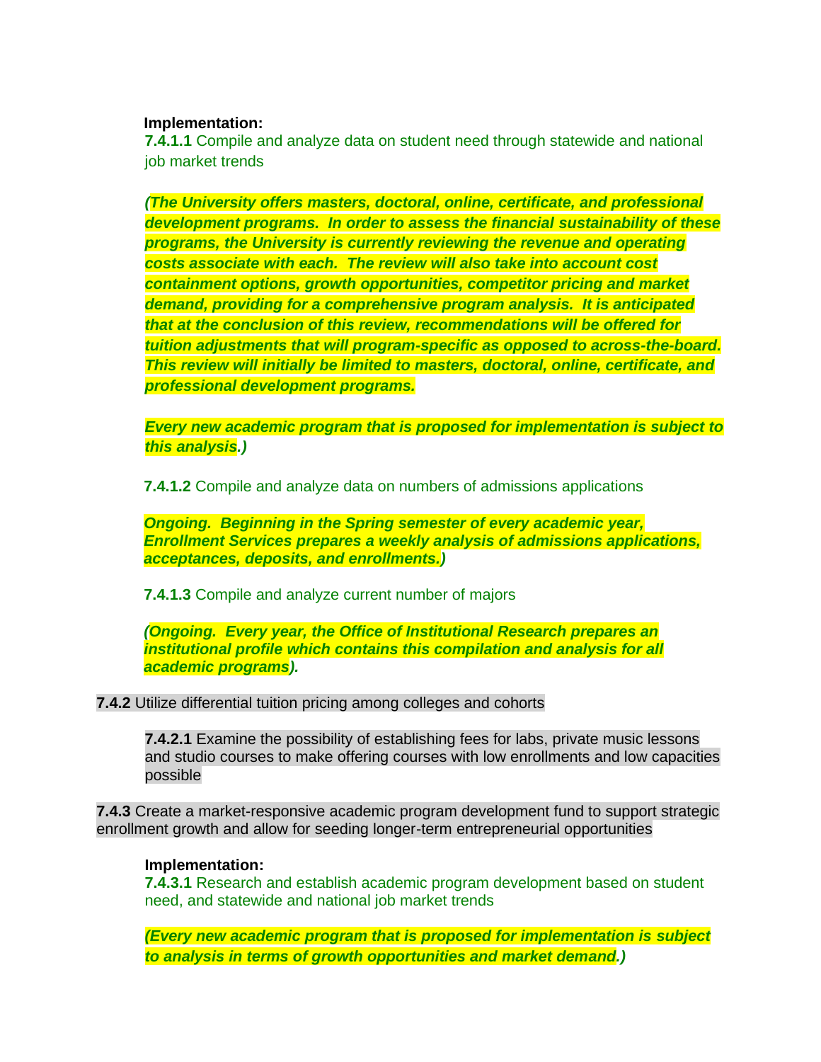**Implementation:**

**7.4.1.1** Compile and analyze data on student need through statewide and national job market trends

***(The University offers masters, doctoral, online, certificate, and professional development programs. In order to assess the financial sustainability of these programs, the University is currently reviewing the revenue and operating costs associate with each. The review will also take into account cost containment options, growth opportunities, competitor pricing and market demand, providing for a comprehensive program analysis. It is anticipated that at the conclusion of this review, recommendations will be offered for tuition adjustments that will program-specific as opposed to across-the-board. This review will initially be limited to masters, doctoral, online, certificate, and professional development programs.***

***Every new academic program that is proposed for implementation is subject to this analysis.)***

**7.4.1.2** Compile and analyze data on numbers of admissions applications

***Ongoing. Beginning in the Spring semester of every academic year, Enrollment Services prepares a weekly analysis of admissions applications, acceptances, deposits, and enrollments.)***

**7.4.1.3** Compile and analyze current number of majors

***(Ongoing. Every year, the Office of Institutional Research prepares an institutional profile which contains this compilation and analysis for all academic programs).***

**7.4.2** Utilize differential tuition pricing among colleges and cohorts

**7.4.2.1** Examine the possibility of establishing fees for labs, private music lessons and studio courses to make offering courses with low enrollments and low capacities possible

**7.4.3** Create a market-responsive academic program development fund to support strategic enrollment growth and allow for seeding longer-term entrepreneurial opportunities

**Implementation:**

**7.4.3.1** Research and establish academic program development based on student need, and statewide and national job market trends

***(Every new academic program that is proposed for implementation is subject to analysis in terms of growth opportunities and market demand.)***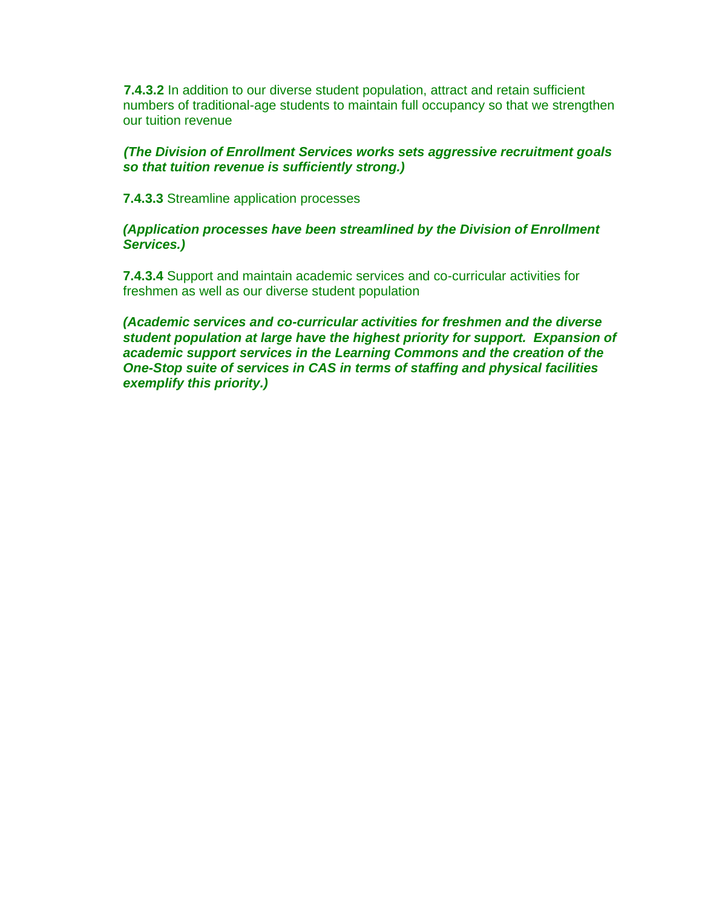**7.4.3.2** In addition to our diverse student population, attract and retain sufficient numbers of traditional-age students to maintain full occupancy so that we strengthen our tuition revenue

***(The Division of Enrollment Services works sets aggressive recruitment goals so that tuition revenue is sufficiently strong.)***

**7.4.3.3** Streamline application processes

***(Application processes have been streamlined by the Division of Enrollment Services.)***

**7.4.3.4** Support and maintain academic services and co-curricular activities for freshmen as well as our diverse student population

***(Academic services and co-curricular activities for freshmen and the diverse student population at large have the highest priority for support. Expansion of academic support services in the Learning Commons and the creation of the One-Stop suite of services in CAS in terms of staffing and physical facilities exemplify this priority.)***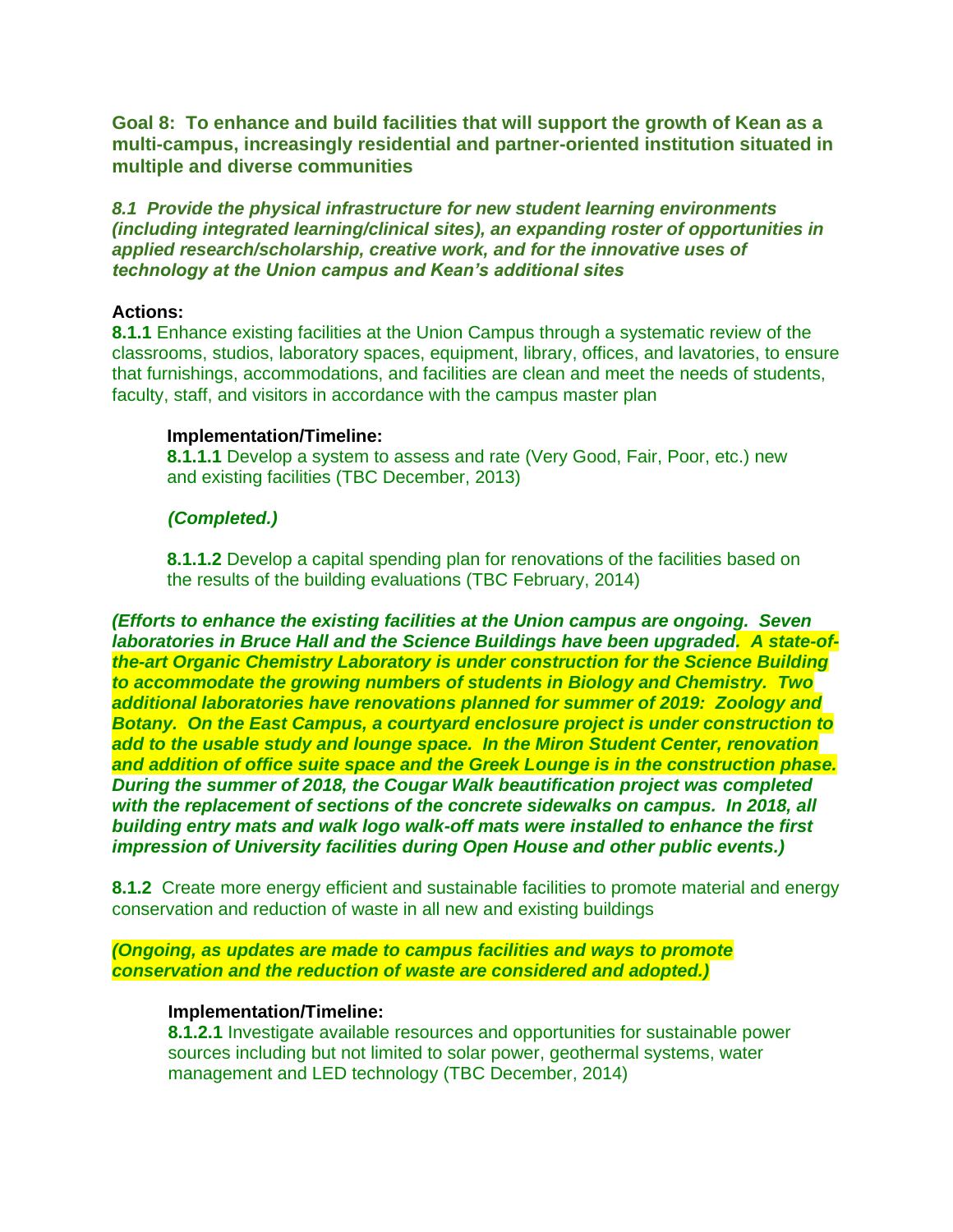**Goal 8: To enhance and build facilities that will support the growth of Kean as a multi-campus, increasingly residential and partner-oriented institution situated in multiple and diverse communities**

***8.1 Provide the physical infrastructure for new student learning environments (including integrated learning/clinical sites), an expanding roster of opportunities in applied research/scholarship, creative work, and for the innovative uses of technology at the Union campus and Kean's additional sites***

**Actions:**

**8.1.1** Enhance existing facilities at the Union Campus through a systematic review of the classrooms, studios, laboratory spaces, equipment, library, offices, and lavatories, to ensure that furnishings, accommodations, and facilities are clean and meet the needs of students, faculty, staff, and visitors in accordance with the campus master plan

**Implementation/Timeline:**

**8.1.1.1** Develop a system to assess and rate (Very Good, Fair, Poor, etc.) new and existing facilities (TBC December, 2013)

***(Completed.)***

**8.1.1.2** Develop a capital spending plan for renovations of the facilities based on the results of the building evaluations (TBC February, 2014)

***(Efforts to enhance the existing facilities at the Union campus are ongoing. Seven laboratories in Bruce Hall and the Science Buildings have been upgraded. A state-of-the-art Organic Chemistry Laboratory is under construction for the Science Building to accommodate the growing numbers of students in Biology and Chemistry. Two additional laboratories have renovations planned for summer of 2019: Zoology and Botany. On the East Campus, a courtyard enclosure project is under construction to add to the usable study and lounge space. In the Miron Student Center, renovation and addition of office suite space and the Greek Lounge is in the construction phase. During the summer of 2018, the Cougar Walk beautification project was completed with the replacement of sections of the concrete sidewalks on campus. In 2018, all building entry mats and walk logo walk-off mats were installed to enhance the first impression of University facilities during Open House and other public events.)***

**8.1.2** Create more energy efficient and sustainable facilities to promote material and energy conservation and reduction of waste in all new and existing buildings

***(Ongoing, as updates are made to campus facilities and ways to promote conservation and the reduction of waste are considered and adopted.)***

**Implementation/Timeline:**

**8.1.2.1** Investigate available resources and opportunities for sustainable power sources including but not limited to solar power, geothermal systems, water management and LED technology (TBC December, 2014)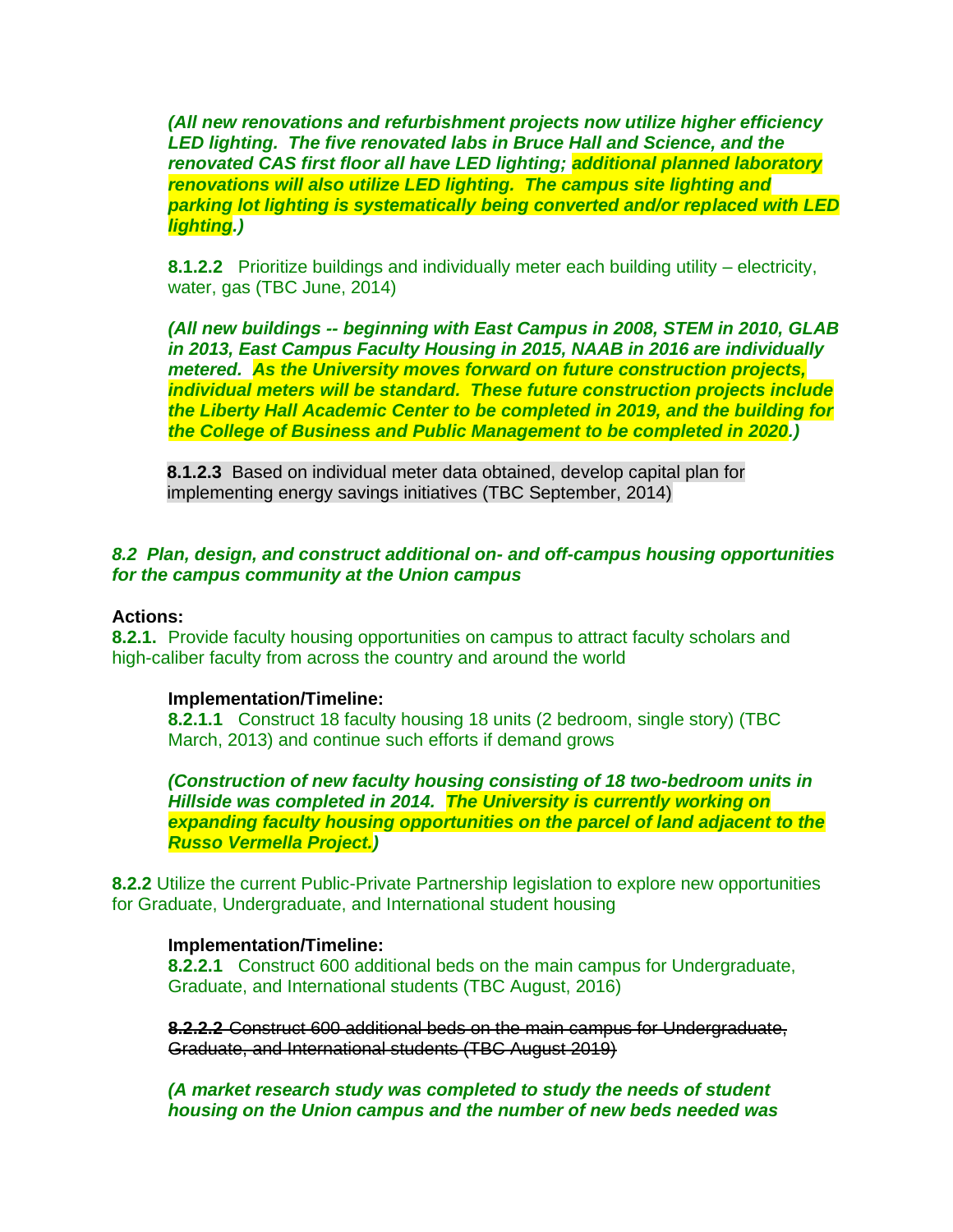***(All new renovations and refurbishment projects now utilize higher efficiency LED lighting. The five renovated labs in Bruce Hall and Science, and the renovated CAS first floor all have LED lighting; additional planned laboratory renovations will also utilize LED lighting. The campus site lighting and parking lot lighting is systematically being converted and/or replaced with LED lighting.)***

**8.1.2.2** Prioritize buildings and individually meter each building utility – electricity, water, gas (TBC June, 2014)

***(All new buildings -- beginning with East Campus in 2008, STEM in 2010, GLAB in 2013, East Campus Faculty Housing in 2015, NAAB in 2016 are individually metered. As the University moves forward on future construction projects, individual meters will be standard. These future construction projects include the Liberty Hall Academic Center to be completed in 2019, and the building for the College of Business and Public Management to be completed in 2020.)***

**8.1.2.3** Based on individual meter data obtained, develop capital plan for implementing energy savings initiatives (TBC September, 2014)

***8.2 Plan, design, and construct additional on- and off-campus housing opportunities for the campus community at the Union campus***

**Actions:**

**8.2.1.** Provide faculty housing opportunities on campus to attract faculty scholars and high-caliber faculty from across the country and around the world

**Implementation/Timeline:**

**8.2.1.1** Construct 18 faculty housing 18 units (2 bedroom, single story) (TBC March, 2013) and continue such efforts if demand grows

***(Construction of new faculty housing consisting of 18 two-bedroom units in Hillside was completed in 2014. The University is currently working on expanding faculty housing opportunities on the parcel of land adjacent to the Russo Vermella Project.)***

**8.2.2** Utilize the current Public-Private Partnership legislation to explore new opportunities for Graduate, Undergraduate, and International student housing

**Implementation/Timeline:**

**8.2.2.1** Construct 600 additional beds on the main campus for Undergraduate, Graduate, and International students (TBC August, 2016)

~~**8.2.2.2** Construct 600 additional beds on the main campus for Undergraduate, Graduate, and International students (TBC August 2019)~~

***(A market research study was completed to study the needs of student housing on the Union campus and the number of new beds needed was***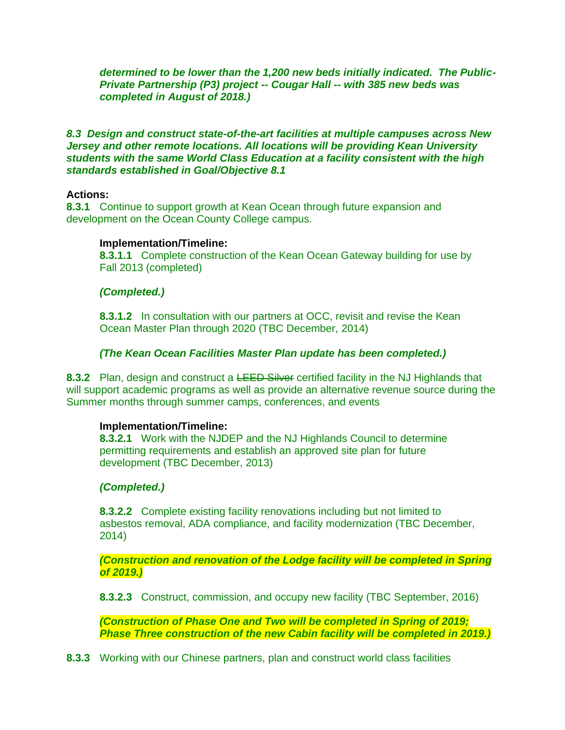*determined to be lower than the 1,200 new beds initially indicated. The Public-Private Partnership (P3) project -- Cougar Hall -- with 385 new beds was completed in August of 2018.)*

***8.3 Design and construct state-of-the-art facilities at multiple campuses across New Jersey and other remote locations. All locations will be providing Kean University students with the same World Class Education at a facility consistent with the high standards established in Goal/Objective 8.1***

**Actions:**

**8.3.1** Continue to support growth at Kean Ocean through future expansion and development on the Ocean County College campus.

**Implementation/Timeline:**

**8.3.1.1** Complete construction of the Kean Ocean Gateway building for use by Fall 2013 (completed)

***(Completed.)***

**8.3.1.2** In consultation with our partners at OCC, revisit and revise the Kean Ocean Master Plan through 2020 (TBC December, 2014)

***(The Kean Ocean Facilities Master Plan update has been completed.)***

**8.3.2** Plan, design and construct a ~~LEED Silver~~ certified facility in the NJ Highlands that will support academic programs as well as provide an alternative revenue source during the Summer months through summer camps, conferences, and events

**Implementation/Timeline:**

**8.3.2.1** Work with the NJDEP and the NJ Highlands Council to determine permitting requirements and establish an approved site plan for future development (TBC December, 2013)

***(Completed.)***

**8.3.2.2** Complete existing facility renovations including but not limited to asbestos removal, ADA compliance, and facility modernization (TBC December, 2014)

***(Construction and renovation of the Lodge facility will be completed in Spring of 2019.)***

**8.3.2.3** Construct, commission, and occupy new facility (TBC September, 2016)

***(Construction of Phase One and Two will be completed in Spring of 2019; Phase Three construction of the new Cabin facility will be completed in 2019.)***

**8.3.3** Working with our Chinese partners, plan and construct world class facilities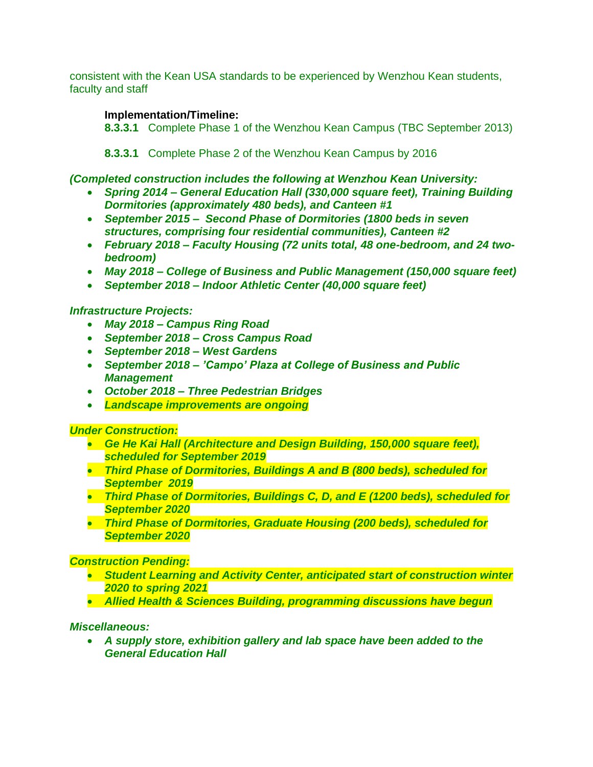consistent with the Kean USA standards to be experienced by Wenzhou Kean students, faculty and staff

**Implementation/Timeline:**

**8.3.3.1** Complete Phase 1 of the Wenzhou Kean Campus (TBC September 2013)

**8.3.3.1** Complete Phase 2 of the Wenzhou Kean Campus by 2016

***(Completed construction includes the following at Wenzhou Kean University:***

- ***Spring 2014 – General Education Hall (330,000 square feet), Training Building Dormitories (approximately 480 beds), and Canteen #1***
- ***September 2015 – Second Phase of Dormitories (1800 beds in seven structures, comprising four residential communities), Canteen #2***
- ***February 2018 – Faculty Housing (72 units total, 48 one-bedroom, and 24 two-bedroom)***
- ***May 2018 – College of Business and Public Management (150,000 square feet)***
- ***September 2018 – Indoor Athletic Center (40,000 square feet)***

*Infrastructure Projects:*

- ***May 2018 – Campus Ring Road***
- ***September 2018 – Cross Campus Road***
- ***September 2018 – West Gardens***
- ***September 2018 – 'Campo' Plaza at College of Business and Public Management***
- ***October 2018 – Three Pedestrian Bridges***
- ***Landscape improvements are ongoing***

*Under Construction:*

- ***Ge He Kai Hall (Architecture and Design Building, 150,000 square feet), scheduled for September 2019***
- ***Third Phase of Dormitories, Buildings A and B (800 beds), scheduled for September 2019***
- ***Third Phase of Dormitories, Buildings C, D, and E (1200 beds), scheduled for September 2020***
- ***Third Phase of Dormitories, Graduate Housing (200 beds), scheduled for September 2020***

*Construction Pending:*

- ***Student Learning and Activity Center, anticipated start of construction winter 2020 to spring 2021***
- ***Allied Health & Sciences Building, programming discussions have begun***

*Miscellaneous:*

- ***A supply store, exhibition gallery and lab space have been added to the General Education Hall***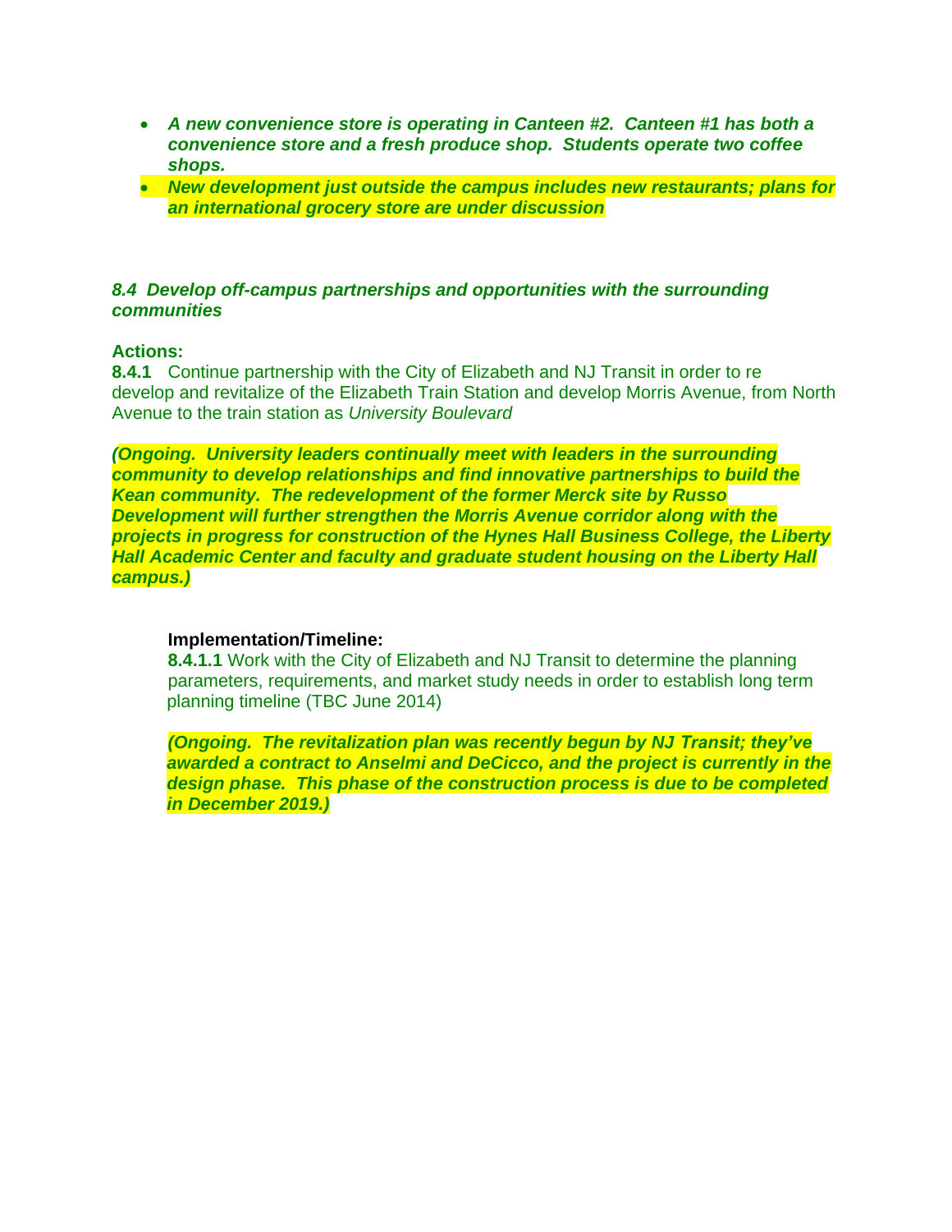- ***A new convenience store is operating in Canteen #2. Canteen #1 has both a convenience store and a fresh produce shop. Students operate two coffee shops.***
- ***New development just outside the campus includes new restaurants; plans for an international grocery store are under discussion***

***8.4 Develop off-campus partnerships and opportunities with the surrounding communities***

**Actions:**

**8.4.1** Continue partnership with the City of Elizabeth and NJ Transit in order to re develop and revitalize of the Elizabeth Train Station and develop Morris Avenue, from North Avenue to the train station as *University Boulevard*

***(Ongoing. University leaders continually meet with leaders in the surrounding community to develop relationships and find innovative partnerships to build the Kean community. The redevelopment of the former Merck site by Russo Development will further strengthen the Morris Avenue corridor along with the projects in progress for construction of the Hynes Hall Business College, the Liberty Hall Academic Center and faculty and graduate student housing on the Liberty Hall campus.)***

**Implementation/Timeline:**

**8.4.1.1** Work with the City of Elizabeth and NJ Transit to determine the planning parameters, requirements, and market study needs in order to establish long term planning timeline (TBC June 2014)

***(Ongoing. The revitalization plan was recently begun by NJ Transit; they've awarded a contract to Anselmi and DeCicco, and the project is currently in the design phase. This phase of the construction process is due to be completed in December 2019.)***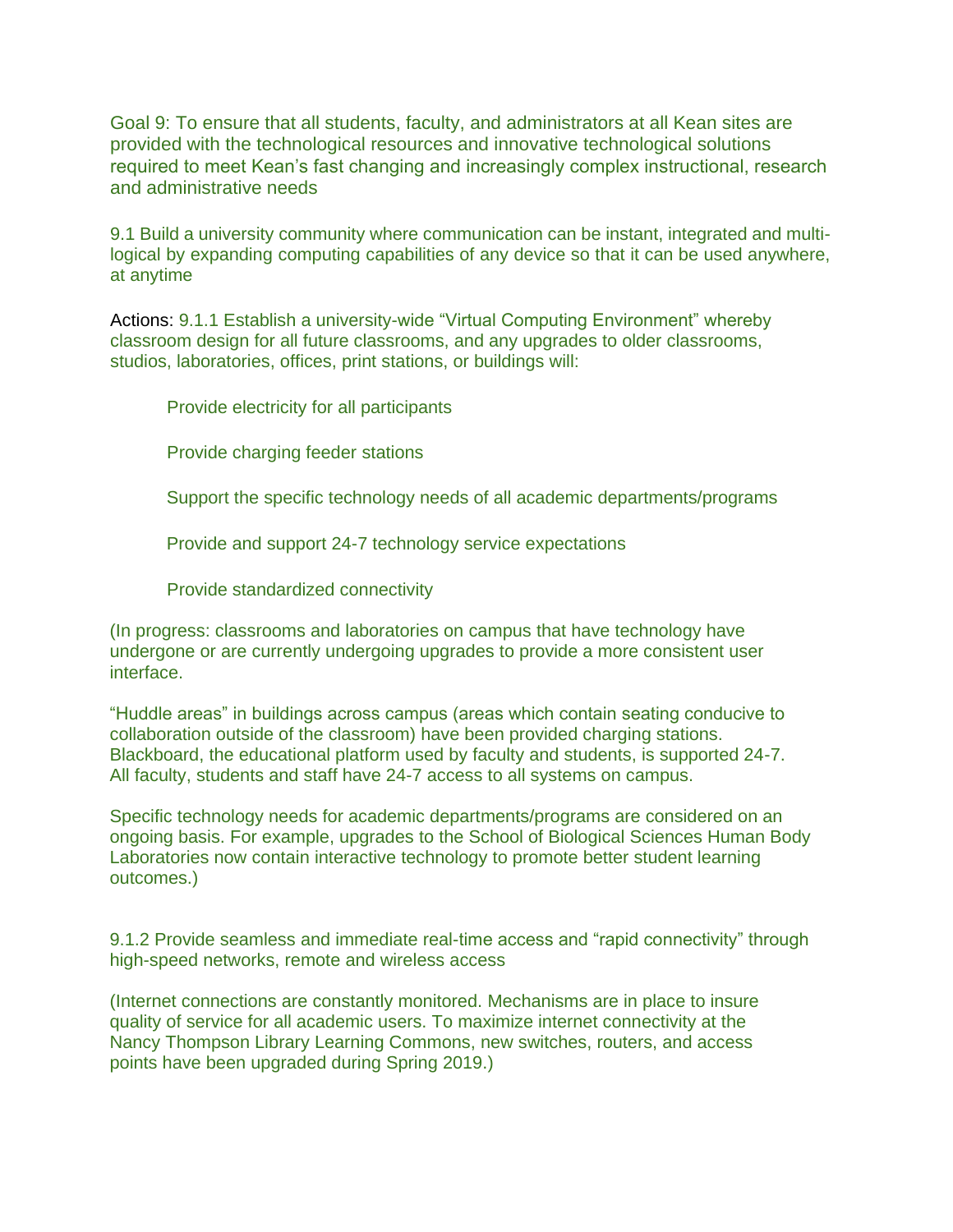Goal 9: To ensure that all students, faculty, and administrators at all Kean sites are provided with the technological resources and innovative technological solutions required to meet Kean's fast changing and increasingly complex instructional, research and administrative needs

9.1 Build a university community where communication can be instant, integrated and multi-logical by expanding computing capabilities of any device so that it can be used anywhere, at anytime

Actions: 9.1.1 Establish a university-wide "Virtual Computing Environment" whereby classroom design for all future classrooms, and any upgrades to older classrooms, studios, laboratories, offices, print stations, or buildings will:

- Provide electricity for all participants
- Provide charging feeder stations
- Support the specific technology needs of all academic departments/programs
- Provide and support 24-7 technology service expectations
- Provide standardized connectivity

(In progress: classrooms and laboratories on campus that have technology have undergone or are currently undergoing upgrades to provide a more consistent user interface.

"Huddle areas" in buildings across campus (areas which contain seating conducive to collaboration outside of the classroom) have been provided charging stations. Blackboard, the educational platform used by faculty and students, is supported 24-7. All faculty, students and staff have 24-7 access to all systems on campus.

Specific technology needs for academic departments/programs are considered on an ongoing basis. For example, upgrades to the School of Biological Sciences Human Body Laboratories now contain interactive technology to promote better student learning outcomes.)

9.1.2 Provide seamless and immediate real-time access and "rapid connectivity" through high-speed networks, remote and wireless access

(Internet connections are constantly monitored. Mechanisms are in place to insure quality of service for all academic users. To maximize internet connectivity at the Nancy Thompson Library Learning Commons, new switches, routers, and access points have been upgraded during Spring 2019.)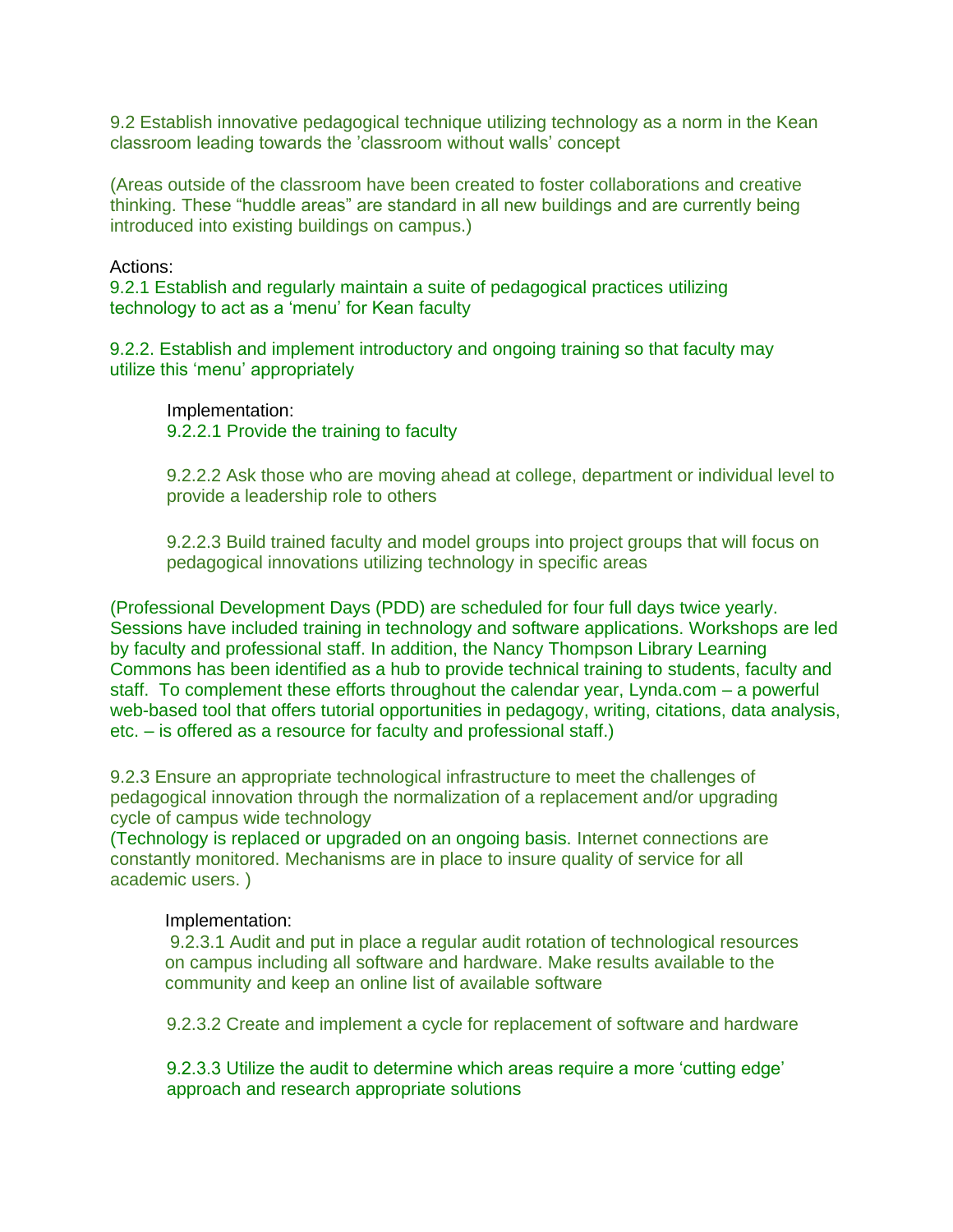9.2 Establish innovative pedagogical technique utilizing technology as a norm in the Kean classroom leading towards the 'classroom without walls' concept

(Areas outside of the classroom have been created to foster collaborations and creative thinking. These "huddle areas" are standard in all new buildings and are currently being introduced into existing buildings on campus.)

Actions:

9.2.1 Establish and regularly maintain a suite of pedagogical practices utilizing technology to act as a 'menu' for Kean faculty

9.2.2. Establish and implement introductory and ongoing training so that faculty may utilize this 'menu' appropriately

> Implementation:
>
> 9.2.2.1 Provide the training to faculty
>
> 9.2.2.2 Ask those who are moving ahead at college, department or individual level to provide a leadership role to others
>
> 9.2.2.3 Build trained faculty and model groups into project groups that will focus on pedagogical innovations utilizing technology in specific areas

(Professional Development Days (PDD) are scheduled for four full days twice yearly. Sessions have included training in technology and software applications. Workshops are led by faculty and professional staff. In addition, the Nancy Thompson Library Learning Commons has been identified as a hub to provide technical training to students, faculty and staff. To complement these efforts throughout the calendar year, Lynda.com – a powerful web-based tool that offers tutorial opportunities in pedagogy, writing, citations, data analysis, etc. – is offered as a resource for faculty and professional staff.)

9.2.3 Ensure an appropriate technological infrastructure to meet the challenges of pedagogical innovation through the normalization of a replacement and/or upgrading cycle of campus wide technology

(Technology is replaced or upgraded on an ongoing basis. Internet connections are constantly monitored. Mechanisms are in place to insure quality of service for all academic users. )

> Implementation:
>
> 9.2.3.1 Audit and put in place a regular audit rotation of technological resources on campus including all software and hardware. Make results available to the community and keep an online list of available software
>
> 9.2.3.2 Create and implement a cycle for replacement of software and hardware
>
> 9.2.3.3 Utilize the audit to determine which areas require a more 'cutting edge' approach and research appropriate solutions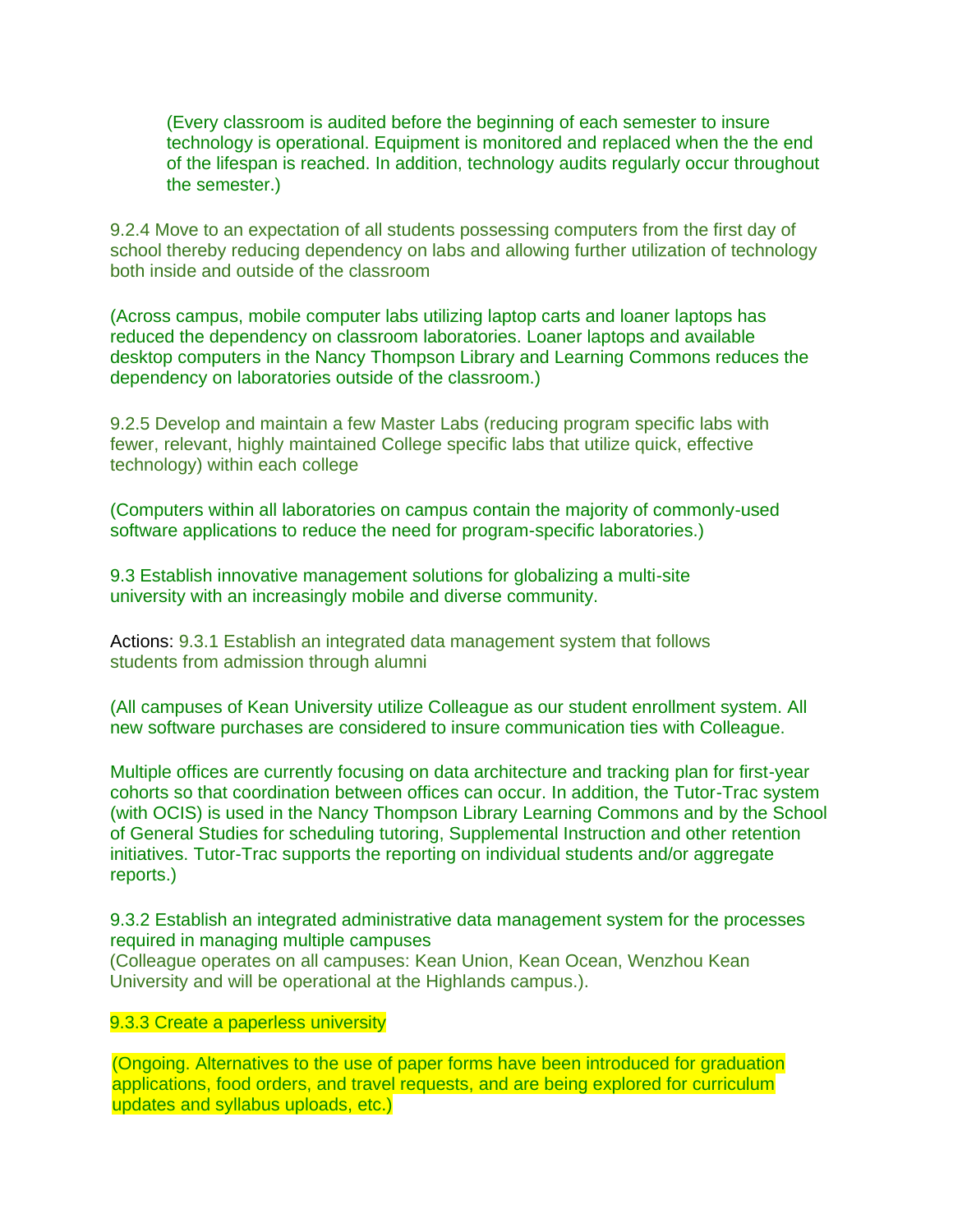(Every classroom is audited before the beginning of each semester to insure technology is operational. Equipment is monitored and replaced when the the end of the lifespan is reached. In addition, technology audits regularly occur throughout the semester.)

9.2.4 Move to an expectation of all students possessing computers from the first day of school thereby reducing dependency on labs and allowing further utilization of technology both inside and outside of the classroom

(Across campus, mobile computer labs utilizing laptop carts and loaner laptops has reduced the dependency on classroom laboratories. Loaner laptops and available desktop computers in the Nancy Thompson Library and Learning Commons reduces the dependency on laboratories outside of the classroom.)

9.2.5 Develop and maintain a few Master Labs (reducing program specific labs with fewer, relevant, highly maintained College specific labs that utilize quick, effective technology) within each college

(Computers within all laboratories on campus contain the majority of commonly-used software applications to reduce the need for program-specific laboratories.)

9.3 Establish innovative management solutions for globalizing a multi-site university with an increasingly mobile and diverse community.

Actions: 9.3.1 Establish an integrated data management system that follows students from admission through alumni

(All campuses of Kean University utilize Colleague as our student enrollment system. All new software purchases are considered to insure communication ties with Colleague.

Multiple offices are currently focusing on data architecture and tracking plan for first-year cohorts so that coordination between offices can occur. In addition, the Tutor-Trac system (with OCIS) is used in the Nancy Thompson Library Learning Commons and by the School of General Studies for scheduling tutoring, Supplemental Instruction and other retention initiatives. Tutor-Trac supports the reporting on individual students and/or aggregate reports.)

9.3.2 Establish an integrated administrative data management system for the processes required in managing multiple campuses
(Colleague operates on all campuses: Kean Union, Kean Ocean, Wenzhou Kean University and will be operational at the Highlands campus.).

9.3.3 Create a paperless university

(Ongoing. Alternatives to the use of paper forms have been introduced for graduation applications, food orders, and travel requests, and are being explored for curriculum updates and syllabus uploads, etc.)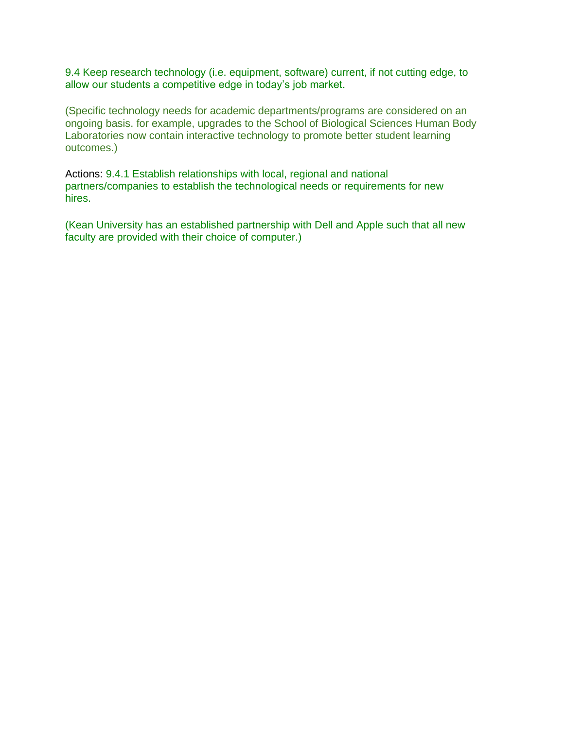9.4 Keep research technology (i.e. equipment, software) current, if not cutting edge, to allow our students a competitive edge in today's job market.

(Specific technology needs for academic departments/programs are considered on an ongoing basis. for example, upgrades to the School of Biological Sciences Human Body Laboratories now contain interactive technology to promote better student learning outcomes.)

Actions: 9.4.1 Establish relationships with local, regional and national partners/companies to establish the technological needs or requirements for new hires.

(Kean University has an established partnership with Dell and Apple such that all new faculty are provided with their choice of computer.)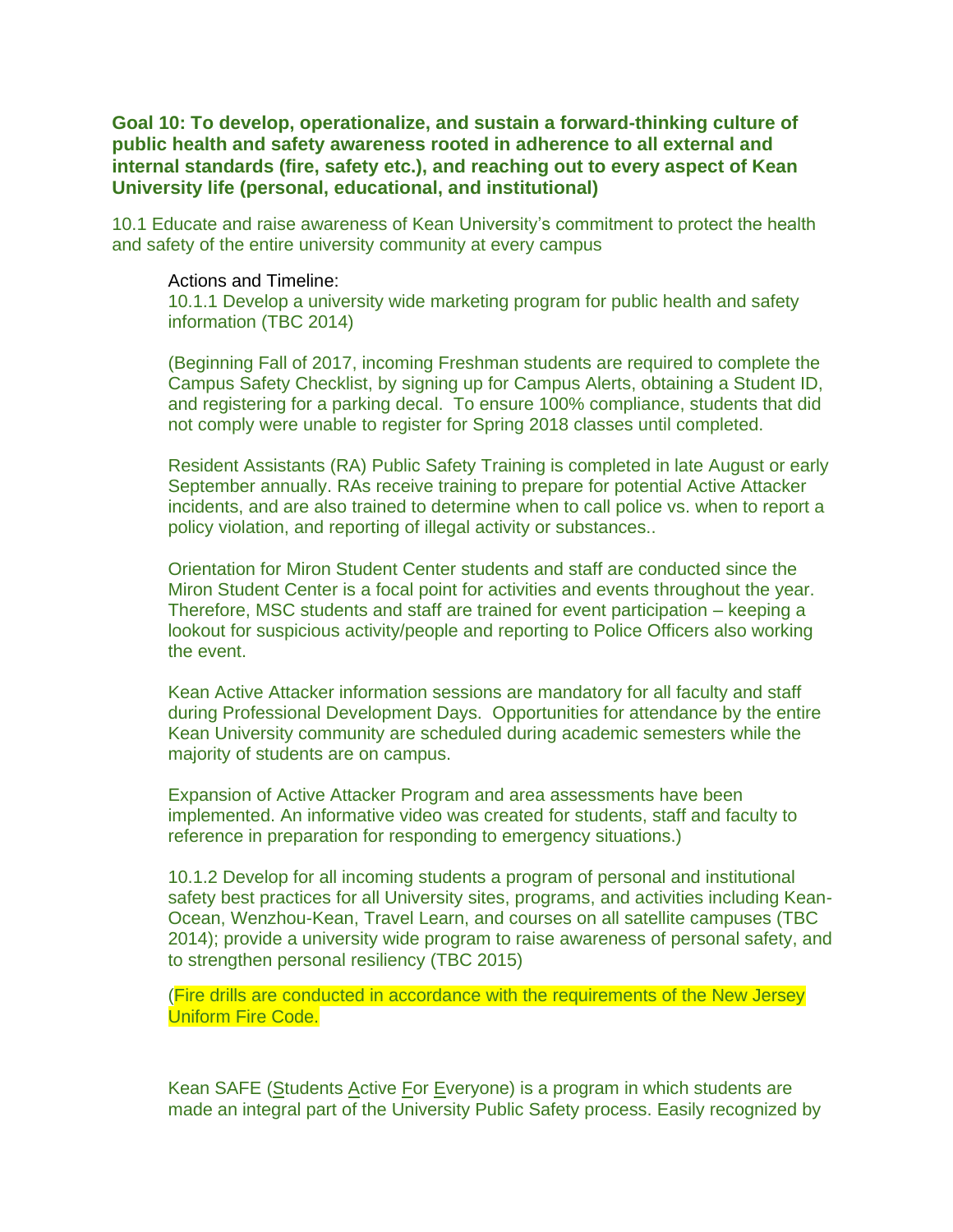**Goal 10: To develop, operationalize, and sustain a forward-thinking culture of public health and safety awareness rooted in adherence to all external and internal standards (fire, safety etc.), and reaching out to every aspect of Kean University life (personal, educational, and institutional)**

10.1 Educate and raise awareness of Kean University's commitment to protect the health and safety of the entire university community at every campus

Actions and Timeline:

10.1.1 Develop a university wide marketing program for public health and safety information (TBC 2014)

(Beginning Fall of 2017, incoming Freshman students are required to complete the Campus Safety Checklist, by signing up for Campus Alerts, obtaining a Student ID, and registering for a parking decal. To ensure 100% compliance, students that did not comply were unable to register for Spring 2018 classes until completed.

Resident Assistants (RA) Public Safety Training is completed in late August or early September annually. RAs receive training to prepare for potential Active Attacker incidents, and are also trained to determine when to call police vs. when to report a policy violation, and reporting of illegal activity or substances..

Orientation for Miron Student Center students and staff are conducted since the Miron Student Center is a focal point for activities and events throughout the year. Therefore, MSC students and staff are trained for event participation – keeping a lookout for suspicious activity/people and reporting to Police Officers also working the event.

Kean Active Attacker information sessions are mandatory for all faculty and staff during Professional Development Days. Opportunities for attendance by the entire Kean University community are scheduled during academic semesters while the majority of students are on campus.

Expansion of Active Attacker Program and area assessments have been implemented. An informative video was created for students, staff and faculty to reference in preparation for responding to emergency situations.)

10.1.2 Develop for all incoming students a program of personal and institutional safety best practices for all University sites, programs, and activities including Kean-Ocean, Wenzhou-Kean, Travel Learn, and courses on all satellite campuses (TBC 2014); provide a university wide program to raise awareness of personal safety, and to strengthen personal resiliency (TBC 2015)

(Fire drills are conducted in accordance with the requirements of the New Jersey Uniform Fire Code.

Kean SAFE (Students Active For Everyone) is a program in which students are made an integral part of the University Public Safety process. Easily recognized by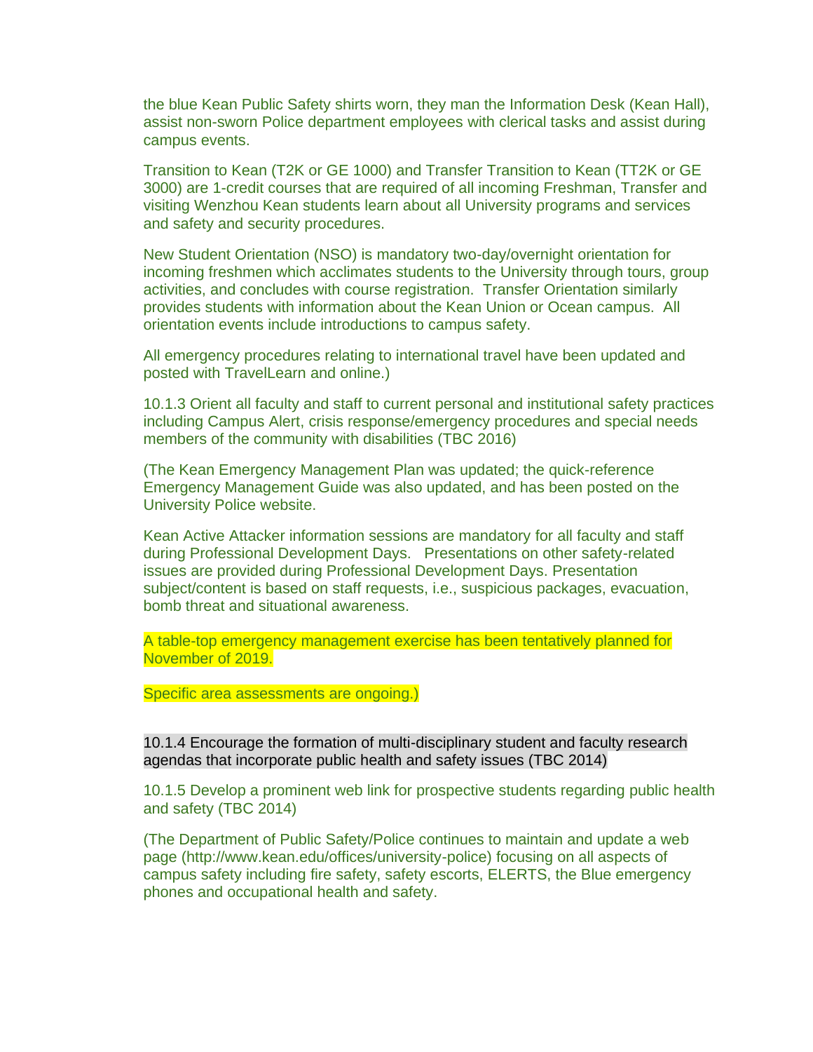the blue Kean Public Safety shirts worn, they man the Information Desk (Kean Hall), assist non-sworn Police department employees with clerical tasks and assist during campus events.

Transition to Kean (T2K or GE 1000) and Transfer Transition to Kean (TT2K or GE 3000) are 1-credit courses that are required of all incoming Freshman, Transfer and visiting Wenzhou Kean students learn about all University programs and services and safety and security procedures.

New Student Orientation (NSO) is mandatory two-day/overnight orientation for incoming freshmen which acclimates students to the University through tours, group activities, and concludes with course registration. Transfer Orientation similarly provides students with information about the Kean Union or Ocean campus. All orientation events include introductions to campus safety.

All emergency procedures relating to international travel have been updated and posted with TravelLearn and online.)

10.1.3 Orient all faculty and staff to current personal and institutional safety practices including Campus Alert, crisis response/emergency procedures and special needs members of the community with disabilities (TBC 2016)

(The Kean Emergency Management Plan was updated; the quick-reference Emergency Management Guide was also updated, and has been posted on the University Police website.

Kean Active Attacker information sessions are mandatory for all faculty and staff during Professional Development Days. Presentations on other safety-related issues are provided during Professional Development Days. Presentation subject/content is based on staff requests, i.e., suspicious packages, evacuation, bomb threat and situational awareness.

A table-top emergency management exercise has been tentatively planned for November of 2019.

Specific area assessments are ongoing.)

10.1.4 Encourage the formation of multi-disciplinary student and faculty research agendas that incorporate public health and safety issues (TBC 2014)

10.1.5 Develop a prominent web link for prospective students regarding public health and safety (TBC 2014)

(The Department of Public Safety/Police continues to maintain and update a web page (http://www.kean.edu/offices/university-police) focusing on all aspects of campus safety including fire safety, safety escorts, ELERTS, the Blue emergency phones and occupational health and safety.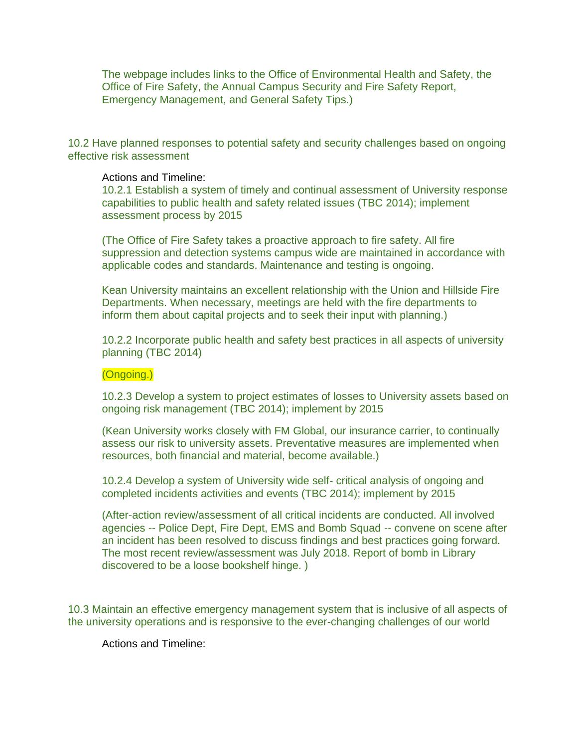The webpage includes links to the Office of Environmental Health and Safety, the Office of Fire Safety, the Annual Campus Security and Fire Safety Report, Emergency Management, and General Safety Tips.)

10.2 Have planned responses to potential safety and security challenges based on ongoing effective risk assessment

Actions and Timeline:

10.2.1 Establish a system of timely and continual assessment of University response capabilities to public health and safety related issues (TBC 2014); implement assessment process by 2015

(The Office of Fire Safety takes a proactive approach to fire safety. All fire suppression and detection systems campus wide are maintained in accordance with applicable codes and standards. Maintenance and testing is ongoing.

Kean University maintains an excellent relationship with the Union and Hillside Fire Departments. When necessary, meetings are held with the fire departments to inform them about capital projects and to seek their input with planning.)

10.2.2 Incorporate public health and safety best practices in all aspects of university planning (TBC 2014)

(Ongoing.)

10.2.3 Develop a system to project estimates of losses to University assets based on ongoing risk management (TBC 2014); implement by 2015

(Kean University works closely with FM Global, our insurance carrier, to continually assess our risk to university assets. Preventative measures are implemented when resources, both financial and material, become available.)

10.2.4 Develop a system of University wide self- critical analysis of ongoing and completed incidents activities and events (TBC 2014); implement by 2015

(After-action review/assessment of all critical incidents are conducted. All involved agencies -- Police Dept, Fire Dept, EMS and Bomb Squad -- convene on scene after an incident has been resolved to discuss findings and best practices going forward. The most recent review/assessment was July 2018. Report of bomb in Library discovered to be a loose bookshelf hinge. )

10.3 Maintain an effective emergency management system that is inclusive of all aspects of the university operations and is responsive to the ever-changing challenges of our world

Actions and Timeline: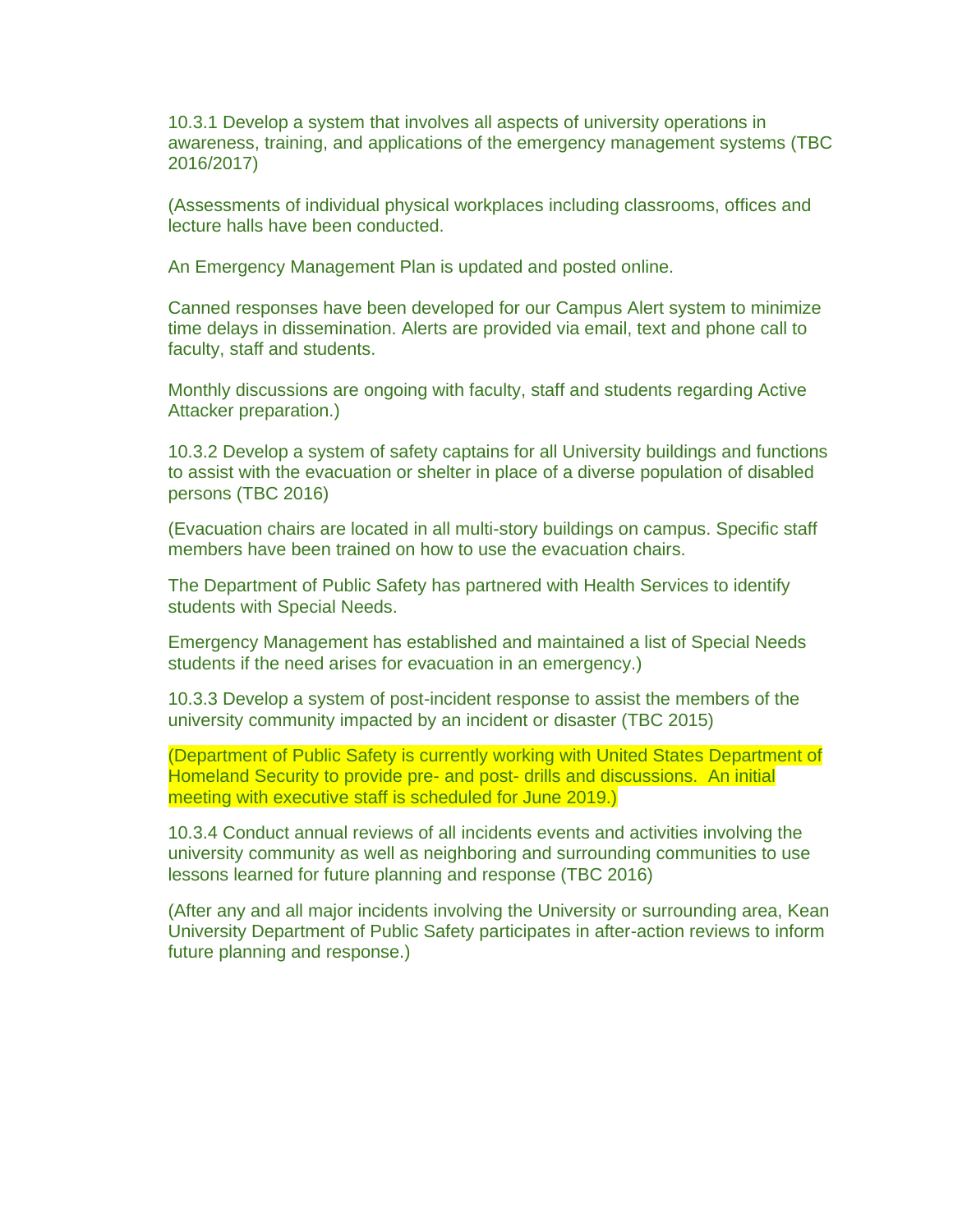10.3.1 Develop a system that involves all aspects of university operations in awareness, training, and applications of the emergency management systems (TBC 2016/2017)

(Assessments of individual physical workplaces including classrooms, offices and lecture halls have been conducted.

An Emergency Management Plan is updated and posted online.

Canned responses have been developed for our Campus Alert system to minimize time delays in dissemination. Alerts are provided via email, text and phone call to faculty, staff and students.

Monthly discussions are ongoing with faculty, staff and students regarding Active Attacker preparation.)

10.3.2 Develop a system of safety captains for all University buildings and functions to assist with the evacuation or shelter in place of a diverse population of disabled persons (TBC 2016)

(Evacuation chairs are located in all multi-story buildings on campus. Specific staff members have been trained on how to use the evacuation chairs.

The Department of Public Safety has partnered with Health Services to identify students with Special Needs.

Emergency Management has established and maintained a list of Special Needs students if the need arises for evacuation in an emergency.)

10.3.3 Develop a system of post-incident response to assist the members of the university community impacted by an incident or disaster (TBC 2015)

(Department of Public Safety is currently working with United States Department of Homeland Security to provide pre- and post- drills and discussions. An initial meeting with executive staff is scheduled for June 2019.)

10.3.4 Conduct annual reviews of all incidents events and activities involving the university community as well as neighboring and surrounding communities to use lessons learned for future planning and response (TBC 2016)

(After any and all major incidents involving the University or surrounding area, Kean University Department of Public Safety participates in after-action reviews to inform future planning and response.)